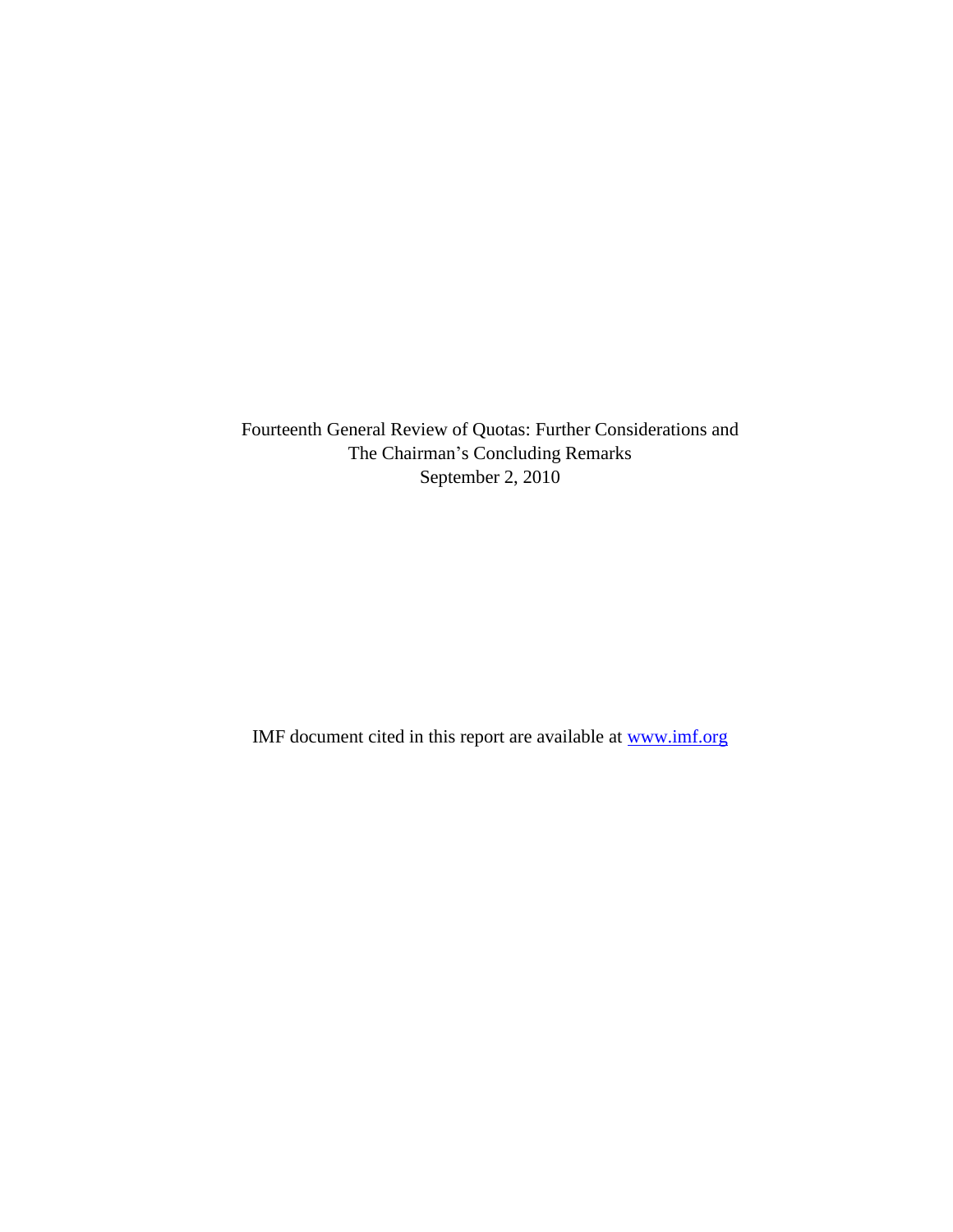# Fourteenth General Review of Quotas: Further Considerations and The Chairman's Concluding Remarks

September 2, 2010

IMF document cited in this report are available at [www.imf.org](http://www.imf.org)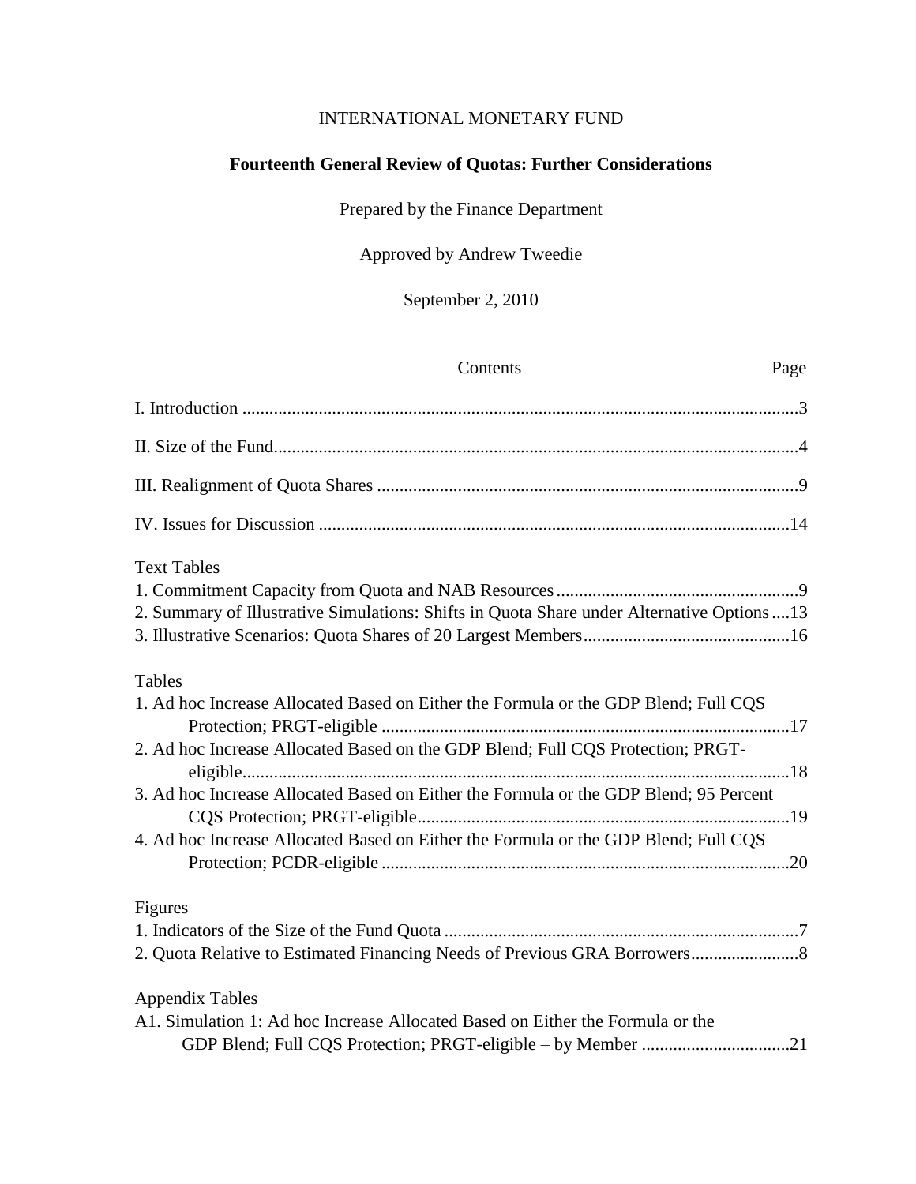INTERNATIONAL MONETARY FUND

# Fourteenth General Review of Quotas: Further Considerations

Prepared by the Finance Department

Approved by Andrew Tweedie

September 2, 2010

| Contents | Page |
|---|---|
| I. Introduction | 3 |
| II. Size of the Fund | 4 |
| III. Realignment of Quota Shares | 9 |
| IV. Issues for Discussion | 14 |

Text Tables

1. Commitment Capacity from Quota and NAB Resources ....9
2. Summary of Illustrative Simulations: Shifts in Quota Share under Alternative Options ....13
3. Illustrative Scenarios: Quota Shares of 20 Largest Members ....16

Tables

1. Ad hoc Increase Allocated Based on Either the Formula or the GDP Blend; Full CQS Protection; PRGT-eligible ....17
2. Ad hoc Increase Allocated Based on the GDP Blend; Full CQS Protection; PRGT-eligible ....18
3. Ad hoc Increase Allocated Based on Either the Formula or the GDP Blend; 95 Percent CQS Protection; PRGT-eligible ....19
4. Ad hoc Increase Allocated Based on Either the Formula or the GDP Blend; Full CQS Protection; PCDR-eligible ....20

Figures

1. Indicators of the Size of the Fund Quota ....7
2. Quota Relative to Estimated Financing Needs of Previous GRA Borrowers ....8

Appendix Tables

A1. Simulation 1: Ad hoc Increase Allocated Based on Either the Formula or the GDP Blend; Full CQS Protection; PRGT-eligible – by Member ....21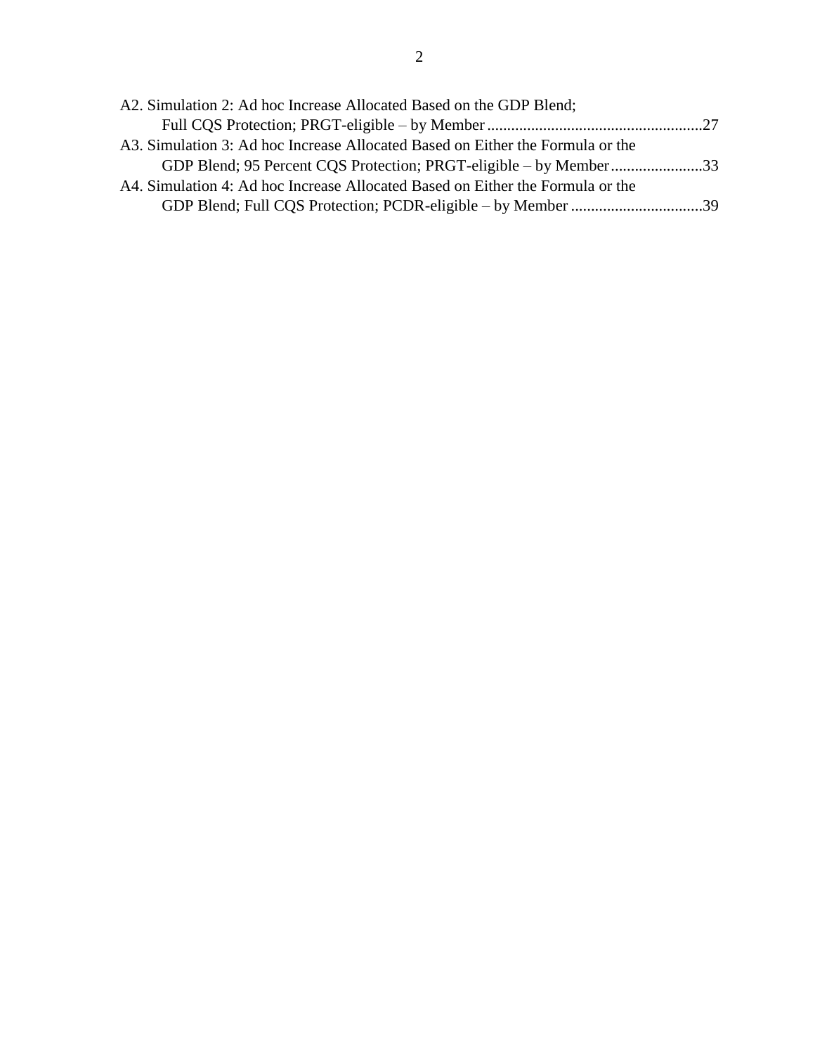A2. Simulation 2: Ad hoc Increase Allocated Based on the GDP Blend; Full CQS Protection; PRGT-eligible – by Member ....................................................27

A3. Simulation 3: Ad hoc Increase Allocated Based on Either the Formula or the GDP Blend; 95 Percent CQS Protection; PRGT-eligible – by Member.......................33

A4. Simulation 4: Ad hoc Increase Allocated Based on Either the Formula or the GDP Blend; Full CQS Protection; PCDR-eligible – by Member .................................39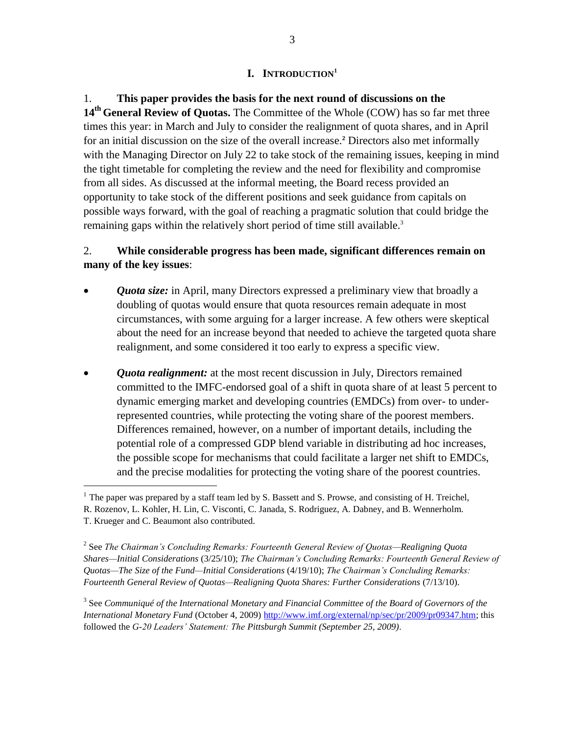# I. INTRODUCTION[1]

1. **This paper provides the basis for the next round of discussions on the 14th General Review of Quotas.** The Committee of the Whole (COW) has so far met three times this year: in March and July to consider the realignment of quota shares, and in April for an initial discussion on the size of the overall increase.[2] Directors also met informally with the Managing Director on July 22 to take stock of the remaining issues, keeping in mind the tight timetable for completing the review and the need for flexibility and compromise from all sides. As discussed at the informal meeting, the Board recess provided an opportunity to take stock of the different positions and seek guidance from capitals on possible ways forward, with the goal of reaching a pragmatic solution that could bridge the remaining gaps within the relatively short period of time still available.[3]

2. **While considerable progress has been made, significant differences remain on many of the key issues**:

- ***Quota size:*** in April, many Directors expressed a preliminary view that broadly a doubling of quotas would ensure that quota resources remain adequate in most circumstances, with some arguing for a larger increase. A few others were skeptical about the need for an increase beyond that needed to achieve the targeted quota share realignment, and some considered it too early to express a specific view.

- ***Quota realignment:*** at the most recent discussion in July, Directors remained committed to the IMFC-endorsed goal of a shift in quota share of at least 5 percent to dynamic emerging market and developing countries (EMDCs) from over- to under-represented countries, while protecting the voting share of the poorest members. Differences remained, however, on a number of important details, including the potential role of a compressed GDP blend variable in distributing ad hoc increases, the possible scope for mechanisms that could facilitate a larger net shift to EMDCs, and the precise modalities for protecting the voting share of the poorest countries.

---

[1] The paper was prepared by a staff team led by S. Bassett and S. Prowse, and consisting of H. Treichel, R. Rozenov, L. Kohler, H. Lin, C. Visconti, C. Janada, S. Rodriguez, A. Dabney, and B. Wennerholm. T. Krueger and C. Beaumont also contributed.

[2] See *The Chairman's Concluding Remarks: Fourteenth General Review of Quotas—Realigning Quota Shares—Initial Considerations* (3/25/10); *The Chairman's Concluding Remarks: Fourteenth General Review of Quotas—The Size of the Fund—Initial Considerations* (4/19/10); *The Chairman's Concluding Remarks: Fourteenth General Review of Quotas—Realigning Quota Shares: Further Considerations* (7/13/10).

[3] See *Communiqué of the International Monetary and Financial Committee of the Board of Governors of the International Monetary Fund* (October 4, 2009) http://www.imf.org/external/np/sec/pr/2009/pr09347.htm; this followed the *G-20 Leaders' Statement: The Pittsburgh Summit (September 25, 2009)*.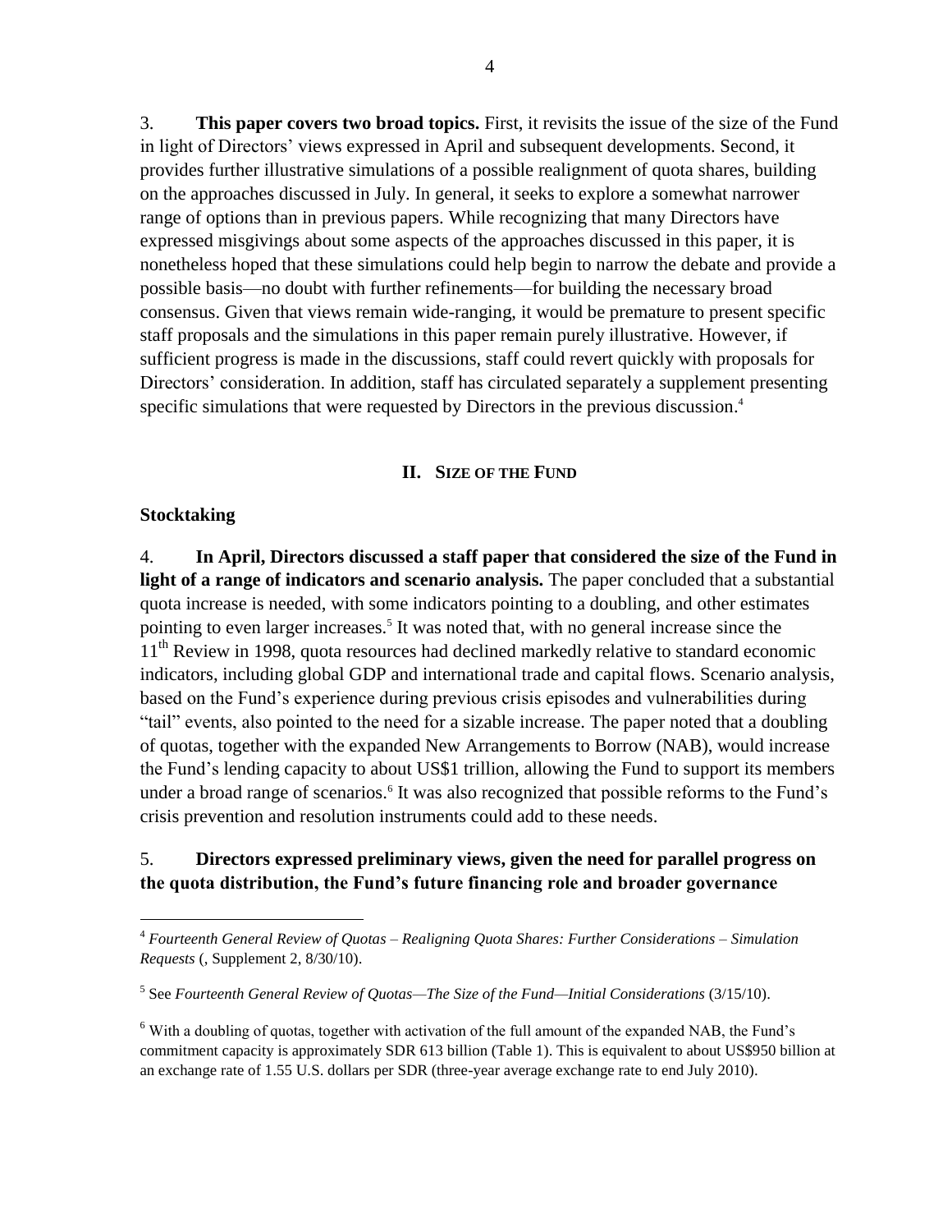3. **This paper covers two broad topics.** First, it revisits the issue of the size of the Fund in light of Directors' views expressed in April and subsequent developments. Second, it provides further illustrative simulations of a possible realignment of quota shares, building on the approaches discussed in July. In general, it seeks to explore a somewhat narrower range of options than in previous papers. While recognizing that many Directors have expressed misgivings about some aspects of the approaches discussed in this paper, it is nonetheless hoped that these simulations could help begin to narrow the debate and provide a possible basis—no doubt with further refinements—for building the necessary broad consensus. Given that views remain wide-ranging, it would be premature to present specific staff proposals and the simulations in this paper remain purely illustrative. However, if sufficient progress is made in the discussions, staff could revert quickly with proposals for Directors' consideration. In addition, staff has circulated separately a supplement presenting specific simulations that were requested by Directors in the previous discussion.[4]

## II. Size of the Fund

### Stocktaking

4. **In April, Directors discussed a staff paper that considered the size of the Fund in light of a range of indicators and scenario analysis.** The paper concluded that a substantial quota increase is needed, with some indicators pointing to a doubling, and other estimates pointing to even larger increases.[5] It was noted that, with no general increase since the 11th Review in 1998, quota resources had declined markedly relative to standard economic indicators, including global GDP and international trade and capital flows. Scenario analysis, based on the Fund's experience during previous crisis episodes and vulnerabilities during "tail" events, also pointed to the need for a sizable increase. The paper noted that a doubling of quotas, together with the expanded New Arrangements to Borrow (NAB), would increase the Fund's lending capacity to about US$1 trillion, allowing the Fund to support its members under a broad range of scenarios.[6] It was also recognized that possible reforms to the Fund's crisis prevention and resolution instruments could add to these needs.

5. **Directors expressed preliminary views, given the need for parallel progress on the quota distribution, the Fund's future financing role and broader governance**

---

[4] *Fourteenth General Review of Quotas – Realigning Quota Shares: Further Considerations – Simulation Requests* (, Supplement 2, 8/30/10).

[5] See *Fourteenth General Review of Quotas—The Size of the Fund—Initial Considerations* (3/15/10).

[6] With a doubling of quotas, together with activation of the full amount of the expanded NAB, the Fund's commitment capacity is approximately SDR 613 billion (Table 1). This is equivalent to about US$950 billion at an exchange rate of 1.55 U.S. dollars per SDR (three-year average exchange rate to end July 2010).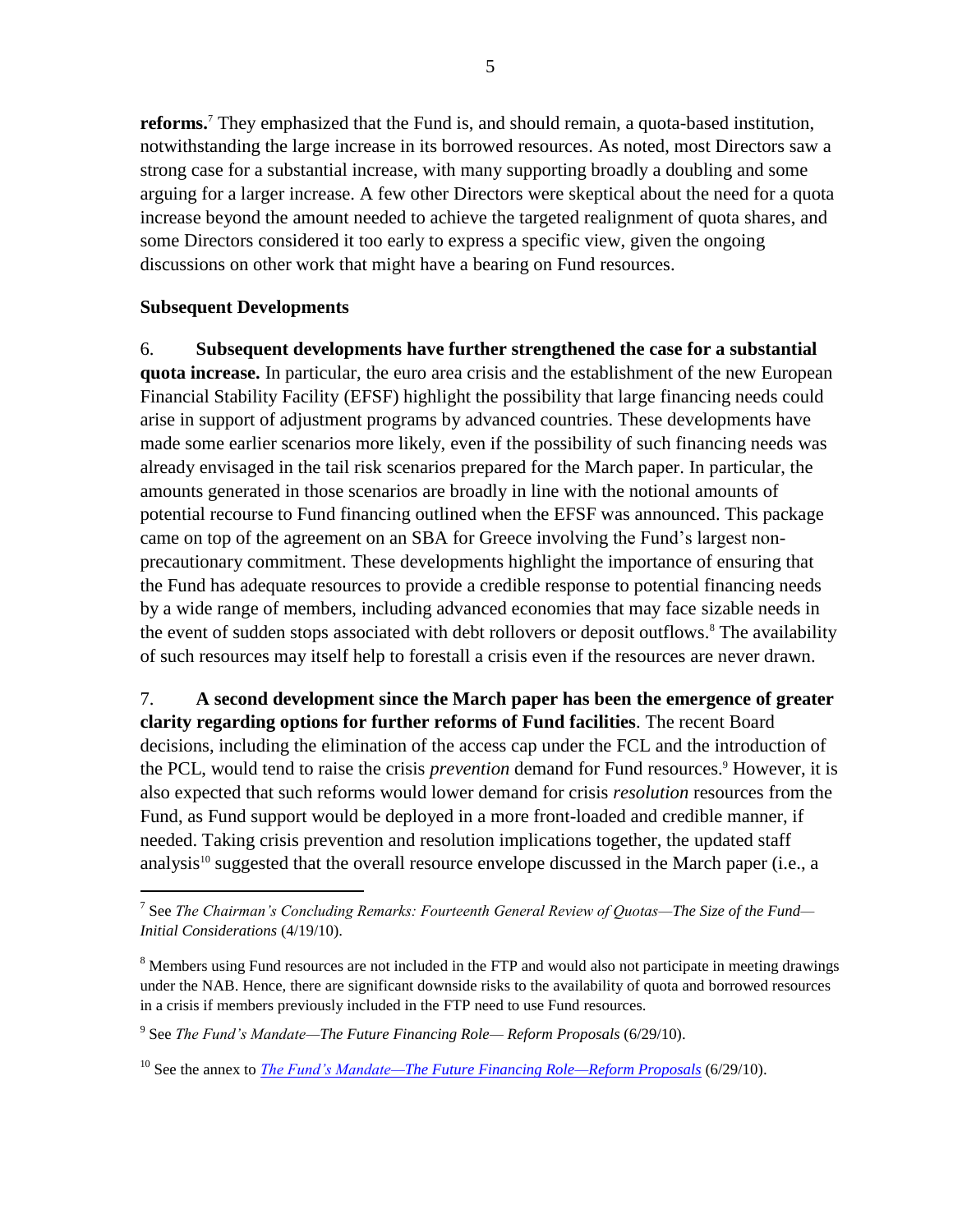**reforms.**[7] They emphasized that the Fund is, and should remain, a quota-based institution, notwithstanding the large increase in its borrowed resources. As noted, most Directors saw a strong case for a substantial increase, with many supporting broadly a doubling and some arguing for a larger increase. A few other Directors were skeptical about the need for a quota increase beyond the amount needed to achieve the targeted realignment of quota shares, and some Directors considered it too early to express a specific view, given the ongoing discussions on other work that might have a bearing on Fund resources.

**Subsequent Developments**

6. **Subsequent developments have further strengthened the case for a substantial quota increase.** In particular, the euro area crisis and the establishment of the new European Financial Stability Facility (EFSF) highlight the possibility that large financing needs could arise in support of adjustment programs by advanced countries. These developments have made some earlier scenarios more likely, even if the possibility of such financing needs was already envisaged in the tail risk scenarios prepared for the March paper. In particular, the amounts generated in those scenarios are broadly in line with the notional amounts of potential recourse to Fund financing outlined when the EFSF was announced. This package came on top of the agreement on an SBA for Greece involving the Fund's largest non-precautionary commitment. These developments highlight the importance of ensuring that the Fund has adequate resources to provide a credible response to potential financing needs by a wide range of members, including advanced economies that may face sizable needs in the event of sudden stops associated with debt rollovers or deposit outflows.[8] The availability of such resources may itself help to forestall a crisis even if the resources are never drawn.

7. **A second development since the March paper has been the emergence of greater clarity regarding options for further reforms of Fund facilities**. The recent Board decisions, including the elimination of the access cap under the FCL and the introduction of the PCL, would tend to raise the crisis *prevention* demand for Fund resources.[9] However, it is also expected that such reforms would lower demand for crisis *resolution* resources from the Fund, as Fund support would be deployed in a more front-loaded and credible manner, if needed. Taking crisis prevention and resolution implications together, the updated staff analysis[10] suggested that the overall resource envelope discussed in the March paper (i.e., a

---

[7] See *The Chairman's Concluding Remarks: Fourteenth General Review of Quotas—The Size of the Fund—Initial Considerations* (4/19/10).

[8] Members using Fund resources are not included in the FTP and would also not participate in meeting drawings under the NAB. Hence, there are significant downside risks to the availability of quota and borrowed resources in a crisis if members previously included in the FTP need to use Fund resources.

[9] See *The Fund's Mandate—The Future Financing Role— Reform Proposals* (6/29/10).

[10] See the annex to *The Fund's Mandate—The Future Financing Role—Reform Proposals* (6/29/10).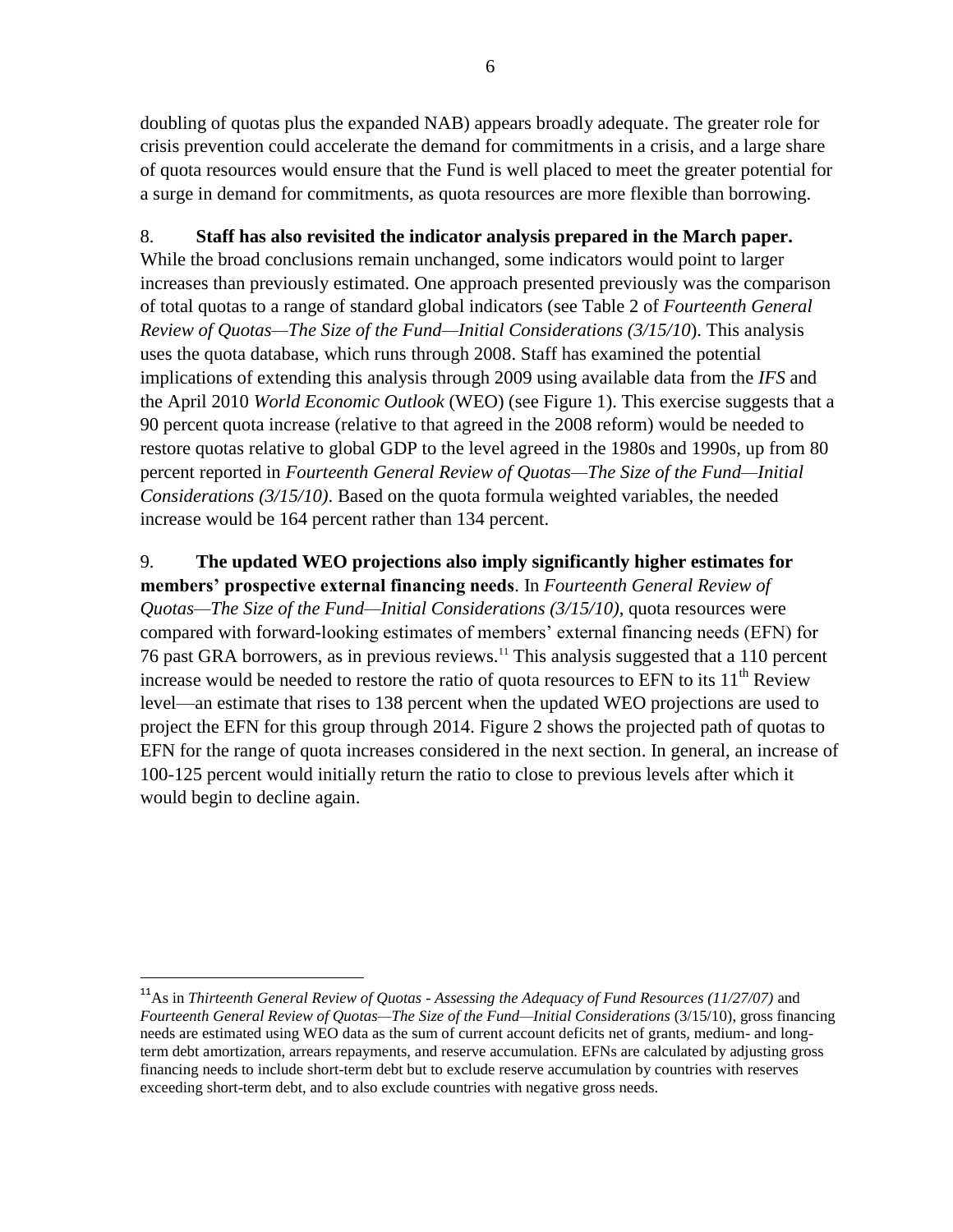doubling of quotas plus the expanded NAB) appears broadly adequate. The greater role for crisis prevention could accelerate the demand for commitments in a crisis, and a large share of quota resources would ensure that the Fund is well placed to meet the greater potential for a surge in demand for commitments, as quota resources are more flexible than borrowing.

8. **Staff has also revisited the indicator analysis prepared in the March paper.** While the broad conclusions remain unchanged, some indicators would point to larger increases than previously estimated. One approach presented previously was the comparison of total quotas to a range of standard global indicators (see Table 2 of *Fourteenth General Review of Quotas—The Size of the Fund—Initial Considerations (3/15/10*). This analysis uses the quota database, which runs through 2008. Staff has examined the potential implications of extending this analysis through 2009 using available data from the *IFS* and the April 2010 *World Economic Outlook* (WEO) (see Figure 1). This exercise suggests that a 90 percent quota increase (relative to that agreed in the 2008 reform) would be needed to restore quotas relative to global GDP to the level agreed in the 1980s and 1990s, up from 80 percent reported in *Fourteenth General Review of Quotas—The Size of the Fund—Initial Considerations (3/15/10)*. Based on the quota formula weighted variables, the needed increase would be 164 percent rather than 134 percent.

9. **The updated WEO projections also imply significantly higher estimates for members' prospective external financing needs**. In *Fourteenth General Review of Quotas—The Size of the Fund—Initial Considerations (3/15/10)*, quota resources were compared with forward-looking estimates of members' external financing needs (EFN) for 76 past GRA borrowers, as in previous reviews.[11] This analysis suggested that a 110 percent increase would be needed to restore the ratio of quota resources to EFN to its 11th Review level—an estimate that rises to 138 percent when the updated WEO projections are used to project the EFN for this group through 2014. Figure 2 shows the projected path of quotas to EFN for the range of quota increases considered in the next section. In general, an increase of 100-125 percent would initially return the ratio to close to previous levels after which it would begin to decline again.

---

[11] As in *Thirteenth General Review of Quotas - Assessing the Adequacy of Fund Resources (11/27/07)* and *Fourteenth General Review of Quotas—The Size of the Fund—Initial Considerations* (3/15/10), gross financing needs are estimated using WEO data as the sum of current account deficits net of grants, medium- and long-term debt amortization, arrears repayments, and reserve accumulation. EFNs are calculated by adjusting gross financing needs to include short-term debt but to exclude reserve accumulation by countries with reserves exceeding short-term debt, and to also exclude countries with negative gross needs.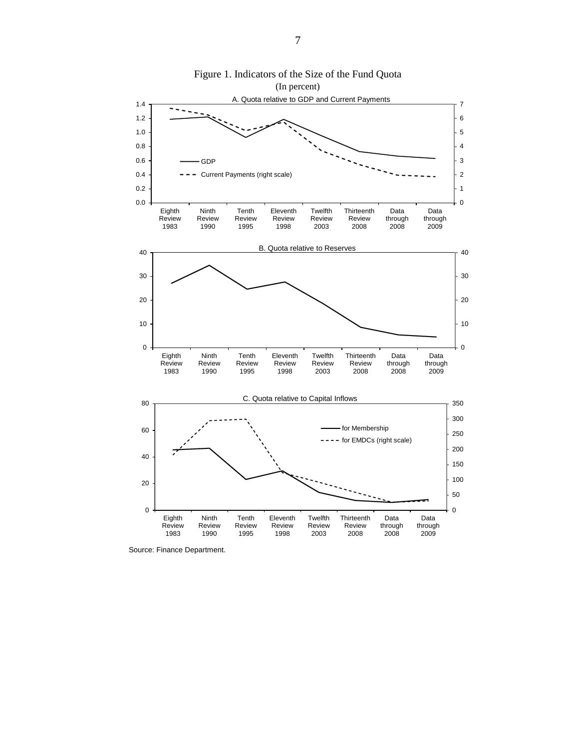Figure 1. Indicators of the Size of the Fund Quota
(In percent)

A. Quota relative to GDP and Current Payments

B. Quota relative to Reserves

C. Quota relative to Capital Inflows

Source: Finance Department.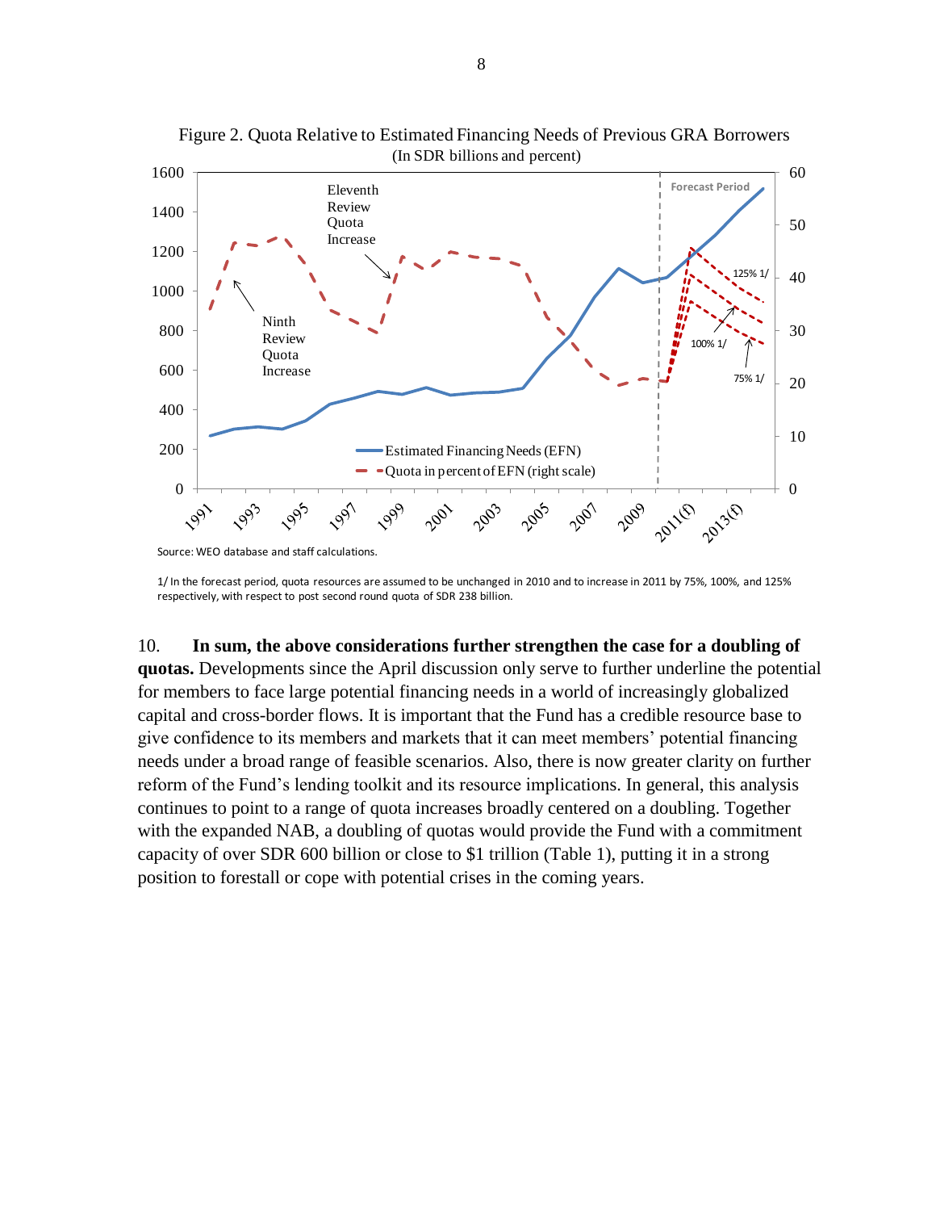Figure 2. Quota Relative to Estimated Financing Needs of Previous GRA Borrowers
(In SDR billions and percent)

Source: WEO database and staff calculations.

1/ In the forecast period, quota resources are assumed to be unchanged in 2010 and to increase in 2011 by 75%, 100%, and 125% respectively, with respect to post second round quota of SDR 238 billion.

10. **In sum, the above considerations further strengthen the case for a doubling of quotas.** Developments since the April discussion only serve to further underline the potential for members to face large potential financing needs in a world of increasingly globalized capital and cross-border flows. It is important that the Fund has a credible resource base to give confidence to its members and markets that it can meet members' potential financing needs under a broad range of feasible scenarios. Also, there is now greater clarity on further reform of the Fund's lending toolkit and its resource implications. In general, this analysis continues to point to a range of quota increases broadly centered on a doubling. Together with the expanded NAB, a doubling of quotas would provide the Fund with a commitment capacity of over SDR 600 billion or close to $1 trillion (Table 1), putting it in a strong position to forestall or cope with potential crises in the coming years.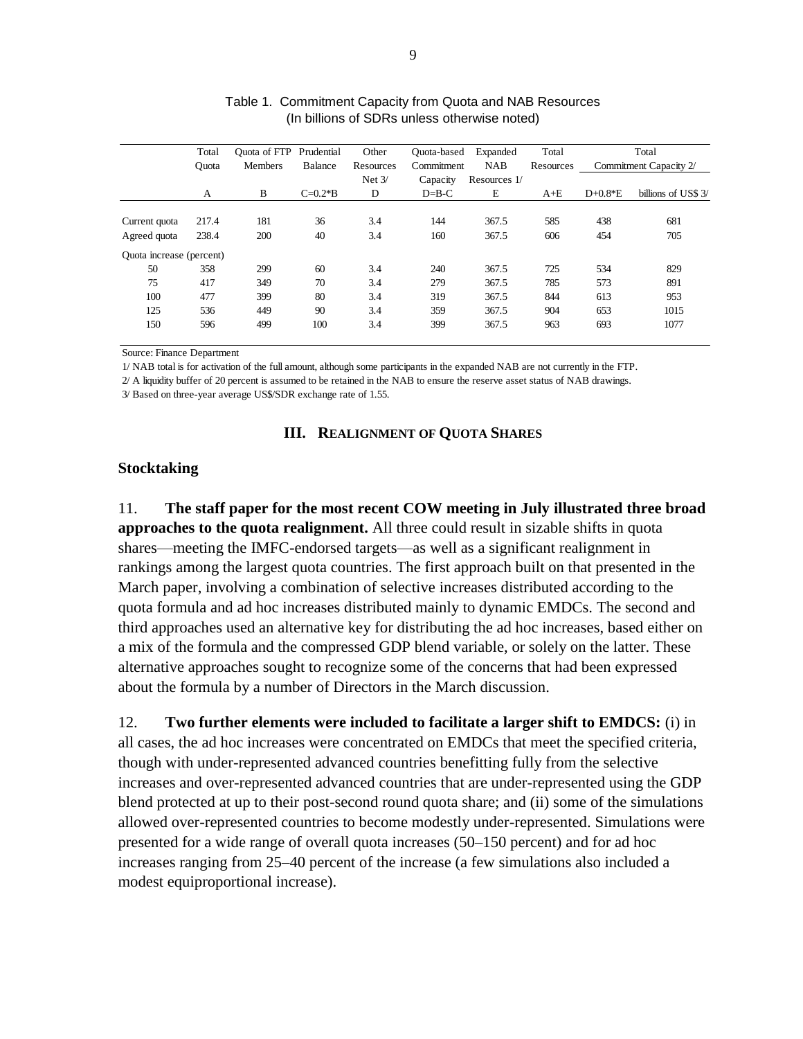Table 1. Commitment Capacity from Quota and NAB Resources
(In billions of SDRs unless otherwise noted)

| | Total Quota | Quota of FTP Members | Prudential Balance | Other Resources Net 3/ | Quota-based Commitment Capacity | Expanded NAB Resources 1/ | Total Resources | Total Commitment Capacity 2/ | |
|---|---|---|---|---|---|---|---|---|---|
| | A | B | C=0.2*B | D | D=B-C | E | A+E | D+0.8*E | billions of US$ 3/ |
| Current quota | 217.4 | 181 | 36 | 3.4 | 144 | 367.5 | 585 | 438 | 681 |
| Agreed quota | 238.4 | 200 | 40 | 3.4 | 160 | 367.5 | 606 | 454 | 705 |
| Quota increase (percent) | | | | | | | | | |
| 50 | 358 | 299 | 60 | 3.4 | 240 | 367.5 | 725 | 534 | 829 |
| 75 | 417 | 349 | 70 | 3.4 | 279 | 367.5 | 785 | 573 | 891 |
| 100 | 477 | 399 | 80 | 3.4 | 319 | 367.5 | 844 | 613 | 953 |
| 125 | 536 | 449 | 90 | 3.4 | 359 | 367.5 | 904 | 653 | 1015 |
| 150 | 596 | 499 | 100 | 3.4 | 399 | 367.5 | 963 | 693 | 1077 |

Source: Finance Department

1/ NAB total is for activation of the full amount, although some participants in the expanded NAB are not currently in the FTP.

2/ A liquidity buffer of 20 percent is assumed to be retained in the NAB to ensure the reserve asset status of NAB drawings.

3/ Based on three-year average US$/SDR exchange rate of 1.55.

## III. Realignment of Quota Shares

### Stocktaking

11. **The staff paper for the most recent COW meeting in July illustrated three broad approaches to the quota realignment.** All three could result in sizable shifts in quota shares—meeting the IMFC-endorsed targets—as well as a significant realignment in rankings among the largest quota countries. The first approach built on that presented in the March paper, involving a combination of selective increases distributed according to the quota formula and ad hoc increases distributed mainly to dynamic EMDCs. The second and third approaches used an alternative key for distributing the ad hoc increases, based either on a mix of the formula and the compressed GDP blend variable, or solely on the latter. These alternative approaches sought to recognize some of the concerns that had been expressed about the formula by a number of Directors in the March discussion.

12. **Two further elements were included to facilitate a larger shift to EMDCS:** (i) in all cases, the ad hoc increases were concentrated on EMDCs that meet the specified criteria, though with under-represented advanced countries benefitting fully from the selective increases and over-represented advanced countries that are under-represented using the GDP blend protected at up to their post-second round quota share; and (ii) some of the simulations allowed over-represented countries to become modestly under-represented. Simulations were presented for a wide range of overall quota increases (50–150 percent) and for ad hoc increases ranging from 25–40 percent of the increase (a few simulations also included a modest equiproportional increase).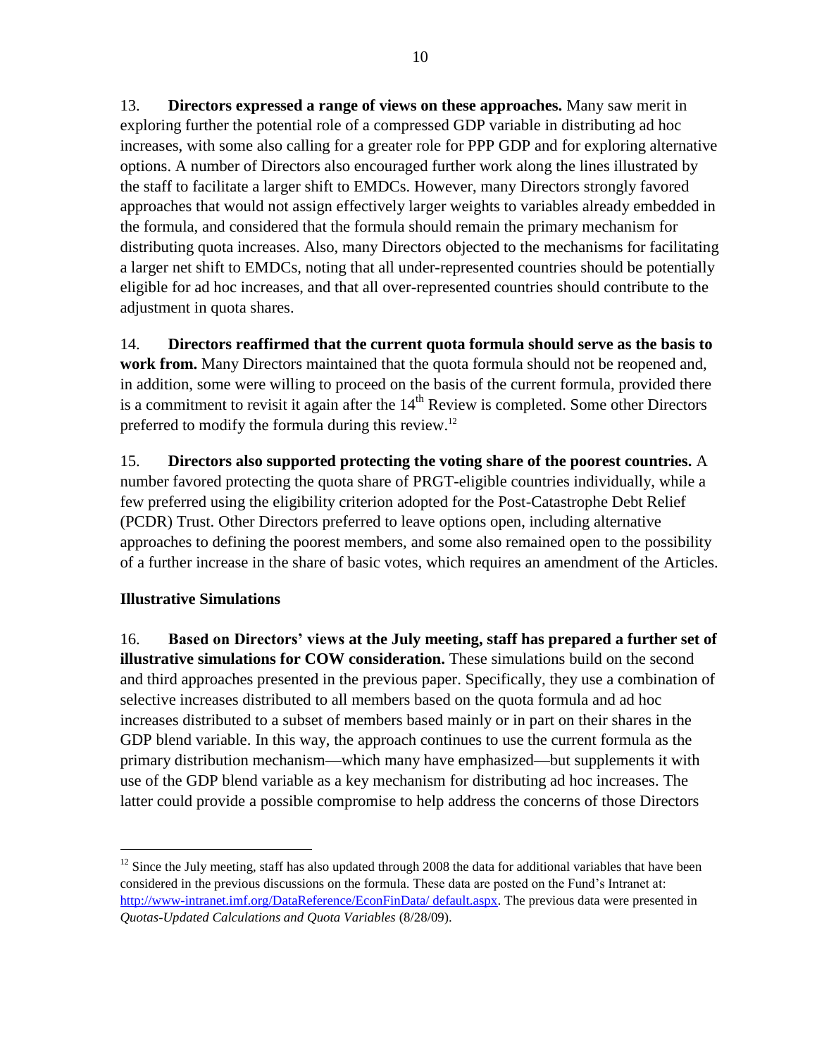13. **Directors expressed a range of views on these approaches.** Many saw merit in exploring further the potential role of a compressed GDP variable in distributing ad hoc increases, with some also calling for a greater role for PPP GDP and for exploring alternative options. A number of Directors also encouraged further work along the lines illustrated by the staff to facilitate a larger shift to EMDCs. However, many Directors strongly favored approaches that would not assign effectively larger weights to variables already embedded in the formula, and considered that the formula should remain the primary mechanism for distributing quota increases. Also, many Directors objected to the mechanisms for facilitating a larger net shift to EMDCs, noting that all under-represented countries should be potentially eligible for ad hoc increases, and that all over-represented countries should contribute to the adjustment in quota shares.

14. **Directors reaffirmed that the current quota formula should serve as the basis to work from.** Many Directors maintained that the quota formula should not be reopened and, in addition, some were willing to proceed on the basis of the current formula, provided there is a commitment to revisit it again after the 14th Review is completed. Some other Directors preferred to modify the formula during this review.[12]

15. **Directors also supported protecting the voting share of the poorest countries.** A number favored protecting the quota share of PRGT-eligible countries individually, while a few preferred using the eligibility criterion adopted for the Post-Catastrophe Debt Relief (PCDR) Trust. Other Directors preferred to leave options open, including alternative approaches to defining the poorest members, and some also remained open to the possibility of a further increase in the share of basic votes, which requires an amendment of the Articles.

**Illustrative Simulations**

16. **Based on Directors' views at the July meeting, staff has prepared a further set of illustrative simulations for COW consideration.** These simulations build on the second and third approaches presented in the previous paper. Specifically, they use a combination of selective increases distributed to all members based on the quota formula and ad hoc increases distributed to a subset of members based mainly or in part on their shares in the GDP blend variable. In this way, the approach continues to use the current formula as the primary distribution mechanism—which many have emphasized—but supplements it with use of the GDP blend variable as a key mechanism for distributing ad hoc increases. The latter could provide a possible compromise to help address the concerns of those Directors

---

[12] Since the July meeting, staff has also updated through 2008 the data for additional variables that have been considered in the previous discussions on the formula. These data are posted on the Fund's Intranet at: http://www-intranet.imf.org/DataReference/EconFinData/ default.aspx. The previous data were presented in *Quotas-Updated Calculations and Quota Variables* (8/28/09).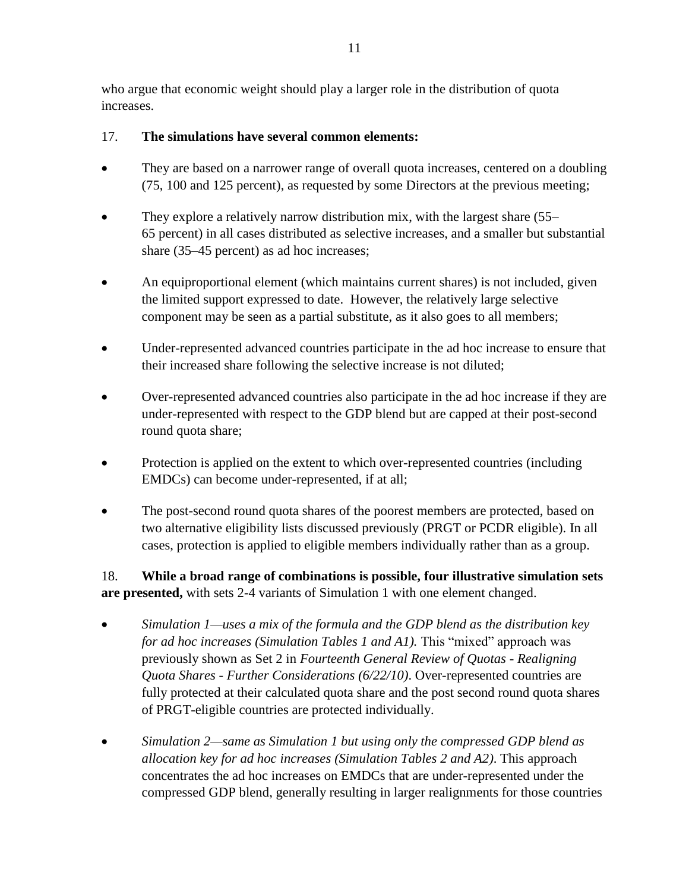who argue that economic weight should play a larger role in the distribution of quota increases.

17. **The simulations have several common elements:**

- They are based on a narrower range of overall quota increases, centered on a doubling (75, 100 and 125 percent), as requested by some Directors at the previous meeting;
- They explore a relatively narrow distribution mix, with the largest share (55–65 percent) in all cases distributed as selective increases, and a smaller but substantial share (35–45 percent) as ad hoc increases;
- An equiproportional element (which maintains current shares) is not included, given the limited support expressed to date. However, the relatively large selective component may be seen as a partial substitute, as it also goes to all members;
- Under-represented advanced countries participate in the ad hoc increase to ensure that their increased share following the selective increase is not diluted;
- Over-represented advanced countries also participate in the ad hoc increase if they are under-represented with respect to the GDP blend but are capped at their post-second round quota share;
- Protection is applied on the extent to which over-represented countries (including EMDCs) can become under-represented, if at all;
- The post-second round quota shares of the poorest members are protected, based on two alternative eligibility lists discussed previously (PRGT or PCDR eligible). In all cases, protection is applied to eligible members individually rather than as a group.

18. **While a broad range of combinations is possible, four illustrative simulation sets are presented,** with sets 2-4 variants of Simulation 1 with one element changed.

- *Simulation 1—uses a mix of the formula and the GDP blend as the distribution key for ad hoc increases (Simulation Tables 1 and A1).* This "mixed" approach was previously shown as Set 2 in *Fourteenth General Review of Quotas - Realigning Quota Shares - Further Considerations (6/22/10)*. Over-represented countries are fully protected at their calculated quota share and the post second round quota shares of PRGT-eligible countries are protected individually.
- *Simulation 2—same as Simulation 1 but using only the compressed GDP blend as allocation key for ad hoc increases (Simulation Tables 2 and A2)*. This approach concentrates the ad hoc increases on EMDCs that are under-represented under the compressed GDP blend, generally resulting in larger realignments for those countries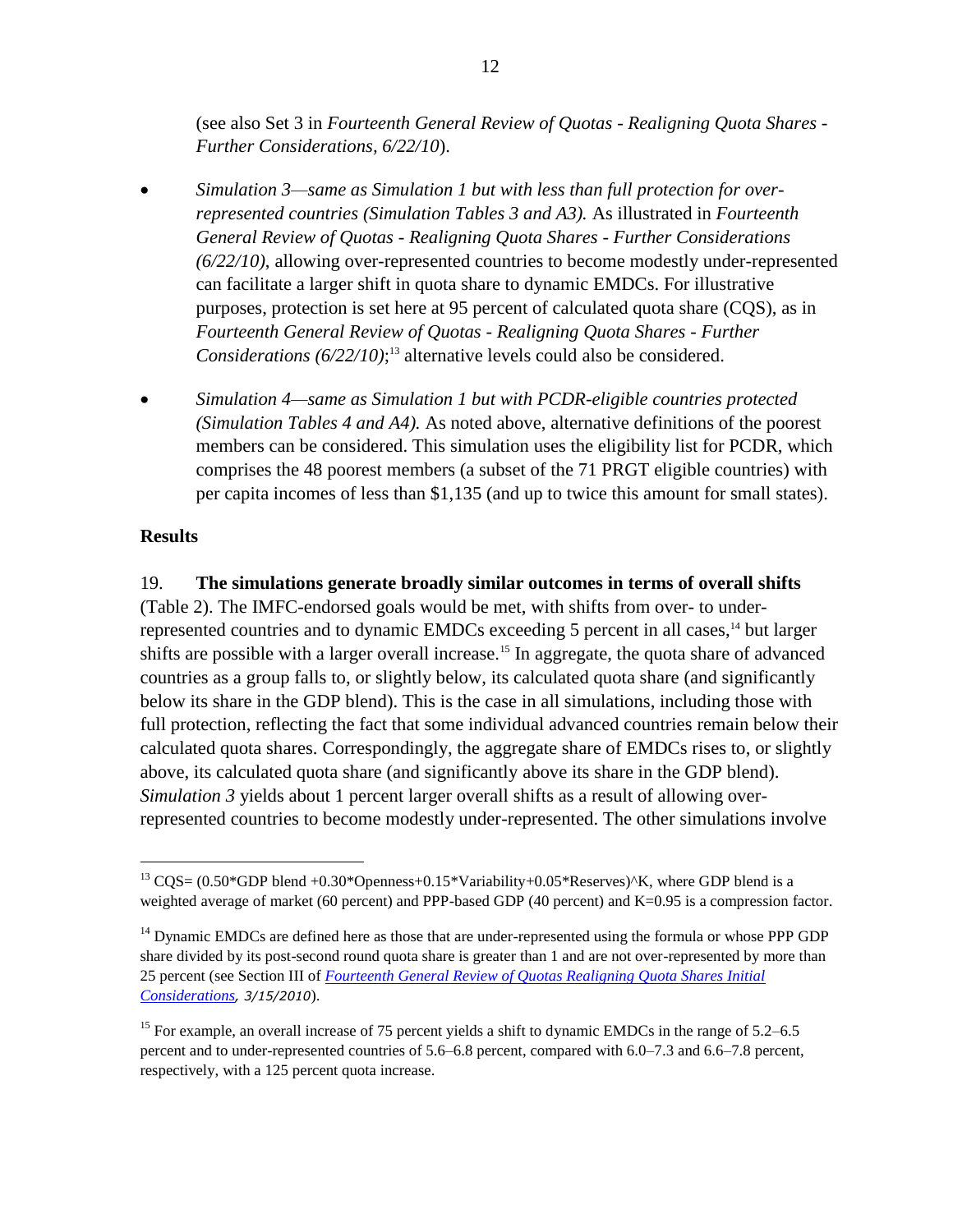(see also Set 3 in *Fourteenth General Review of Quotas - Realigning Quota Shares - Further Considerations, 6/22/10*).

- *Simulation 3—same as Simulation 1 but with less than full protection for over-represented countries (Simulation Tables 3 and A3).* As illustrated in *Fourteenth General Review of Quotas - Realigning Quota Shares - Further Considerations (6/22/10)*, allowing over-represented countries to become modestly under-represented can facilitate a larger shift in quota share to dynamic EMDCs. For illustrative purposes, protection is set here at 95 percent of calculated quota share (CQS), as in *Fourteenth General Review of Quotas - Realigning Quota Shares - Further Considerations (6/22/10)*;[13] alternative levels could also be considered.

- *Simulation 4—same as Simulation 1 but with PCDR-eligible countries protected (Simulation Tables 4 and A4).* As noted above, alternative definitions of the poorest members can be considered. This simulation uses the eligibility list for PCDR, which comprises the 48 poorest members (a subset of the 71 PRGT eligible countries) with per capita incomes of less than $1,135 (and up to twice this amount for small states).

**Results**

19. **The simulations generate broadly similar outcomes in terms of overall shifts** (Table 2). The IMFC-endorsed goals would be met, with shifts from over- to under-represented countries and to dynamic EMDCs exceeding 5 percent in all cases,[14] but larger shifts are possible with a larger overall increase.[15] In aggregate, the quota share of advanced countries as a group falls to, or slightly below, its calculated quota share (and significantly below its share in the GDP blend). This is the case in all simulations, including those with full protection, reflecting the fact that some individual advanced countries remain below their calculated quota shares. Correspondingly, the aggregate share of EMDCs rises to, or slightly above, its calculated quota share (and significantly above its share in the GDP blend). *Simulation 3* yields about 1 percent larger overall shifts as a result of allowing over-represented countries to become modestly under-represented. The other simulations involve

---

[13] CQS= $(0.50*\text{GDP blend} + 0.30*\text{Openness} + 0.15*\text{Variability} + 0.05*\text{Reserves})^K$, where GDP blend is a weighted average of market (60 percent) and PPP-based GDP (40 percent) and K=0.95 is a compression factor.

[14] Dynamic EMDCs are defined here as those that are under-represented using the formula or whose PPP GDP share divided by its post-second round quota share is greater than 1 and are not over-represented by more than 25 percent (see Section III of *Fourteenth General Review of Quotas Realigning Quota Shares Initial Considerations, 3/15/2010*).

[15] For example, an overall increase of 75 percent yields a shift to dynamic EMDCs in the range of 5.2–6.5 percent and to under-represented countries of 5.6–6.8 percent, compared with 6.0–7.3 and 6.6–7.8 percent, respectively, with a 125 percent quota increase.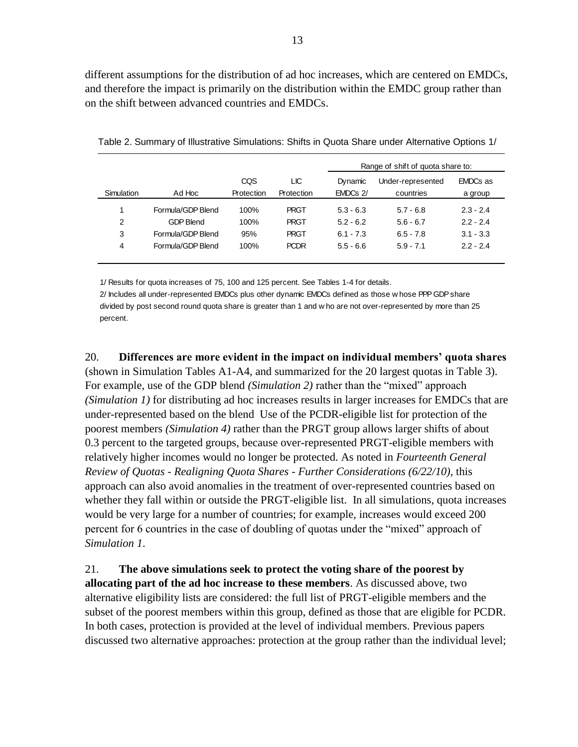different assumptions for the distribution of ad hoc increases, which are centered on EMDCs, and therefore the impact is primarily on the distribution within the EMDC group rather than on the shift between advanced countries and EMDCs.

Table 2. Summary of Illustrative Simulations: Shifts in Quota Share under Alternative Options 1/

| | | | | Range of shift of quota share to: | | |
|---|---|---|---|---|---|---|
| Simulation | Ad Hoc | CQS Protection | LIC Protection | Dynamic EMDCs 2/ | Under-represented countries | EMDCs as a group |
| 1 | Formula/GDP Blend | 100% | PRGT | 5.3 - 6.3 | 5.7 - 6.8 | 2.3 - 2.4 |
| 2 | GDP Blend | 100% | PRGT | 5.2 - 6.2 | 5.6 - 6.7 | 2.2 - 2.4 |
| 3 | Formula/GDP Blend | 95% | PRGT | 6.1 - 7.3 | 6.5 - 7.8 | 3.1 - 3.3 |
| 4 | Formula/GDP Blend | 100% | PCDR | 5.5 - 6.6 | 5.9 - 7.1 | 2.2 - 2.4 |

1/ Results for quota increases of 75, 100 and 125 percent. See Tables 1-4 for details.
2/ Includes all under-represented EMDCs plus other dynamic EMDCs defined as those whose PPP GDP share divided by post second round quota share is greater than 1 and who are not over-represented by more than 25 percent.

20. **Differences are more evident in the impact on individual members' quota shares** (shown in Simulation Tables A1-A4, and summarized for the 20 largest quotas in Table 3). For example, use of the GDP blend *(Simulation 2)* rather than the "mixed" approach *(Simulation 1)* for distributing ad hoc increases results in larger increases for EMDCs that are under-represented based on the blend Use of the PCDR-eligible list for protection of the poorest members *(Simulation 4)* rather than the PRGT group allows larger shifts of about 0.3 percent to the targeted groups, because over-represented PRGT-eligible members with relatively higher incomes would no longer be protected. As noted in *Fourteenth General Review of Quotas - Realigning Quota Shares - Further Considerations (6/22/10)*, this approach can also avoid anomalies in the treatment of over-represented countries based on whether they fall within or outside the PRGT-eligible list. In all simulations, quota increases would be very large for a number of countries; for example, increases would exceed 200 percent for 6 countries in the case of doubling of quotas under the "mixed" approach of *Simulation 1*.

21. **The above simulations seek to protect the voting share of the poorest by allocating part of the ad hoc increase to these members**. As discussed above, two alternative eligibility lists are considered: the full list of PRGT-eligible members and the subset of the poorest members within this group, defined as those that are eligible for PCDR. In both cases, protection is provided at the level of individual members. Previous papers discussed two alternative approaches: protection at the group rather than the individual level;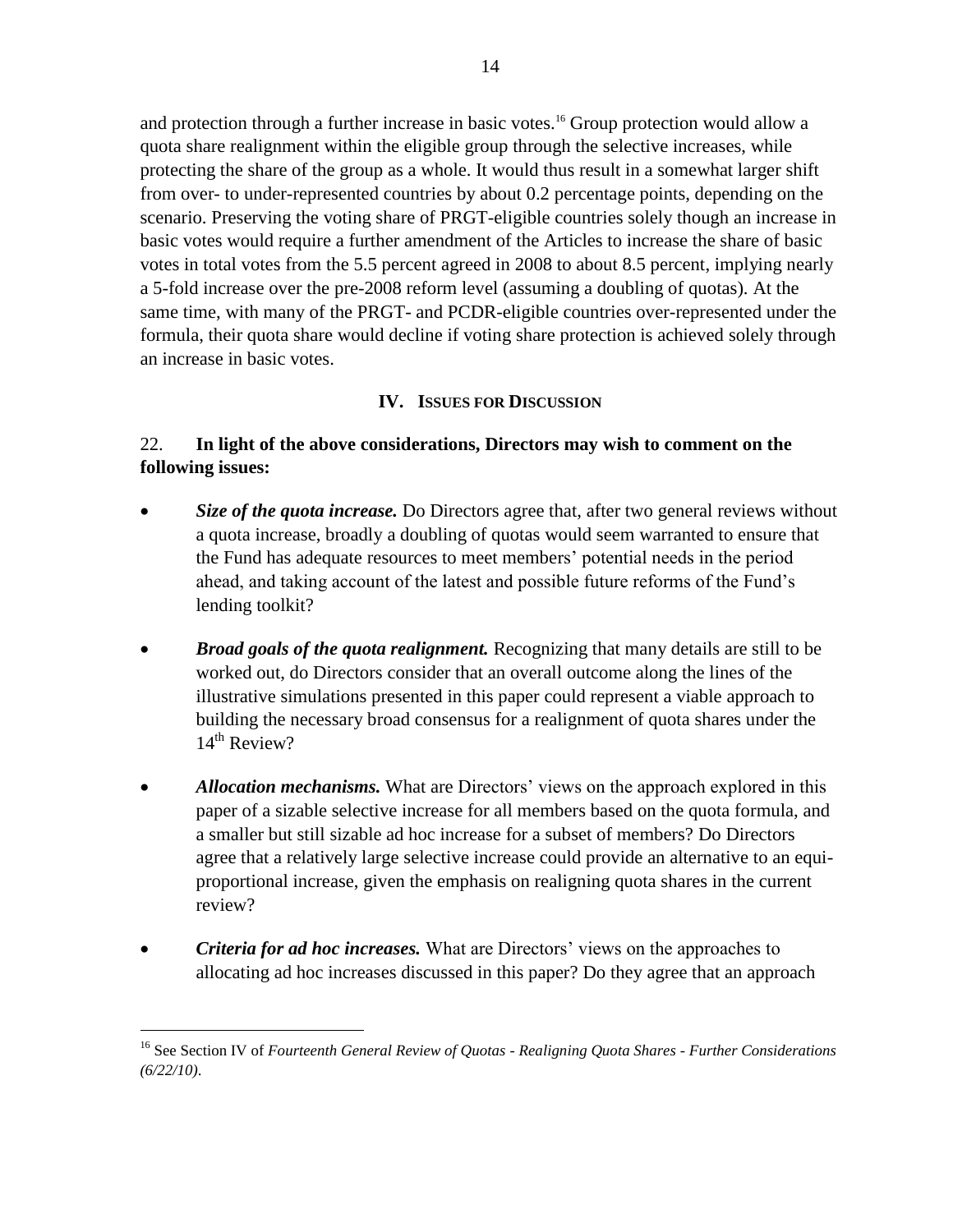and protection through a further increase in basic votes.[16] Group protection would allow a quota share realignment within the eligible group through the selective increases, while protecting the share of the group as a whole. It would thus result in a somewhat larger shift from over- to under-represented countries by about 0.2 percentage points, depending on the scenario. Preserving the voting share of PRGT-eligible countries solely though an increase in basic votes would require a further amendment of the Articles to increase the share of basic votes in total votes from the 5.5 percent agreed in 2008 to about 8.5 percent, implying nearly a 5-fold increase over the pre-2008 reform level (assuming a doubling of quotas). At the same time, with many of the PRGT- and PCDR-eligible countries over-represented under the formula, their quota share would decline if voting share protection is achieved solely through an increase in basic votes.

## IV. Issues for Discussion

22. **In light of the above considerations, Directors may wish to comment on the following issues:**

- ***Size of the quota increase.*** Do Directors agree that, after two general reviews without a quota increase, broadly a doubling of quotas would seem warranted to ensure that the Fund has adequate resources to meet members' potential needs in the period ahead, and taking account of the latest and possible future reforms of the Fund's lending toolkit?

- ***Broad goals of the quota realignment.*** Recognizing that many details are still to be worked out, do Directors consider that an overall outcome along the lines of the illustrative simulations presented in this paper could represent a viable approach to building the necessary broad consensus for a realignment of quota shares under the 14th Review?

- ***Allocation mechanisms.*** What are Directors' views on the approach explored in this paper of a sizable selective increase for all members based on the quota formula, and a smaller but still sizable ad hoc increase for a subset of members? Do Directors agree that a relatively large selective increase could provide an alternative to an equi-proportional increase, given the emphasis on realigning quota shares in the current review?

- ***Criteria for ad hoc increases.*** What are Directors' views on the approaches to allocating ad hoc increases discussed in this paper? Do they agree that an approach

---

[16] See Section IV of *Fourteenth General Review of Quotas - Realigning Quota Shares - Further Considerations (6/22/10)*.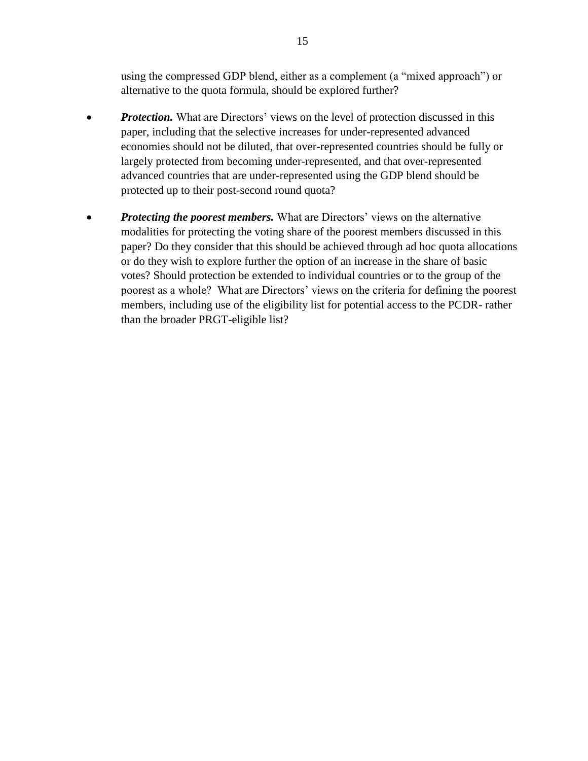using the compressed GDP blend, either as a complement (a "mixed approach") or alternative to the quota formula, should be explored further?

- ***Protection.*** What are Directors' views on the level of protection discussed in this paper, including that the selective increases for under-represented advanced economies should not be diluted, that over-represented countries should be fully or largely protected from becoming under-represented, and that over-represented advanced countries that are under-represented using the GDP blend should be protected up to their post-second round quota?

- ***Protecting the poorest members.*** What are Directors' views on the alternative modalities for protecting the voting share of the poorest members discussed in this paper? Do they consider that this should be achieved through ad hoc quota allocations or do they wish to explore further the option of an increase in the share of basic votes? Should protection be extended to individual countries or to the group of the poorest as a whole? What are Directors' views on the criteria for defining the poorest members, including use of the eligibility list for potential access to the PCDR- rather than the broader PRGT-eligible list?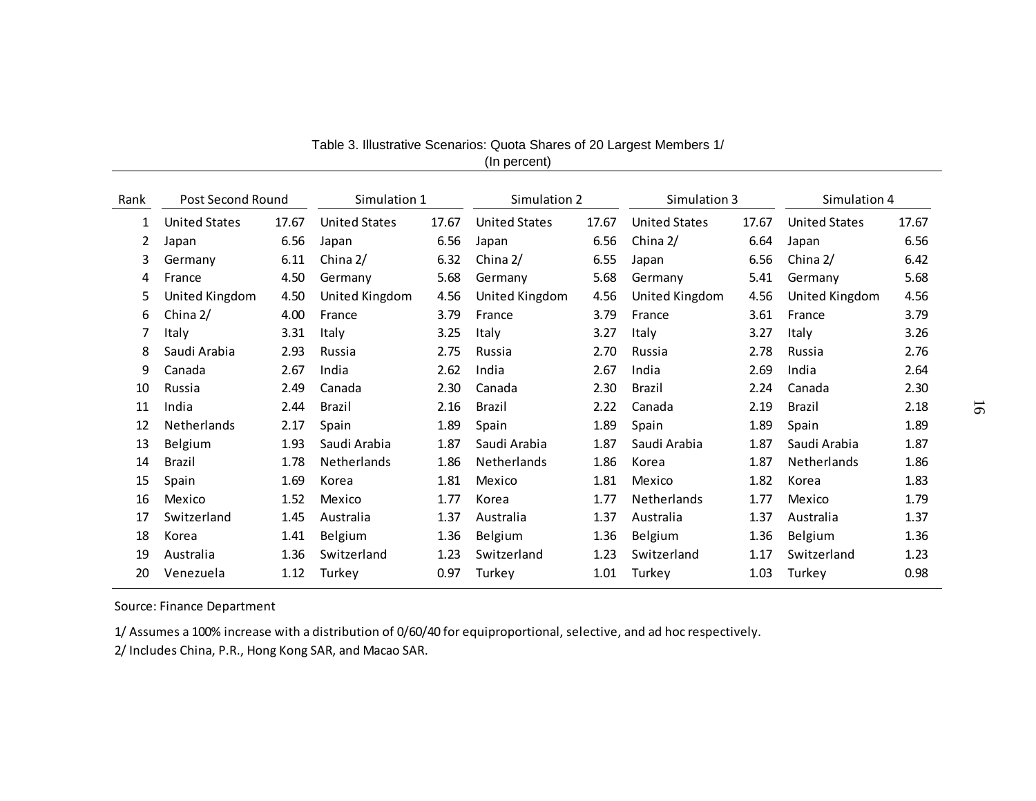Table 3. Illustrative Scenarios: Quota Shares of 20 Largest Members 1/
(In percent)

| Rank | Post Second Round | | Simulation 1 | | Simulation 2 | | Simulation 3 | | Simulation 4 | |
|---|---|---|---|---|---|---|---|---|---|---|
| 1 | United States | 17.67 | United States | 17.67 | United States | 17.67 | United States | 17.67 | United States | 17.67 |
| 2 | Japan | 6.56 | Japan | 6.56 | Japan | 6.56 | China 2/ | 6.64 | Japan | 6.56 |
| 3 | Germany | 6.11 | China 2/ | 6.32 | China 2/ | 6.55 | Japan | 6.56 | China 2/ | 6.42 |
| 4 | France | 4.50 | Germany | 5.68 | Germany | 5.68 | Germany | 5.41 | Germany | 5.68 |
| 5 | United Kingdom | 4.50 | United Kingdom | 4.56 | United Kingdom | 4.56 | United Kingdom | 4.56 | United Kingdom | 4.56 |
| 6 | China 2/ | 4.00 | France | 3.79 | France | 3.79 | France | 3.61 | France | 3.79 |
| 7 | Italy | 3.31 | Italy | 3.25 | Italy | 3.27 | Italy | 3.27 | Italy | 3.26 |
| 8 | Saudi Arabia | 2.93 | Russia | 2.75 | Russia | 2.70 | Russia | 2.78 | Russia | 2.76 |
| 9 | Canada | 2.67 | India | 2.62 | India | 2.67 | India | 2.69 | India | 2.64 |
| 10 | Russia | 2.49 | Canada | 2.30 | Canada | 2.30 | Brazil | 2.24 | Canada | 2.30 |
| 11 | India | 2.44 | Brazil | 2.16 | Brazil | 2.22 | Canada | 2.19 | Brazil | 2.18 |
| 12 | Netherlands | 2.17 | Spain | 1.89 | Spain | 1.89 | Spain | 1.89 | Spain | 1.89 |
| 13 | Belgium | 1.93 | Saudi Arabia | 1.87 | Saudi Arabia | 1.87 | Saudi Arabia | 1.87 | Saudi Arabia | 1.87 |
| 14 | Brazil | 1.78 | Netherlands | 1.86 | Netherlands | 1.86 | Korea | 1.87 | Netherlands | 1.86 |
| 15 | Spain | 1.69 | Korea | 1.81 | Mexico | 1.81 | Mexico | 1.82 | Korea | 1.83 |
| 16 | Mexico | 1.52 | Mexico | 1.77 | Korea | 1.77 | Netherlands | 1.77 | Mexico | 1.79 |
| 17 | Switzerland | 1.45 | Australia | 1.37 | Australia | 1.37 | Australia | 1.37 | Australia | 1.37 |
| 18 | Korea | 1.41 | Belgium | 1.36 | Belgium | 1.36 | Belgium | 1.36 | Belgium | 1.36 |
| 19 | Australia | 1.36 | Switzerland | 1.23 | Switzerland | 1.23 | Switzerland | 1.17 | Switzerland | 1.23 |
| 20 | Venezuela | 1.12 | Turkey | 0.97 | Turkey | 1.01 | Turkey | 1.03 | Turkey | 0.98 |

Source: Finance Department

1/ Assumes a 100% increase with a distribution of 0/60/40 for equiproportional, selective, and ad hoc respectively.

2/ Includes China, P.R., Hong Kong SAR, and Macao SAR.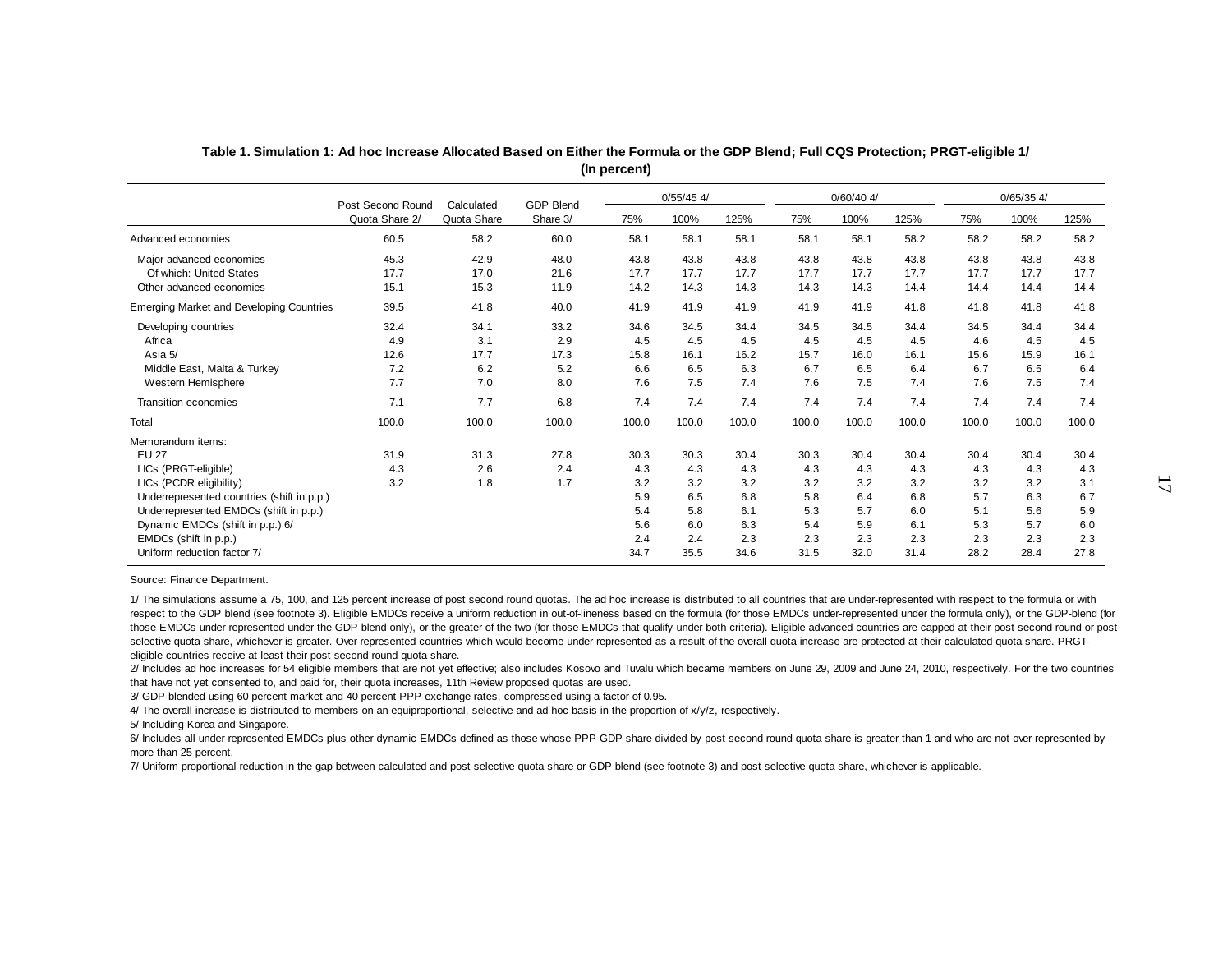**Table 1. Simulation 1: Ad hoc Increase Allocated Based on Either the Formula or the GDP Blend; Full CQS Protection; PRGT-eligible 1/**
**(In percent)**

| | Post Second Round Quota Share 2/ | Calculated Quota Share | GDP Blend Share 3/ | 0/55/45 4/ | | | 0/60/40 4/ | | | 0/65/35 4/ | | |
|---|---|---|---|---|---|---|---|---|---|---|---|---|
| | | | | 75% | 100% | 125% | 75% | 100% | 125% | 75% | 100% | 125% |
| Advanced economies | 60.5 | 58.2 | 60.0 | 58.1 | 58.1 | 58.1 | 58.1 | 58.1 | 58.2 | 58.2 | 58.2 | 58.2 |
| Major advanced economies | 45.3 | 42.9 | 48.0 | 43.8 | 43.8 | 43.8 | 43.8 | 43.8 | 43.8 | 43.8 | 43.8 | 43.8 |
| Of which: United States | 17.7 | 17.0 | 21.6 | 17.7 | 17.7 | 17.7 | 17.7 | 17.7 | 17.7 | 17.7 | 17.7 | 17.7 |
| Other advanced economies | 15.1 | 15.3 | 11.9 | 14.2 | 14.3 | 14.3 | 14.3 | 14.3 | 14.4 | 14.4 | 14.4 | 14.4 |
| Emerging Market and Developing Countries | 39.5 | 41.8 | 40.0 | 41.9 | 41.9 | 41.9 | 41.9 | 41.9 | 41.8 | 41.8 | 41.8 | 41.8 |
| Developing countries | 32.4 | 34.1 | 33.2 | 34.6 | 34.5 | 34.4 | 34.5 | 34.5 | 34.4 | 34.5 | 34.4 | 34.4 |
| Africa | 4.9 | 3.1 | 2.9 | 4.5 | 4.5 | 4.5 | 4.5 | 4.5 | 4.5 | 4.6 | 4.5 | 4.5 |
| Asia 5/ | 12.6 | 17.7 | 17.3 | 15.8 | 16.1 | 16.2 | 15.7 | 16.0 | 16.1 | 15.6 | 15.9 | 16.1 |
| Middle East, Malta & Turkey | 7.2 | 6.2 | 5.2 | 6.6 | 6.5 | 6.3 | 6.7 | 6.5 | 6.4 | 6.7 | 6.5 | 6.4 |
| Western Hemisphere | 7.7 | 7.0 | 8.0 | 7.6 | 7.5 | 7.4 | 7.6 | 7.5 | 7.4 | 7.6 | 7.5 | 7.4 |
| Transition economies | 7.1 | 7.7 | 6.8 | 7.4 | 7.4 | 7.4 | 7.4 | 7.4 | 7.4 | 7.4 | 7.4 | 7.4 |
| Total | 100.0 | 100.0 | 100.0 | 100.0 | 100.0 | 100.0 | 100.0 | 100.0 | 100.0 | 100.0 | 100.0 | 100.0 |
| Memorandum items: | | | | | | | | | | | | |
| EU 27 | 31.9 | 31.3 | 27.8 | 30.3 | 30.3 | 30.4 | 30.3 | 30.4 | 30.4 | 30.4 | 30.4 | 30.4 |
| LICs (PRGT-eligible) | 4.3 | 2.6 | 2.4 | 4.3 | 4.3 | 4.3 | 4.3 | 4.3 | 4.3 | 4.3 | 4.3 | 4.3 |
| LICs (PCDR eligibility) | 3.2 | 1.8 | 1.7 | 3.2 | 3.2 | 3.2 | 3.2 | 3.2 | 3.2 | 3.2 | 3.2 | 3.1 |
| Underrepresented countries (shift in p.p.) | | | | 5.9 | 6.5 | 6.8 | 5.8 | 6.4 | 6.8 | 5.7 | 6.3 | 6.7 |
| Underrepresented EMDCs (shift in p.p.) | | | | 5.4 | 5.8 | 6.1 | 5.3 | 5.7 | 6.0 | 5.1 | 5.6 | 5.9 |
| Dynamic EMDCs (shift in p.p.) 6/ | | | | 5.6 | 6.0 | 6.3 | 5.4 | 5.9 | 6.1 | 5.3 | 5.7 | 6.0 |
| EMDCs (shift in p.p.) | | | | 2.4 | 2.4 | 2.3 | 2.3 | 2.3 | 2.3 | 2.3 | 2.3 | 2.3 |
| Uniform reduction factor 7/ | | | | 34.7 | 35.5 | 34.6 | 31.5 | 32.0 | 31.4 | 28.2 | 28.4 | 27.8 |

Source: Finance Department.

1/ The simulations assume a 75, 100, and 125 percent increase of post second round quotas. The ad hoc increase is distributed to all countries that are under-represented with respect to the formula or with respect to the GDP blend (see footnote 3). Eligible EMDCs receive a uniform reduction in out-of-lineness based on the formula (for those EMDCs under-represented under the formula only), or the GDP-blend (for those EMDCs under-represented under the GDP blend only), or the greater of the two (for those EMDCs that qualify under both criteria). Eligible advanced countries are capped at their post second round or post-selective quota share, whichever is greater. Over-represented countries which would become under-represented as a result of the overall quota increase are protected at their calculated quota share. PRGT-eligible countries receive at least their post second round quota share.

2/ Includes ad hoc increases for 54 eligible members that are not yet effective; also includes Kosovo and Tuvalu which became members on June 29, 2009 and June 24, 2010, respectively. For the two countries that have not yet consented to, and paid for, their quota increases, 11th Review proposed quotas are used.

3/ GDP blended using 60 percent market and 40 percent PPP exchange rates, compressed using a factor of 0.95.

4/ The overall increase is distributed to members on an equiproportional, selective and ad hoc basis in the proportion of x/y/z, respectively.

5/ Including Korea and Singapore.

6/ Includes all under-represented EMDCs plus other dynamic EMDCs defined as those whose PPP GDP share divided by post second round quota share is greater than 1 and who are not over-represented by more than 25 percent.

7/ Uniform proportional reduction in the gap between calculated and post-selective quota share or GDP blend (see footnote 3) and post-selective quota share, whichever is applicable.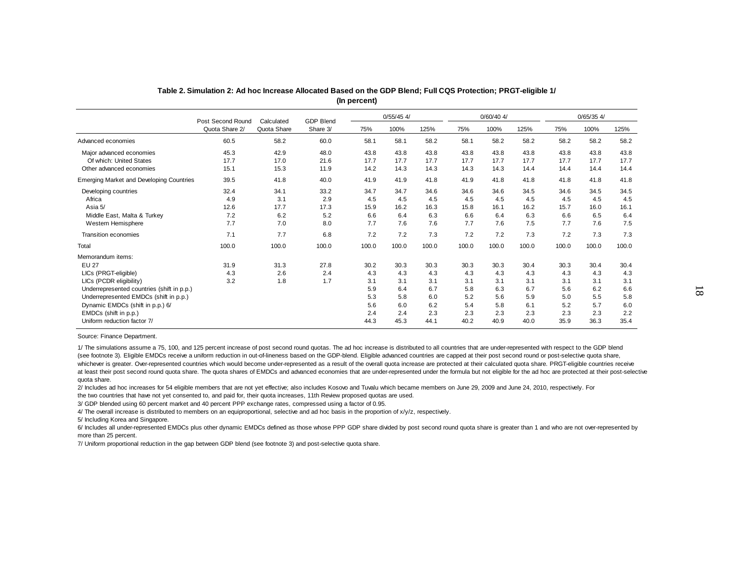**Table 2. Simulation 2: Ad hoc Increase Allocated Based on the GDP Blend; Full CQS Protection; PRGT-eligible 1/**
**(In percent)**

| | Post Second Round Quota Share 2/ | Calculated Quota Share | GDP Blend Share 3/ | 0/55/45 4/ | | | 0/60/40 4/ | | | 0/65/35 4/ | | |
|---|---|---|---|---|---|---|---|---|---|---|---|---|
| | | | | 75% | 100% | 125% | 75% | 100% | 125% | 75% | 100% | 125% |
| Advanced economies | 60.5 | 58.2 | 60.0 | 58.1 | 58.1 | 58.2 | 58.1 | 58.2 | 58.2 | 58.2 | 58.2 | 58.2 |
| Major advanced economies | 45.3 | 42.9 | 48.0 | 43.8 | 43.8 | 43.8 | 43.8 | 43.8 | 43.8 | 43.8 | 43.8 | 43.8 |
| Of which: United States | 17.7 | 17.0 | 21.6 | 17.7 | 17.7 | 17.7 | 17.7 | 17.7 | 17.7 | 17.7 | 17.7 | 17.7 |
| Other advanced economies | 15.1 | 15.3 | 11.9 | 14.2 | 14.3 | 14.3 | 14.3 | 14.3 | 14.4 | 14.4 | 14.4 | 14.4 |
| Emerging Market and Developing Countries | 39.5 | 41.8 | 40.0 | 41.9 | 41.9 | 41.8 | 41.9 | 41.8 | 41.8 | 41.8 | 41.8 | 41.8 |
| Developing countries | 32.4 | 34.1 | 33.2 | 34.7 | 34.7 | 34.6 | 34.6 | 34.6 | 34.5 | 34.6 | 34.5 | 34.5 |
| Africa | 4.9 | 3.1 | 2.9 | 4.5 | 4.5 | 4.5 | 4.5 | 4.5 | 4.5 | 4.5 | 4.5 | 4.5 |
| Asia 5/ | 12.6 | 17.7 | 17.3 | 15.9 | 16.2 | 16.3 | 15.8 | 16.1 | 16.2 | 15.7 | 16.0 | 16.1 |
| Middle East, Malta & Turkey | 7.2 | 6.2 | 5.2 | 6.6 | 6.4 | 6.3 | 6.6 | 6.4 | 6.3 | 6.6 | 6.5 | 6.4 |
| Western Hemisphere | 7.7 | 7.0 | 8.0 | 7.7 | 7.6 | 7.6 | 7.7 | 7.6 | 7.5 | 7.7 | 7.6 | 7.5 |
| Transition economies | 7.1 | 7.7 | 6.8 | 7.2 | 7.2 | 7.3 | 7.2 | 7.2 | 7.3 | 7.2 | 7.3 | 7.3 |
| Total | 100.0 | 100.0 | 100.0 | 100.0 | 100.0 | 100.0 | 100.0 | 100.0 | 100.0 | 100.0 | 100.0 | 100.0 |
| Memorandum items: | | | | | | | | | | | | |
| EU 27 | 31.9 | 31.3 | 27.8 | 30.2 | 30.3 | 30.3 | 30.3 | 30.3 | 30.4 | 30.3 | 30.4 | 30.4 |
| LICs (PRGT-eligible) | 4.3 | 2.6 | 2.4 | 4.3 | 4.3 | 4.3 | 4.3 | 4.3 | 4.3 | 4.3 | 4.3 | 4.3 |
| LICs (PCDR eligibility) | 3.2 | 1.8 | 1.7 | 3.1 | 3.1 | 3.1 | 3.1 | 3.1 | 3.1 | 3.1 | 3.1 | 3.1 |
| Underrepresented countries (shift in p.p.) | | | | 5.9 | 6.4 | 6.7 | 5.8 | 6.3 | 6.7 | 5.6 | 6.2 | 6.6 |
| Underrepresented EMDCs (shift in p.p.) | | | | 5.3 | 5.8 | 6.0 | 5.2 | 5.6 | 5.9 | 5.0 | 5.5 | 5.8 |
| Dynamic EMDCs (shift in p.p.) 6/ | | | | 5.6 | 6.0 | 6.2 | 5.4 | 5.8 | 6.1 | 5.2 | 5.7 | 6.0 |
| EMDCs (shift in p.p.) | | | | 2.4 | 2.4 | 2.3 | 2.3 | 2.3 | 2.3 | 2.3 | 2.3 | 2.2 |
| Uniform reduction factor 7/ | | | | 44.3 | 45.3 | 44.1 | 40.2 | 40.9 | 40.0 | 35.9 | 36.3 | 35.4 |

Source: Finance Department.

1/ The simulations assume a 75, 100, and 125 percent increase of post second round quotas. The ad hoc increase is distributed to all countries that are under-represented with respect to the GDP blend (see footnote 3). Eligible EMDCs receive a uniform reduction in out-of-lineness based on the GDP-blend. Eligible advanced countries are capped at their post second round or post-selective quota share, whichever is greater. Over-represented countries which would become under-represented as a result of the overall quota increase are protected at their calculated quota share. PRGT-eligible countries receive at least their post second round quota share. The quota shares of EMDCs and advanced economies that are under-represented under the formula but not eligible for the ad hoc are protected at their post-selective quota share.

2/ Includes ad hoc increases for 54 eligible members that are not yet effective; also includes Kosovo and Tuvalu which became members on June 29, 2009 and June 24, 2010, respectively. For the two countries that have not yet consented to, and paid for, their quota increases, 11th Review proposed quotas are used.

3/ GDP blended using 60 percent market and 40 percent PPP exchange rates, compressed using a factor of 0.95.

4/ The overall increase is distributed to members on an equiproportional, selective and ad hoc basis in the proportion of x/y/z, respectively.

5/ Including Korea and Singapore.

6/ Includes all under-represented EMDCs plus other dynamic EMDCs defined as those whose PPP GDP share divided by post second round quota share is greater than 1 and who are not over-represented by more than 25 percent.

7/ Uniform proportional reduction in the gap between GDP blend (see footnote 3) and post-selective quota share.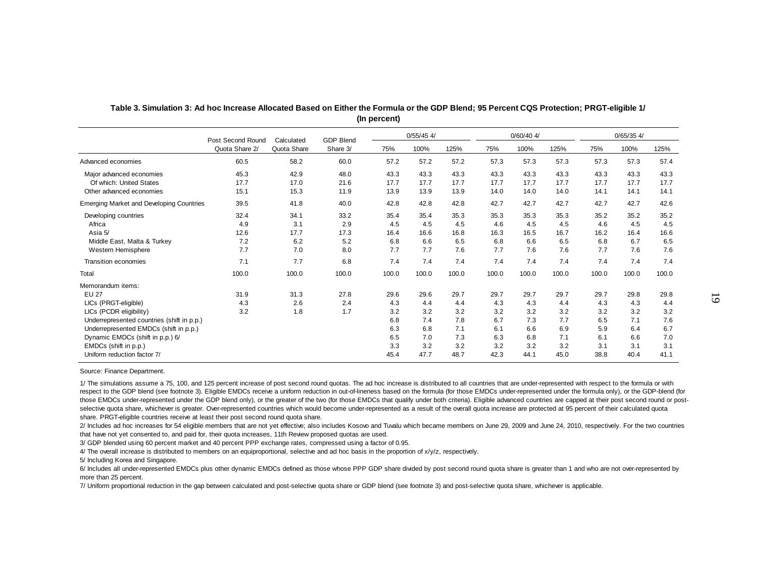**Table 3. Simulation 3: Ad hoc Increase Allocated Based on Either the Formula or the GDP Blend; 95 Percent CQS Protection; PRGT-eligible 1/**
**(In percent)**

| | Post Second Round Quota Share 2/ | Calculated Quota Share | GDP Blend Share 3/ | 0/55/45 4/ | | | 0/60/40 4/ | | | 0/65/35 4/ | | |
|---|---|---|---|---|---|---|---|---|---|---|---|---|
| | | | | 75% | 100% | 125% | 75% | 100% | 125% | 75% | 100% | 125% |
| Advanced economies | 60.5 | 58.2 | 60.0 | 57.2 | 57.2 | 57.2 | 57.3 | 57.3 | 57.3 | 57.3 | 57.3 | 57.4 |
| Major advanced economies | 45.3 | 42.9 | 48.0 | 43.3 | 43.3 | 43.3 | 43.3 | 43.3 | 43.3 | 43.3 | 43.3 | 43.3 |
| Of which: United States | 17.7 | 17.0 | 21.6 | 17.7 | 17.7 | 17.7 | 17.7 | 17.7 | 17.7 | 17.7 | 17.7 | 17.7 |
| Other advanced economies | 15.1 | 15.3 | 11.9 | 13.9 | 13.9 | 13.9 | 14.0 | 14.0 | 14.0 | 14.1 | 14.1 | 14.1 |
| Emerging Market and Developing Countries | 39.5 | 41.8 | 40.0 | 42.8 | 42.8 | 42.8 | 42.7 | 42.7 | 42.7 | 42.7 | 42.7 | 42.6 |
| Developing countries | 32.4 | 34.1 | 33.2 | 35.4 | 35.4 | 35.3 | 35.3 | 35.3 | 35.3 | 35.2 | 35.2 | 35.2 |
| Africa | 4.9 | 3.1 | 2.9 | 4.5 | 4.5 | 4.5 | 4.6 | 4.5 | 4.5 | 4.6 | 4.5 | 4.5 |
| Asia 5/ | 12.6 | 17.7 | 17.3 | 16.4 | 16.6 | 16.8 | 16.3 | 16.5 | 16.7 | 16.2 | 16.4 | 16.6 |
| Middle East, Malta & Turkey | 7.2 | 6.2 | 5.2 | 6.8 | 6.6 | 6.5 | 6.8 | 6.6 | 6.5 | 6.8 | 6.7 | 6.5 |
| Western Hemisphere | 7.7 | 7.0 | 8.0 | 7.7 | 7.7 | 7.6 | 7.7 | 7.6 | 7.6 | 7.7 | 7.6 | 7.6 |
| Transition economies | 7.1 | 7.7 | 6.8 | 7.4 | 7.4 | 7.4 | 7.4 | 7.4 | 7.4 | 7.4 | 7.4 | 7.4 |
| Total | 100.0 | 100.0 | 100.0 | 100.0 | 100.0 | 100.0 | 100.0 | 100.0 | 100.0 | 100.0 | 100.0 | 100.0 |
| Memorandum items: | | | | | | | | | | | | |
| EU 27 | 31.9 | 31.3 | 27.8 | 29.6 | 29.6 | 29.7 | 29.7 | 29.7 | 29.7 | 29.7 | 29.8 | 29.8 |
| LICs (PRGT-eligible) | 4.3 | 2.6 | 2.4 | 4.3 | 4.4 | 4.4 | 4.3 | 4.3 | 4.4 | 4.3 | 4.3 | 4.4 |
| LICs (PCDR eligibility) | 3.2 | 1.8 | 1.7 | 3.2 | 3.2 | 3.2 | 3.2 | 3.2 | 3.2 | 3.2 | 3.2 | 3.2 |
| Underrepresented countries (shift in p.p.) | | | | 6.8 | 7.4 | 7.8 | 6.7 | 7.3 | 7.7 | 6.5 | 7.1 | 7.6 |
| Underrepresented EMDCs (shift in p.p.) | | | | 6.3 | 6.8 | 7.1 | 6.1 | 6.6 | 6.9 | 5.9 | 6.4 | 6.7 |
| Dynamic EMDCs (shift in p.p.) 6/ | | | | 6.5 | 7.0 | 7.3 | 6.3 | 6.8 | 7.1 | 6.1 | 6.6 | 7.0 |
| EMDCs (shift in p.p.) | | | | 3.3 | 3.2 | 3.2 | 3.2 | 3.2 | 3.2 | 3.1 | 3.1 | 3.1 |
| Uniform reduction factor 7/ | | | | 45.4 | 47.7 | 48.7 | 42.3 | 44.1 | 45.0 | 38.8 | 40.4 | 41.1 |

Source: Finance Department.

1/ The simulations assume a 75, 100, and 125 percent increase of post second round quotas. The ad hoc increase is distributed to all countries that are under-represented with respect to the formula or with respect to the GDP blend (see footnote 3). Eligible EMDCs receive a uniform reduction in out-of-lineness based on the formula (for those EMDCs under-represented under the formula only), or the GDP-blend (for those EMDCs under-represented under the GDP blend only), or the greater of the two (for those EMDCs that qualify under both criteria). Eligible advanced countries are capped at their post second round or post-selective quota share, whichever is greater. Over-represented countries which would become under-represented as a result of the overall quota increase are protected at 95 percent of their calculated quota share. PRGT-eligible countries receive at least their post second round quota share.

2/ Includes ad hoc increases for 54 eligible members that are not yet effective; also includes Kosovo and Tuvalu which became members on June 29, 2009 and June 24, 2010, respectively. For the two countries that have not yet consented to, and paid for, their quota increases, 11th Review proposed quotas are used.

3/ GDP blended using 60 percent market and 40 percent PPP exchange rates, compressed using a factor of 0.95.

4/ The overall increase is distributed to members on an equiproportional, selective and ad hoc basis in the proportion of x/y/z, respectively.

5/ Including Korea and Singapore.

6/ Includes all under-represented EMDCs plus other dynamic EMDCs defined as those whose PPP GDP share divided by post second round quota share is greater than 1 and who are not over-represented by more than 25 percent.

7/ Uniform proportional reduction in the gap between calculated and post-selective quota share or GDP blend (see footnote 3) and post-selective quota share, whichever is applicable.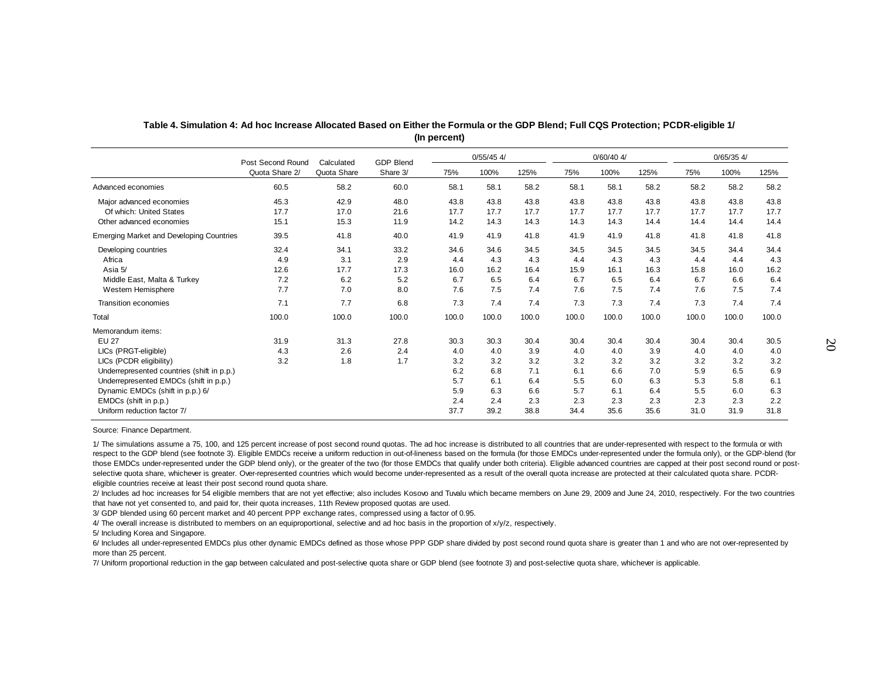**Table 4. Simulation 4: Ad hoc Increase Allocated Based on Either the Formula or the GDP Blend; Full CQS Protection; PCDR-eligible 1/**
**(In percent)**

| | Post Second Round Quota Share 2/ | Calculated Quota Share | GDP Blend Share 3/ | 0/55/45 4/ | | | 0/60/40 4/ | | | 0/65/35 4/ | | |
|---|---|---|---|---|---|---|---|---|---|---|---|---|
| | | | | 75% | 100% | 125% | 75% | 100% | 125% | 75% | 100% | 125% |
| Advanced economies | 60.5 | 58.2 | 60.0 | 58.1 | 58.1 | 58.2 | 58.1 | 58.1 | 58.2 | 58.2 | 58.2 | 58.2 |
| Major advanced economies | 45.3 | 42.9 | 48.0 | 43.8 | 43.8 | 43.8 | 43.8 | 43.8 | 43.8 | 43.8 | 43.8 | 43.8 |
| Of which: United States | 17.7 | 17.0 | 21.6 | 17.7 | 17.7 | 17.7 | 17.7 | 17.7 | 17.7 | 17.7 | 17.7 | 17.7 |
| Other advanced economies | 15.1 | 15.3 | 11.9 | 14.2 | 14.3 | 14.3 | 14.3 | 14.3 | 14.4 | 14.4 | 14.4 | 14.4 |
| Emerging Market and Developing Countries | 39.5 | 41.8 | 40.0 | 41.9 | 41.9 | 41.8 | 41.9 | 41.9 | 41.8 | 41.8 | 41.8 | 41.8 |
| Developing countries | 32.4 | 34.1 | 33.2 | 34.6 | 34.6 | 34.5 | 34.5 | 34.5 | 34.5 | 34.5 | 34.4 | 34.4 |
| Africa | 4.9 | 3.1 | 2.9 | 4.4 | 4.3 | 4.3 | 4.4 | 4.3 | 4.3 | 4.4 | 4.4 | 4.3 |
| Asia 5/ | 12.6 | 17.7 | 17.3 | 16.0 | 16.2 | 16.4 | 15.9 | 16.1 | 16.3 | 15.8 | 16.0 | 16.2 |
| Middle East, Malta & Turkey | 7.2 | 6.2 | 5.2 | 6.7 | 6.5 | 6.4 | 6.7 | 6.5 | 6.4 | 6.7 | 6.6 | 6.4 |
| Western Hemisphere | 7.7 | 7.0 | 8.0 | 7.6 | 7.5 | 7.4 | 7.6 | 7.5 | 7.4 | 7.6 | 7.5 | 7.4 |
| Transition economies | 7.1 | 7.7 | 6.8 | 7.3 | 7.4 | 7.4 | 7.3 | 7.3 | 7.4 | 7.3 | 7.4 | 7.4 |
| Total | 100.0 | 100.0 | 100.0 | 100.0 | 100.0 | 100.0 | 100.0 | 100.0 | 100.0 | 100.0 | 100.0 | 100.0 |
| Memorandum items: | | | | | | | | | | | | |
| EU 27 | 31.9 | 31.3 | 27.8 | 30.3 | 30.3 | 30.4 | 30.4 | 30.4 | 30.4 | 30.4 | 30.4 | 30.5 |
| LICs (PRGT-eligible) | 4.3 | 2.6 | 2.4 | 4.0 | 4.0 | 3.9 | 4.0 | 4.0 | 3.9 | 4.0 | 4.0 | 4.0 |
| LICs (PCDR eligibility) | 3.2 | 1.8 | 1.7 | 3.2 | 3.2 | 3.2 | 3.2 | 3.2 | 3.2 | 3.2 | 3.2 | 3.2 |
| Underrepresented countries (shift in p.p.) | | | | 6.2 | 6.8 | 7.1 | 6.1 | 6.6 | 7.0 | 5.9 | 6.5 | 6.9 |
| Underrepresented EMDCs (shift in p.p.) | | | | 5.7 | 6.1 | 6.4 | 5.5 | 6.0 | 6.3 | 5.3 | 5.8 | 6.1 |
| Dynamic EMDCs (shift in p.p.) 6/ | | | | 5.9 | 6.3 | 6.6 | 5.7 | 6.1 | 6.4 | 5.5 | 6.0 | 6.3 |
| EMDCs (shift in p.p.) | | | | 2.4 | 2.4 | 2.3 | 2.3 | 2.3 | 2.3 | 2.3 | 2.3 | 2.2 |
| Uniform reduction factor 7/ | | | | 37.7 | 39.2 | 38.8 | 34.4 | 35.6 | 35.6 | 31.0 | 31.9 | 31.8 |

Source: Finance Department.

1/ The simulations assume a 75, 100, and 125 percent increase of post second round quotas. The ad hoc increase is distributed to all countries that are under-represented with respect to the formula or with respect to the GDP blend (see footnote 3). Eligible EMDCs receive a uniform reduction in out-of-lineness based on the formula (for those EMDCs under-represented under the formula only), or the GDP-blend (for those EMDCs under-represented under the GDP blend only), or the greater of the two (for those EMDCs that qualify under both criteria). Eligible advanced countries are capped at their post second round or post-selective quota share, whichever is greater. Over-represented countries which would become under-represented as a result of the overall quota increase are protected at their calculated quota share. PCDR-eligible countries receive at least their post second round quota share.

2/ Includes ad hoc increases for 54 eligible members that are not yet effective; also includes Kosovo and Tuvalu which became members on June 29, 2009 and June 24, 2010, respectively. For the two countries that have not yet consented to, and paid for, their quota increases, 11th Review proposed quotas are used.

3/ GDP blended using 60 percent market and 40 percent PPP exchange rates, compressed using a factor of 0.95.

4/ The overall increase is distributed to members on an equiproportional, selective and ad hoc basis in the proportion of x/y/z, respectively.

5/ Including Korea and Singapore.

6/ Includes all under-represented EMDCs plus other dynamic EMDCs defined as those whose PPP GDP share divided by post second round quota share is greater than 1 and who are not over-represented by more than 25 percent.

7/ Uniform proportional reduction in the gap between calculated and post-selective quota share or GDP blend (see footnote 3) and post-selective quota share, whichever is applicable.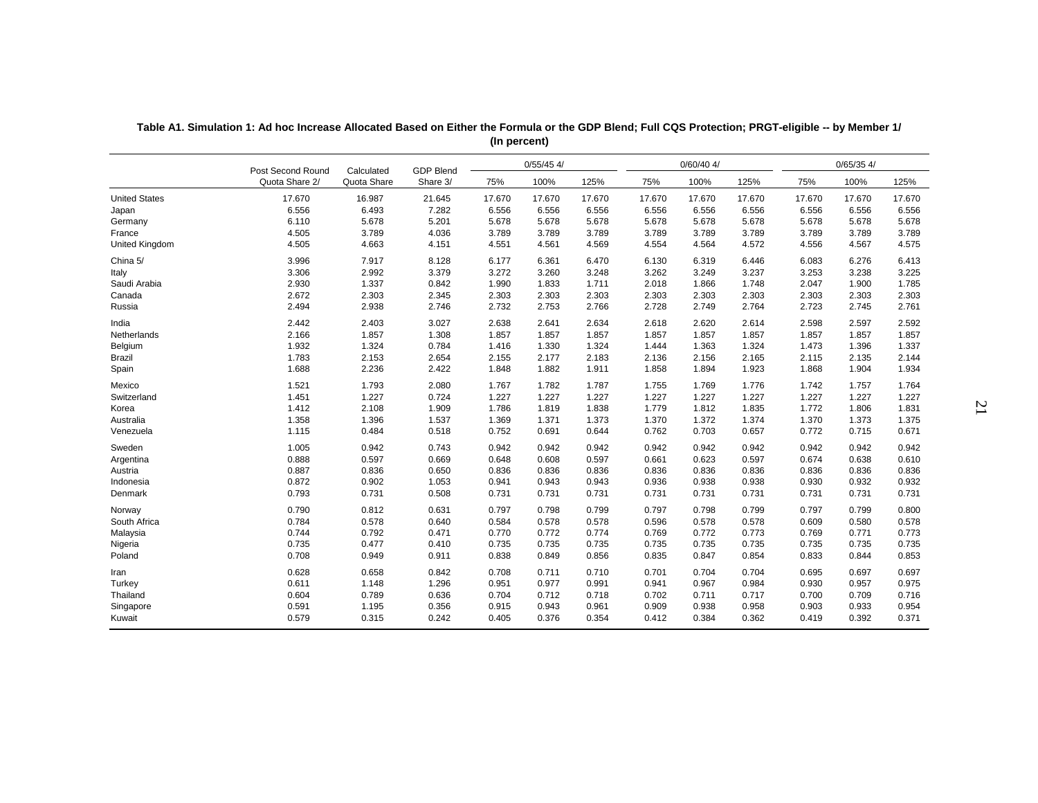**Table A1. Simulation 1: Ad hoc Increase Allocated Based on Either the Formula or the GDP Blend; Full CQS Protection; PRGT-eligible -- by Member 1/**
**(In percent)**

| | Post Second Round Quota Share 2/ | Calculated Quota Share | GDP Blend Share 3/ | 0/55/45 4/ | | | 0/60/40 4/ | | | 0/65/35 4/ | | |
|---|---|---|---|---|---|---|---|---|---|---|---|---|
| | | | | 75% | 100% | 125% | 75% | 100% | 125% | 75% | 100% | 125% |
| United States | 17.670 | 16.987 | 21.645 | 17.670 | 17.670 | 17.670 | 17.670 | 17.670 | 17.670 | 17.670 | 17.670 | 17.670 |
| Japan | 6.556 | 6.493 | 7.282 | 6.556 | 6.556 | 6.556 | 6.556 | 6.556 | 6.556 | 6.556 | 6.556 | 6.556 |
| Germany | 6.110 | 5.678 | 5.201 | 5.678 | 5.678 | 5.678 | 5.678 | 5.678 | 5.678 | 5.678 | 5.678 | 5.678 |
| France | 4.505 | 3.789 | 4.036 | 3.789 | 3.789 | 3.789 | 3.789 | 3.789 | 3.789 | 3.789 | 3.789 | 3.789 |
| United Kingdom | 4.505 | 4.663 | 4.151 | 4.551 | 4.561 | 4.569 | 4.554 | 4.564 | 4.572 | 4.556 | 4.567 | 4.575 |
| China 5/ | 3.996 | 7.917 | 8.128 | 6.177 | 6.361 | 6.470 | 6.130 | 6.319 | 6.446 | 6.083 | 6.276 | 6.413 |
| Italy | 3.306 | 2.992 | 3.379 | 3.272 | 3.260 | 3.248 | 3.262 | 3.249 | 3.237 | 3.253 | 3.238 | 3.225 |
| Saudi Arabia | 2.930 | 1.337 | 0.842 | 1.990 | 1.833 | 1.711 | 2.018 | 1.866 | 1.748 | 2.047 | 1.900 | 1.785 |
| Canada | 2.672 | 2.303 | 2.345 | 2.303 | 2.303 | 2.303 | 2.303 | 2.303 | 2.303 | 2.303 | 2.303 | 2.303 |
| Russia | 2.494 | 2.938 | 2.746 | 2.732 | 2.753 | 2.766 | 2.728 | 2.749 | 2.764 | 2.723 | 2.745 | 2.761 |
| India | 2.442 | 2.403 | 3.027 | 2.638 | 2.641 | 2.634 | 2.618 | 2.620 | 2.614 | 2.598 | 2.597 | 2.592 |
| Netherlands | 2.166 | 1.857 | 1.308 | 1.857 | 1.857 | 1.857 | 1.857 | 1.857 | 1.857 | 1.857 | 1.857 | 1.857 |
| Belgium | 1.932 | 1.324 | 0.784 | 1.416 | 1.330 | 1.324 | 1.444 | 1.363 | 1.324 | 1.473 | 1.396 | 1.337 |
| Brazil | 1.783 | 2.153 | 2.654 | 2.155 | 2.177 | 2.183 | 2.136 | 2.156 | 2.165 | 2.115 | 2.135 | 2.144 |
| Spain | 1.688 | 2.236 | 2.422 | 1.848 | 1.882 | 1.911 | 1.858 | 1.894 | 1.923 | 1.868 | 1.904 | 1.934 |
| Mexico | 1.521 | 1.793 | 2.080 | 1.767 | 1.782 | 1.787 | 1.755 | 1.769 | 1.776 | 1.742 | 1.757 | 1.764 |
| Switzerland | 1.451 | 1.227 | 0.724 | 1.227 | 1.227 | 1.227 | 1.227 | 1.227 | 1.227 | 1.227 | 1.227 | 1.227 |
| Korea | 1.412 | 2.108 | 1.909 | 1.786 | 1.819 | 1.838 | 1.779 | 1.812 | 1.835 | 1.772 | 1.806 | 1.831 |
| Australia | 1.358 | 1.396 | 1.537 | 1.369 | 1.371 | 1.373 | 1.370 | 1.372 | 1.374 | 1.370 | 1.373 | 1.375 |
| Venezuela | 1.115 | 0.484 | 0.518 | 0.752 | 0.691 | 0.644 | 0.762 | 0.703 | 0.657 | 0.772 | 0.715 | 0.671 |
| Sweden | 1.005 | 0.942 | 0.743 | 0.942 | 0.942 | 0.942 | 0.942 | 0.942 | 0.942 | 0.942 | 0.942 | 0.942 |
| Argentina | 0.888 | 0.597 | 0.669 | 0.648 | 0.608 | 0.597 | 0.661 | 0.623 | 0.597 | 0.674 | 0.638 | 0.610 |
| Austria | 0.887 | 0.836 | 0.650 | 0.836 | 0.836 | 0.836 | 0.836 | 0.836 | 0.836 | 0.836 | 0.836 | 0.836 |
| Indonesia | 0.872 | 0.902 | 1.053 | 0.941 | 0.943 | 0.943 | 0.936 | 0.938 | 0.938 | 0.930 | 0.932 | 0.932 |
| Denmark | 0.793 | 0.731 | 0.508 | 0.731 | 0.731 | 0.731 | 0.731 | 0.731 | 0.731 | 0.731 | 0.731 | 0.731 |
| Norway | 0.790 | 0.812 | 0.631 | 0.797 | 0.798 | 0.799 | 0.797 | 0.798 | 0.799 | 0.797 | 0.799 | 0.800 |
| South Africa | 0.784 | 0.578 | 0.640 | 0.584 | 0.578 | 0.578 | 0.596 | 0.578 | 0.578 | 0.609 | 0.580 | 0.578 |
| Malaysia | 0.744 | 0.792 | 0.471 | 0.770 | 0.772 | 0.774 | 0.769 | 0.772 | 0.773 | 0.769 | 0.771 | 0.773 |
| Nigeria | 0.735 | 0.477 | 0.410 | 0.735 | 0.735 | 0.735 | 0.735 | 0.735 | 0.735 | 0.735 | 0.735 | 0.735 |
| Poland | 0.708 | 0.949 | 0.911 | 0.838 | 0.849 | 0.856 | 0.835 | 0.847 | 0.854 | 0.833 | 0.844 | 0.853 |
| Iran | 0.628 | 0.658 | 0.842 | 0.708 | 0.711 | 0.710 | 0.701 | 0.704 | 0.704 | 0.695 | 0.697 | 0.697 |
| Turkey | 0.611 | 1.148 | 1.296 | 0.951 | 0.977 | 0.991 | 0.941 | 0.967 | 0.984 | 0.930 | 0.957 | 0.975 |
| Thailand | 0.604 | 0.789 | 0.636 | 0.704 | 0.712 | 0.718 | 0.702 | 0.711 | 0.717 | 0.700 | 0.709 | 0.716 |
| Singapore | 0.591 | 1.195 | 0.356 | 0.915 | 0.943 | 0.961 | 0.909 | 0.938 | 0.958 | 0.903 | 0.933 | 0.954 |
| Kuwait | 0.579 | 0.315 | 0.242 | 0.405 | 0.376 | 0.354 | 0.412 | 0.384 | 0.362 | 0.419 | 0.392 | 0.371 |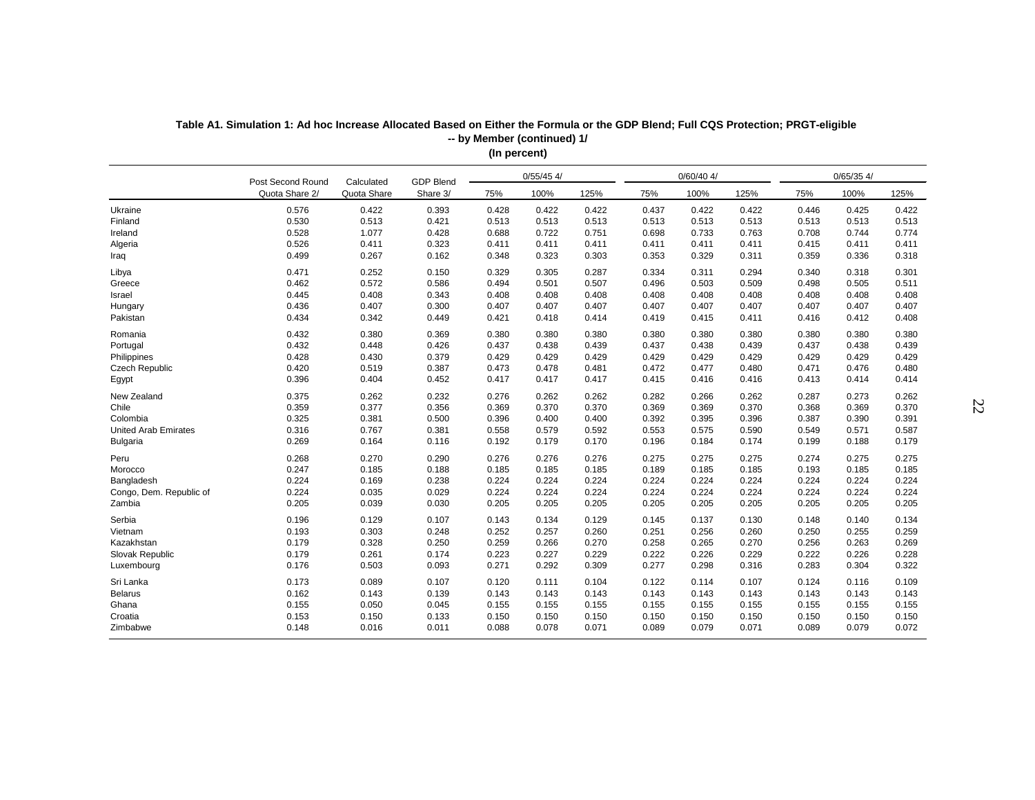**Table A1. Simulation 1: Ad hoc Increase Allocated Based on Either the Formula or the GDP Blend; Full CQS Protection; PRGT-eligible -- by Member (continued) 1/**

**(In percent)**

| | Post Second Round Quota Share 2/ | Calculated Quota Share | GDP Blend Share 3/ | 0/55/45 4/ | | | 0/60/40 4/ | | | 0/65/35 4/ | | |
|---|---|---|---|---|---|---|---|---|---|---|---|---|
| | | | | 75% | 100% | 125% | 75% | 100% | 125% | 75% | 100% | 125% |
| Ukraine | 0.576 | 0.422 | 0.393 | 0.428 | 0.422 | 0.422 | 0.437 | 0.422 | 0.422 | 0.446 | 0.425 | 0.422 |
| Finland | 0.530 | 0.513 | 0.421 | 0.513 | 0.513 | 0.513 | 0.513 | 0.513 | 0.513 | 0.513 | 0.513 | 0.513 |
| Ireland | 0.528 | 1.077 | 0.428 | 0.688 | 0.722 | 0.751 | 0.698 | 0.733 | 0.763 | 0.708 | 0.744 | 0.774 |
| Algeria | 0.526 | 0.411 | 0.323 | 0.411 | 0.411 | 0.411 | 0.411 | 0.411 | 0.411 | 0.415 | 0.411 | 0.411 |
| Iraq | 0.499 | 0.267 | 0.162 | 0.348 | 0.323 | 0.303 | 0.353 | 0.329 | 0.311 | 0.359 | 0.336 | 0.318 |
| Libya | 0.471 | 0.252 | 0.150 | 0.329 | 0.305 | 0.287 | 0.334 | 0.311 | 0.294 | 0.340 | 0.318 | 0.301 |
| Greece | 0.462 | 0.572 | 0.586 | 0.494 | 0.501 | 0.507 | 0.496 | 0.503 | 0.509 | 0.498 | 0.505 | 0.511 |
| Israel | 0.445 | 0.408 | 0.343 | 0.408 | 0.408 | 0.408 | 0.408 | 0.408 | 0.408 | 0.408 | 0.408 | 0.408 |
| Hungary | 0.436 | 0.407 | 0.300 | 0.407 | 0.407 | 0.407 | 0.407 | 0.407 | 0.407 | 0.407 | 0.407 | 0.407 |
| Pakistan | 0.434 | 0.342 | 0.449 | 0.421 | 0.418 | 0.414 | 0.419 | 0.415 | 0.411 | 0.416 | 0.412 | 0.408 |
| Romania | 0.432 | 0.380 | 0.369 | 0.380 | 0.380 | 0.380 | 0.380 | 0.380 | 0.380 | 0.380 | 0.380 | 0.380 |
| Portugal | 0.432 | 0.448 | 0.426 | 0.437 | 0.438 | 0.439 | 0.437 | 0.438 | 0.439 | 0.437 | 0.438 | 0.439 |
| Philippines | 0.428 | 0.430 | 0.379 | 0.429 | 0.429 | 0.429 | 0.429 | 0.429 | 0.429 | 0.429 | 0.429 | 0.429 |
| Czech Republic | 0.420 | 0.519 | 0.387 | 0.473 | 0.478 | 0.481 | 0.472 | 0.477 | 0.480 | 0.471 | 0.476 | 0.480 |
| Egypt | 0.396 | 0.404 | 0.452 | 0.417 | 0.417 | 0.417 | 0.415 | 0.416 | 0.416 | 0.413 | 0.414 | 0.414 |
| New Zealand | 0.375 | 0.262 | 0.232 | 0.276 | 0.262 | 0.262 | 0.282 | 0.266 | 0.262 | 0.287 | 0.273 | 0.262 |
| Chile | 0.359 | 0.377 | 0.356 | 0.369 | 0.370 | 0.370 | 0.369 | 0.369 | 0.370 | 0.368 | 0.369 | 0.370 |
| Colombia | 0.325 | 0.381 | 0.500 | 0.396 | 0.400 | 0.400 | 0.392 | 0.395 | 0.396 | 0.387 | 0.390 | 0.391 |
| United Arab Emirates | 0.316 | 0.767 | 0.381 | 0.558 | 0.579 | 0.592 | 0.553 | 0.575 | 0.590 | 0.549 | 0.571 | 0.587 |
| Bulgaria | 0.269 | 0.164 | 0.116 | 0.192 | 0.179 | 0.170 | 0.196 | 0.184 | 0.174 | 0.199 | 0.188 | 0.179 |
| Peru | 0.268 | 0.270 | 0.290 | 0.276 | 0.276 | 0.276 | 0.275 | 0.275 | 0.275 | 0.274 | 0.275 | 0.275 |
| Morocco | 0.247 | 0.185 | 0.188 | 0.185 | 0.185 | 0.185 | 0.189 | 0.185 | 0.185 | 0.193 | 0.185 | 0.185 |
| Bangladesh | 0.224 | 0.169 | 0.238 | 0.224 | 0.224 | 0.224 | 0.224 | 0.224 | 0.224 | 0.224 | 0.224 | 0.224 |
| Congo, Dem. Republic of | 0.224 | 0.035 | 0.029 | 0.224 | 0.224 | 0.224 | 0.224 | 0.224 | 0.224 | 0.224 | 0.224 | 0.224 |
| Zambia | 0.205 | 0.039 | 0.030 | 0.205 | 0.205 | 0.205 | 0.205 | 0.205 | 0.205 | 0.205 | 0.205 | 0.205 |
| Serbia | 0.196 | 0.129 | 0.107 | 0.143 | 0.134 | 0.129 | 0.145 | 0.137 | 0.130 | 0.148 | 0.140 | 0.134 |
| Vietnam | 0.193 | 0.303 | 0.248 | 0.252 | 0.257 | 0.260 | 0.251 | 0.256 | 0.260 | 0.250 | 0.255 | 0.259 |
| Kazakhstan | 0.179 | 0.328 | 0.250 | 0.259 | 0.266 | 0.270 | 0.258 | 0.265 | 0.270 | 0.256 | 0.263 | 0.269 |
| Slovak Republic | 0.179 | 0.261 | 0.174 | 0.223 | 0.227 | 0.229 | 0.222 | 0.226 | 0.229 | 0.222 | 0.226 | 0.228 |
| Luxembourg | 0.176 | 0.503 | 0.093 | 0.271 | 0.292 | 0.309 | 0.277 | 0.298 | 0.316 | 0.283 | 0.304 | 0.322 |
| Sri Lanka | 0.173 | 0.089 | 0.107 | 0.120 | 0.111 | 0.104 | 0.122 | 0.114 | 0.107 | 0.124 | 0.116 | 0.109 |
| Belarus | 0.162 | 0.143 | 0.139 | 0.143 | 0.143 | 0.143 | 0.143 | 0.143 | 0.143 | 0.143 | 0.143 | 0.143 |
| Ghana | 0.155 | 0.050 | 0.045 | 0.155 | 0.155 | 0.155 | 0.155 | 0.155 | 0.155 | 0.155 | 0.155 | 0.155 |
| Croatia | 0.153 | 0.150 | 0.133 | 0.150 | 0.150 | 0.150 | 0.150 | 0.150 | 0.150 | 0.150 | 0.150 | 0.150 |
| Zimbabwe | 0.148 | 0.016 | 0.011 | 0.088 | 0.078 | 0.071 | 0.089 | 0.079 | 0.071 | 0.089 | 0.079 | 0.072 |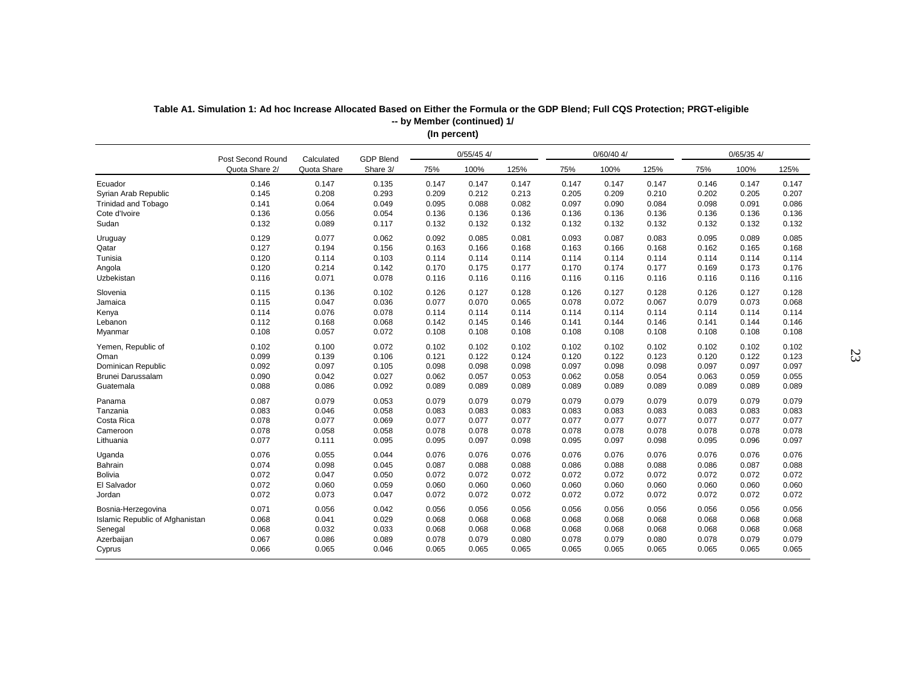**Table A1. Simulation 1: Ad hoc Increase Allocated Based on Either the Formula or the GDP Blend; Full CQS Protection; PRGT-eligible -- by Member (continued) 1/**

**(In percent)**

| | Post Second Round Quota Share 2/ | Calculated Quota Share | GDP Blend Share 3/ | 0/55/45 4/ | | | 0/60/40 4/ | | | 0/65/35 4/ | | |
|---|---|---|---|---|---|---|---|---|---|---|---|---|
| | | | | 75% | 100% | 125% | 75% | 100% | 125% | 75% | 100% | 125% |
| Ecuador | 0.146 | 0.147 | 0.135 | 0.147 | 0.147 | 0.147 | 0.147 | 0.147 | 0.147 | 0.146 | 0.147 | 0.147 |
| Syrian Arab Republic | 0.145 | 0.208 | 0.293 | 0.209 | 0.212 | 0.213 | 0.205 | 0.209 | 0.210 | 0.202 | 0.205 | 0.207 |
| Trinidad and Tobago | 0.141 | 0.064 | 0.049 | 0.095 | 0.088 | 0.082 | 0.097 | 0.090 | 0.084 | 0.098 | 0.091 | 0.086 |
| Cote d'Ivoire | 0.136 | 0.056 | 0.054 | 0.136 | 0.136 | 0.136 | 0.136 | 0.136 | 0.136 | 0.136 | 0.136 | 0.136 |
| Sudan | 0.132 | 0.089 | 0.117 | 0.132 | 0.132 | 0.132 | 0.132 | 0.132 | 0.132 | 0.132 | 0.132 | 0.132 |
| Uruguay | 0.129 | 0.077 | 0.062 | 0.092 | 0.085 | 0.081 | 0.093 | 0.087 | 0.083 | 0.095 | 0.089 | 0.085 |
| Qatar | 0.127 | 0.194 | 0.156 | 0.163 | 0.166 | 0.168 | 0.163 | 0.166 | 0.168 | 0.162 | 0.165 | 0.168 |
| Tunisia | 0.120 | 0.114 | 0.103 | 0.114 | 0.114 | 0.114 | 0.114 | 0.114 | 0.114 | 0.114 | 0.114 | 0.114 |
| Angola | 0.120 | 0.214 | 0.142 | 0.170 | 0.175 | 0.177 | 0.170 | 0.174 | 0.177 | 0.169 | 0.173 | 0.176 |
| Uzbekistan | 0.116 | 0.071 | 0.078 | 0.116 | 0.116 | 0.116 | 0.116 | 0.116 | 0.116 | 0.116 | 0.116 | 0.116 |
| Slovenia | 0.115 | 0.136 | 0.102 | 0.126 | 0.127 | 0.128 | 0.126 | 0.127 | 0.128 | 0.126 | 0.127 | 0.128 |
| Jamaica | 0.115 | 0.047 | 0.036 | 0.077 | 0.070 | 0.065 | 0.078 | 0.072 | 0.067 | 0.079 | 0.073 | 0.068 |
| Kenya | 0.114 | 0.076 | 0.078 | 0.114 | 0.114 | 0.114 | 0.114 | 0.114 | 0.114 | 0.114 | 0.114 | 0.114 |
| Lebanon | 0.112 | 0.168 | 0.068 | 0.142 | 0.145 | 0.146 | 0.141 | 0.144 | 0.146 | 0.141 | 0.144 | 0.146 |
| Myanmar | 0.108 | 0.057 | 0.072 | 0.108 | 0.108 | 0.108 | 0.108 | 0.108 | 0.108 | 0.108 | 0.108 | 0.108 |
| Yemen, Republic of | 0.102 | 0.100 | 0.072 | 0.102 | 0.102 | 0.102 | 0.102 | 0.102 | 0.102 | 0.102 | 0.102 | 0.102 |
| Oman | 0.099 | 0.139 | 0.106 | 0.121 | 0.122 | 0.124 | 0.120 | 0.122 | 0.123 | 0.120 | 0.122 | 0.123 |
| Dominican Republic | 0.092 | 0.097 | 0.105 | 0.098 | 0.098 | 0.098 | 0.097 | 0.098 | 0.098 | 0.097 | 0.097 | 0.097 |
| Brunei Darussalam | 0.090 | 0.042 | 0.027 | 0.062 | 0.057 | 0.053 | 0.062 | 0.058 | 0.054 | 0.063 | 0.059 | 0.055 |
| Guatemala | 0.088 | 0.086 | 0.092 | 0.089 | 0.089 | 0.089 | 0.089 | 0.089 | 0.089 | 0.089 | 0.089 | 0.089 |
| Panama | 0.087 | 0.079 | 0.053 | 0.079 | 0.079 | 0.079 | 0.079 | 0.079 | 0.079 | 0.079 | 0.079 | 0.079 |
| Tanzania | 0.083 | 0.046 | 0.058 | 0.083 | 0.083 | 0.083 | 0.083 | 0.083 | 0.083 | 0.083 | 0.083 | 0.083 |
| Costa Rica | 0.078 | 0.077 | 0.069 | 0.077 | 0.077 | 0.077 | 0.077 | 0.077 | 0.077 | 0.077 | 0.077 | 0.077 |
| Cameroon | 0.078 | 0.058 | 0.058 | 0.078 | 0.078 | 0.078 | 0.078 | 0.078 | 0.078 | 0.078 | 0.078 | 0.078 |
| Lithuania | 0.077 | 0.111 | 0.095 | 0.095 | 0.097 | 0.098 | 0.095 | 0.097 | 0.098 | 0.095 | 0.096 | 0.097 |
| Uganda | 0.076 | 0.055 | 0.044 | 0.076 | 0.076 | 0.076 | 0.076 | 0.076 | 0.076 | 0.076 | 0.076 | 0.076 |
| Bahrain | 0.074 | 0.098 | 0.045 | 0.087 | 0.088 | 0.088 | 0.086 | 0.088 | 0.088 | 0.086 | 0.087 | 0.088 |
| Bolivia | 0.072 | 0.047 | 0.050 | 0.072 | 0.072 | 0.072 | 0.072 | 0.072 | 0.072 | 0.072 | 0.072 | 0.072 |
| El Salvador | 0.072 | 0.060 | 0.059 | 0.060 | 0.060 | 0.060 | 0.060 | 0.060 | 0.060 | 0.060 | 0.060 | 0.060 |
| Jordan | 0.072 | 0.073 | 0.047 | 0.072 | 0.072 | 0.072 | 0.072 | 0.072 | 0.072 | 0.072 | 0.072 | 0.072 |
| Bosnia-Herzegovina | 0.071 | 0.056 | 0.042 | 0.056 | 0.056 | 0.056 | 0.056 | 0.056 | 0.056 | 0.056 | 0.056 | 0.056 |
| Islamic Republic of Afghanistan | 0.068 | 0.041 | 0.029 | 0.068 | 0.068 | 0.068 | 0.068 | 0.068 | 0.068 | 0.068 | 0.068 | 0.068 |
| Senegal | 0.068 | 0.032 | 0.033 | 0.068 | 0.068 | 0.068 | 0.068 | 0.068 | 0.068 | 0.068 | 0.068 | 0.068 |
| Azerbaijan | 0.067 | 0.086 | 0.089 | 0.078 | 0.079 | 0.080 | 0.078 | 0.079 | 0.080 | 0.078 | 0.079 | 0.079 |
| Cyprus | 0.066 | 0.065 | 0.046 | 0.065 | 0.065 | 0.065 | 0.065 | 0.065 | 0.065 | 0.065 | 0.065 | 0.065 |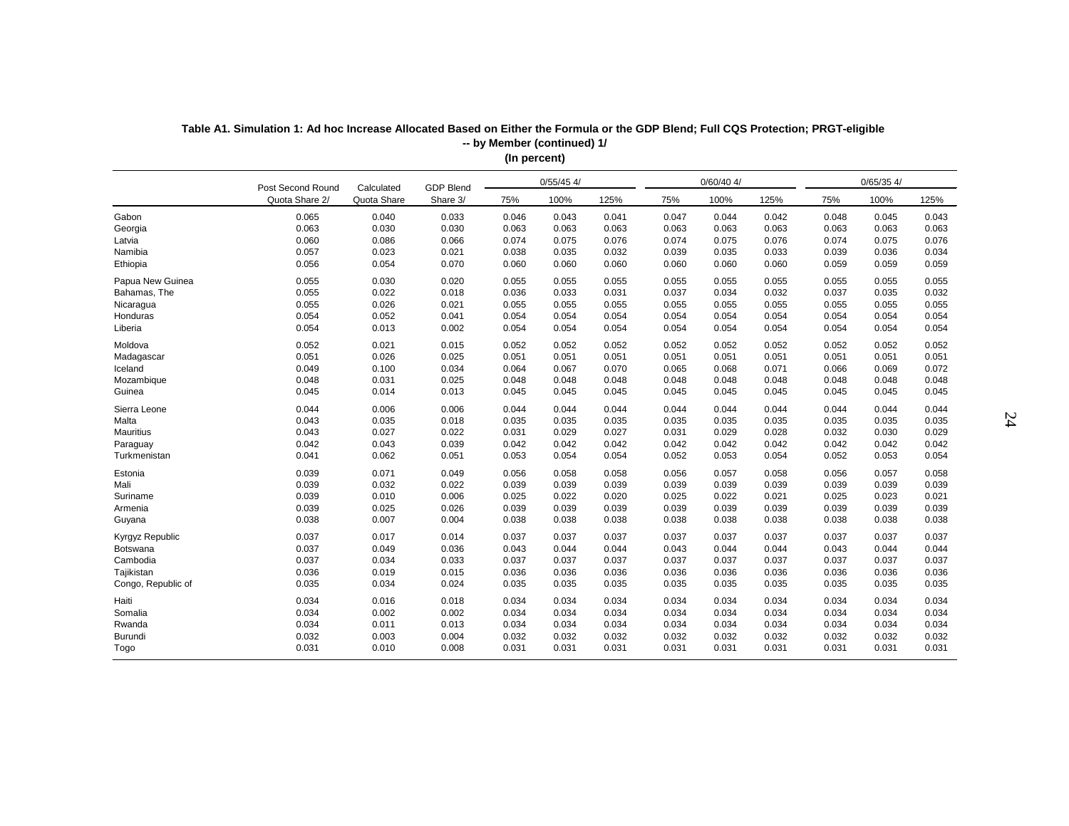**Table A1. Simulation 1: Ad hoc Increase Allocated Based on Either the Formula or the GDP Blend; Full CQS Protection; PRGT-eligible -- by Member (continued) 1/**
**(In percent)**

| | Post Second Round Quota Share 2/ | Calculated Quota Share | GDP Blend Share 3/ | 0/55/45 4/ | | | 0/60/40 4/ | | | 0/65/35 4/ | | |
|---|---|---|---|---|---|---|---|---|---|---|---|---|
| | | | | 75% | 100% | 125% | 75% | 100% | 125% | 75% | 100% | 125% |
| Gabon | 0.065 | 0.040 | 0.033 | 0.046 | 0.043 | 0.041 | 0.047 | 0.044 | 0.042 | 0.048 | 0.045 | 0.043 |
| Georgia | 0.063 | 0.030 | 0.030 | 0.063 | 0.063 | 0.063 | 0.063 | 0.063 | 0.063 | 0.063 | 0.063 | 0.063 |
| Latvia | 0.060 | 0.086 | 0.066 | 0.074 | 0.075 | 0.076 | 0.074 | 0.075 | 0.076 | 0.074 | 0.075 | 0.076 |
| Namibia | 0.057 | 0.023 | 0.021 | 0.038 | 0.035 | 0.032 | 0.039 | 0.035 | 0.033 | 0.039 | 0.036 | 0.034 |
| Ethiopia | 0.056 | 0.054 | 0.070 | 0.060 | 0.060 | 0.060 | 0.060 | 0.060 | 0.060 | 0.059 | 0.059 | 0.059 |
| Papua New Guinea | 0.055 | 0.030 | 0.020 | 0.055 | 0.055 | 0.055 | 0.055 | 0.055 | 0.055 | 0.055 | 0.055 | 0.055 |
| Bahamas, The | 0.055 | 0.022 | 0.018 | 0.036 | 0.033 | 0.031 | 0.037 | 0.034 | 0.032 | 0.037 | 0.035 | 0.032 |
| Nicaragua | 0.055 | 0.026 | 0.021 | 0.055 | 0.055 | 0.055 | 0.055 | 0.055 | 0.055 | 0.055 | 0.055 | 0.055 |
| Honduras | 0.054 | 0.052 | 0.041 | 0.054 | 0.054 | 0.054 | 0.054 | 0.054 | 0.054 | 0.054 | 0.054 | 0.054 |
| Liberia | 0.054 | 0.013 | 0.002 | 0.054 | 0.054 | 0.054 | 0.054 | 0.054 | 0.054 | 0.054 | 0.054 | 0.054 |
| Moldova | 0.052 | 0.021 | 0.015 | 0.052 | 0.052 | 0.052 | 0.052 | 0.052 | 0.052 | 0.052 | 0.052 | 0.052 |
| Madagascar | 0.051 | 0.026 | 0.025 | 0.051 | 0.051 | 0.051 | 0.051 | 0.051 | 0.051 | 0.051 | 0.051 | 0.051 |
| Iceland | 0.049 | 0.100 | 0.034 | 0.064 | 0.067 | 0.070 | 0.065 | 0.068 | 0.071 | 0.066 | 0.069 | 0.072 |
| Mozambique | 0.048 | 0.031 | 0.025 | 0.048 | 0.048 | 0.048 | 0.048 | 0.048 | 0.048 | 0.048 | 0.048 | 0.048 |
| Guinea | 0.045 | 0.014 | 0.013 | 0.045 | 0.045 | 0.045 | 0.045 | 0.045 | 0.045 | 0.045 | 0.045 | 0.045 |
| Sierra Leone | 0.044 | 0.006 | 0.006 | 0.044 | 0.044 | 0.044 | 0.044 | 0.044 | 0.044 | 0.044 | 0.044 | 0.044 |
| Malta | 0.043 | 0.035 | 0.018 | 0.035 | 0.035 | 0.035 | 0.035 | 0.035 | 0.035 | 0.035 | 0.035 | 0.035 |
| Mauritius | 0.043 | 0.027 | 0.022 | 0.031 | 0.029 | 0.027 | 0.031 | 0.029 | 0.028 | 0.032 | 0.030 | 0.029 |
| Paraguay | 0.042 | 0.043 | 0.039 | 0.042 | 0.042 | 0.042 | 0.042 | 0.042 | 0.042 | 0.042 | 0.042 | 0.042 |
| Turkmenistan | 0.041 | 0.062 | 0.051 | 0.053 | 0.054 | 0.054 | 0.052 | 0.053 | 0.054 | 0.052 | 0.053 | 0.054 |
| Estonia | 0.039 | 0.071 | 0.049 | 0.056 | 0.058 | 0.058 | 0.056 | 0.057 | 0.058 | 0.056 | 0.057 | 0.058 |
| Mali | 0.039 | 0.032 | 0.022 | 0.039 | 0.039 | 0.039 | 0.039 | 0.039 | 0.039 | 0.039 | 0.039 | 0.039 |
| Suriname | 0.039 | 0.010 | 0.006 | 0.025 | 0.022 | 0.020 | 0.025 | 0.022 | 0.021 | 0.025 | 0.023 | 0.021 |
| Armenia | 0.039 | 0.025 | 0.026 | 0.039 | 0.039 | 0.039 | 0.039 | 0.039 | 0.039 | 0.039 | 0.039 | 0.039 |
| Guyana | 0.038 | 0.007 | 0.004 | 0.038 | 0.038 | 0.038 | 0.038 | 0.038 | 0.038 | 0.038 | 0.038 | 0.038 |
| Kyrgyz Republic | 0.037 | 0.017 | 0.014 | 0.037 | 0.037 | 0.037 | 0.037 | 0.037 | 0.037 | 0.037 | 0.037 | 0.037 |
| Botswana | 0.037 | 0.049 | 0.036 | 0.043 | 0.044 | 0.044 | 0.043 | 0.044 | 0.044 | 0.043 | 0.044 | 0.044 |
| Cambodia | 0.037 | 0.034 | 0.033 | 0.037 | 0.037 | 0.037 | 0.037 | 0.037 | 0.037 | 0.037 | 0.037 | 0.037 |
| Tajikistan | 0.036 | 0.019 | 0.015 | 0.036 | 0.036 | 0.036 | 0.036 | 0.036 | 0.036 | 0.036 | 0.036 | 0.036 |
| Congo, Republic of | 0.035 | 0.034 | 0.024 | 0.035 | 0.035 | 0.035 | 0.035 | 0.035 | 0.035 | 0.035 | 0.035 | 0.035 |
| Haiti | 0.034 | 0.016 | 0.018 | 0.034 | 0.034 | 0.034 | 0.034 | 0.034 | 0.034 | 0.034 | 0.034 | 0.034 |
| Somalia | 0.034 | 0.002 | 0.002 | 0.034 | 0.034 | 0.034 | 0.034 | 0.034 | 0.034 | 0.034 | 0.034 | 0.034 |
| Rwanda | 0.034 | 0.011 | 0.013 | 0.034 | 0.034 | 0.034 | 0.034 | 0.034 | 0.034 | 0.034 | 0.034 | 0.034 |
| Burundi | 0.032 | 0.003 | 0.004 | 0.032 | 0.032 | 0.032 | 0.032 | 0.032 | 0.032 | 0.032 | 0.032 | 0.032 |
| Togo | 0.031 | 0.010 | 0.008 | 0.031 | 0.031 | 0.031 | 0.031 | 0.031 | 0.031 | 0.031 | 0.031 | 0.031 |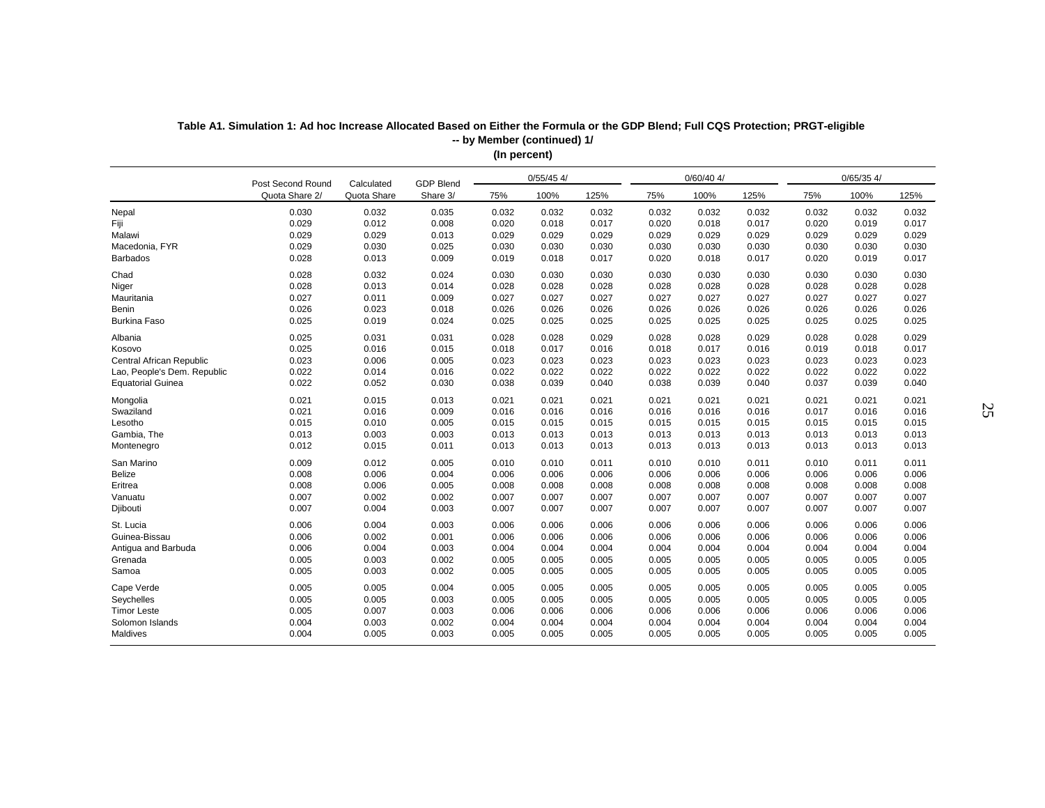**Table A1. Simulation 1: Ad hoc Increase Allocated Based on Either the Formula or the GDP Blend; Full CQS Protection; PRGT-eligible -- by Member (continued) 1/**

**(In percent)**

| | Post Second Round Quota Share 2/ | Calculated Quota Share | GDP Blend Share 3/ | 0/55/45 4/ | | | 0/60/40 4/ | | | 0/65/35 4/ | | |
|---|---|---|---|---|---|---|---|---|---|---|---|---|
| | | | | 75% | 100% | 125% | 75% | 100% | 125% | 75% | 100% | 125% |
| Nepal | 0.030 | 0.032 | 0.035 | 0.032 | 0.032 | 0.032 | 0.032 | 0.032 | 0.032 | 0.032 | 0.032 | 0.032 |
| Fiji | 0.029 | 0.012 | 0.008 | 0.020 | 0.018 | 0.017 | 0.020 | 0.018 | 0.017 | 0.020 | 0.019 | 0.017 |
| Malawi | 0.029 | 0.029 | 0.013 | 0.029 | 0.029 | 0.029 | 0.029 | 0.029 | 0.029 | 0.029 | 0.029 | 0.029 |
| Macedonia, FYR | 0.029 | 0.030 | 0.025 | 0.030 | 0.030 | 0.030 | 0.030 | 0.030 | 0.030 | 0.030 | 0.030 | 0.030 |
| Barbados | 0.028 | 0.013 | 0.009 | 0.019 | 0.018 | 0.017 | 0.020 | 0.018 | 0.017 | 0.020 | 0.019 | 0.017 |
| Chad | 0.028 | 0.032 | 0.024 | 0.030 | 0.030 | 0.030 | 0.030 | 0.030 | 0.030 | 0.030 | 0.030 | 0.030 |
| Niger | 0.028 | 0.013 | 0.014 | 0.028 | 0.028 | 0.028 | 0.028 | 0.028 | 0.028 | 0.028 | 0.028 | 0.028 |
| Mauritania | 0.027 | 0.011 | 0.009 | 0.027 | 0.027 | 0.027 | 0.027 | 0.027 | 0.027 | 0.027 | 0.027 | 0.027 |
| Benin | 0.026 | 0.023 | 0.018 | 0.026 | 0.026 | 0.026 | 0.026 | 0.026 | 0.026 | 0.026 | 0.026 | 0.026 |
| Burkina Faso | 0.025 | 0.019 | 0.024 | 0.025 | 0.025 | 0.025 | 0.025 | 0.025 | 0.025 | 0.025 | 0.025 | 0.025 |
| Albania | 0.025 | 0.031 | 0.031 | 0.028 | 0.028 | 0.029 | 0.028 | 0.028 | 0.029 | 0.028 | 0.028 | 0.029 |
| Kosovo | 0.025 | 0.016 | 0.015 | 0.018 | 0.017 | 0.016 | 0.018 | 0.017 | 0.016 | 0.019 | 0.018 | 0.017 |
| Central African Republic | 0.023 | 0.006 | 0.005 | 0.023 | 0.023 | 0.023 | 0.023 | 0.023 | 0.023 | 0.023 | 0.023 | 0.023 |
| Lao, People's Dem. Republic | 0.022 | 0.014 | 0.016 | 0.022 | 0.022 | 0.022 | 0.022 | 0.022 | 0.022 | 0.022 | 0.022 | 0.022 |
| Equatorial Guinea | 0.022 | 0.052 | 0.030 | 0.038 | 0.039 | 0.040 | 0.038 | 0.039 | 0.040 | 0.037 | 0.039 | 0.040 |
| Mongolia | 0.021 | 0.015 | 0.013 | 0.021 | 0.021 | 0.021 | 0.021 | 0.021 | 0.021 | 0.021 | 0.021 | 0.021 |
| Swaziland | 0.021 | 0.016 | 0.009 | 0.016 | 0.016 | 0.016 | 0.016 | 0.016 | 0.016 | 0.017 | 0.016 | 0.016 |
| Lesotho | 0.015 | 0.010 | 0.005 | 0.015 | 0.015 | 0.015 | 0.015 | 0.015 | 0.015 | 0.015 | 0.015 | 0.015 |
| Gambia, The | 0.013 | 0.003 | 0.003 | 0.013 | 0.013 | 0.013 | 0.013 | 0.013 | 0.013 | 0.013 | 0.013 | 0.013 |
| Montenegro | 0.012 | 0.015 | 0.011 | 0.013 | 0.013 | 0.013 | 0.013 | 0.013 | 0.013 | 0.013 | 0.013 | 0.013 |
| San Marino | 0.009 | 0.012 | 0.005 | 0.010 | 0.010 | 0.011 | 0.010 | 0.010 | 0.011 | 0.010 | 0.011 | 0.011 |
| Belize | 0.008 | 0.006 | 0.004 | 0.006 | 0.006 | 0.006 | 0.006 | 0.006 | 0.006 | 0.006 | 0.006 | 0.006 |
| Eritrea | 0.008 | 0.006 | 0.005 | 0.008 | 0.008 | 0.008 | 0.008 | 0.008 | 0.008 | 0.008 | 0.008 | 0.008 |
| Vanuatu | 0.007 | 0.002 | 0.002 | 0.007 | 0.007 | 0.007 | 0.007 | 0.007 | 0.007 | 0.007 | 0.007 | 0.007 |
| Djibouti | 0.007 | 0.004 | 0.003 | 0.007 | 0.007 | 0.007 | 0.007 | 0.007 | 0.007 | 0.007 | 0.007 | 0.007 |
| St. Lucia | 0.006 | 0.004 | 0.003 | 0.006 | 0.006 | 0.006 | 0.006 | 0.006 | 0.006 | 0.006 | 0.006 | 0.006 |
| Guinea-Bissau | 0.006 | 0.002 | 0.001 | 0.006 | 0.006 | 0.006 | 0.006 | 0.006 | 0.006 | 0.006 | 0.006 | 0.006 |
| Antigua and Barbuda | 0.006 | 0.004 | 0.003 | 0.004 | 0.004 | 0.004 | 0.004 | 0.004 | 0.004 | 0.004 | 0.004 | 0.004 |
| Grenada | 0.005 | 0.003 | 0.002 | 0.005 | 0.005 | 0.005 | 0.005 | 0.005 | 0.005 | 0.005 | 0.005 | 0.005 |
| Samoa | 0.005 | 0.003 | 0.002 | 0.005 | 0.005 | 0.005 | 0.005 | 0.005 | 0.005 | 0.005 | 0.005 | 0.005 |
| Cape Verde | 0.005 | 0.005 | 0.004 | 0.005 | 0.005 | 0.005 | 0.005 | 0.005 | 0.005 | 0.005 | 0.005 | 0.005 |
| Seychelles | 0.005 | 0.005 | 0.003 | 0.005 | 0.005 | 0.005 | 0.005 | 0.005 | 0.005 | 0.005 | 0.005 | 0.005 |
| Timor Leste | 0.005 | 0.007 | 0.003 | 0.006 | 0.006 | 0.006 | 0.006 | 0.006 | 0.006 | 0.006 | 0.006 | 0.006 |
| Solomon Islands | 0.004 | 0.003 | 0.002 | 0.004 | 0.004 | 0.004 | 0.004 | 0.004 | 0.004 | 0.004 | 0.004 | 0.004 |
| Maldives | 0.004 | 0.005 | 0.003 | 0.005 | 0.005 | 0.005 | 0.005 | 0.005 | 0.005 | 0.005 | 0.005 | 0.005 |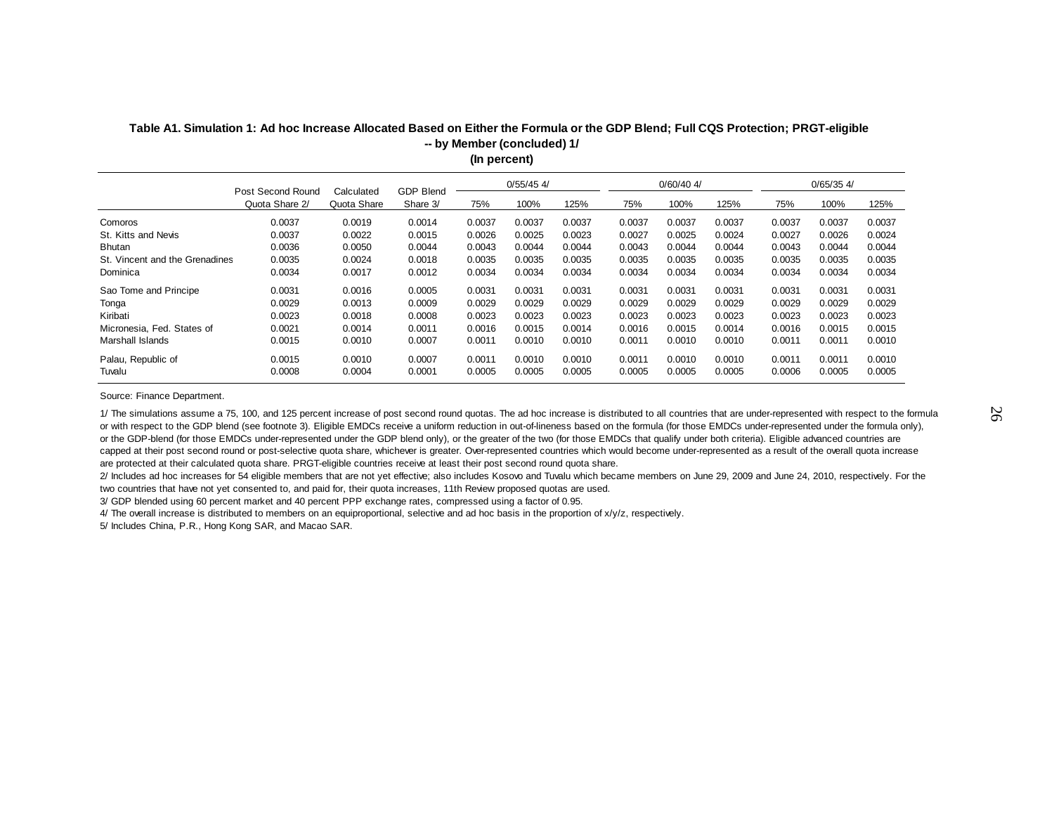**Table A1. Simulation 1: Ad hoc Increase Allocated Based on Either the Formula or the GDP Blend; Full CQS Protection; PRGT-eligible -- by Member (concluded) 1/**

**(In percent)**

| | Post Second Round Quota Share 2/ | Calculated Quota Share | GDP Blend Share 3/ | 0/55/45 4/ | | | 0/60/40 4/ | | | 0/65/35 4/ | | |
|---|---|---|---|---|---|---|---|---|---|---|---|---|
| | | | | 75% | 100% | 125% | 75% | 100% | 125% | 75% | 100% | 125% |
| Comoros | 0.0037 | 0.0019 | 0.0014 | 0.0037 | 0.0037 | 0.0037 | 0.0037 | 0.0037 | 0.0037 | 0.0037 | 0.0037 | 0.0037 |
| St. Kitts and Nevis | 0.0037 | 0.0022 | 0.0015 | 0.0026 | 0.0025 | 0.0023 | 0.0027 | 0.0025 | 0.0024 | 0.0027 | 0.0026 | 0.0024 |
| Bhutan | 0.0036 | 0.0050 | 0.0044 | 0.0043 | 0.0044 | 0.0044 | 0.0043 | 0.0044 | 0.0044 | 0.0043 | 0.0044 | 0.0044 |
| St. Vincent and the Grenadines | 0.0035 | 0.0024 | 0.0018 | 0.0035 | 0.0035 | 0.0035 | 0.0035 | 0.0035 | 0.0035 | 0.0035 | 0.0035 | 0.0035 |
| Dominica | 0.0034 | 0.0017 | 0.0012 | 0.0034 | 0.0034 | 0.0034 | 0.0034 | 0.0034 | 0.0034 | 0.0034 | 0.0034 | 0.0034 |
| Sao Tome and Principe | 0.0031 | 0.0016 | 0.0005 | 0.0031 | 0.0031 | 0.0031 | 0.0031 | 0.0031 | 0.0031 | 0.0031 | 0.0031 | 0.0031 |
| Tonga | 0.0029 | 0.0013 | 0.0009 | 0.0029 | 0.0029 | 0.0029 | 0.0029 | 0.0029 | 0.0029 | 0.0029 | 0.0029 | 0.0029 |
| Kiribati | 0.0023 | 0.0018 | 0.0008 | 0.0023 | 0.0023 | 0.0023 | 0.0023 | 0.0023 | 0.0023 | 0.0023 | 0.0023 | 0.0023 |
| Micronesia, Fed. States of | 0.0021 | 0.0014 | 0.0011 | 0.0016 | 0.0015 | 0.0014 | 0.0016 | 0.0015 | 0.0014 | 0.0016 | 0.0015 | 0.0015 |
| Marshall Islands | 0.0015 | 0.0010 | 0.0007 | 0.0011 | 0.0010 | 0.0010 | 0.0011 | 0.0010 | 0.0010 | 0.0011 | 0.0011 | 0.0010 |
| Palau, Republic of | 0.0015 | 0.0010 | 0.0007 | 0.0011 | 0.0010 | 0.0010 | 0.0011 | 0.0010 | 0.0010 | 0.0011 | 0.0011 | 0.0010 |
| Tuvalu | 0.0008 | 0.0004 | 0.0001 | 0.0005 | 0.0005 | 0.0005 | 0.0005 | 0.0005 | 0.0005 | 0.0006 | 0.0005 | 0.0005 |

Source: Finance Department.

1/ The simulations assume a 75, 100, and 125 percent increase of post second round quotas. The ad hoc increase is distributed to all countries that are under-represented with respect to the formula or with respect to the GDP blend (see footnote 3). Eligible EMDCs receive a uniform reduction in out-of-lineness based on the formula (for those EMDCs under-represented under the formula only), or the GDP-blend (for those EMDCs under-represented under the GDP blend only), or the greater of the two (for those EMDCs that qualify under both criteria). Eligible advanced countries are capped at their post second round or post-selective quota share, whichever is greater. Over-represented countries which would become under-represented as a result of the overall quota increase are protected at their calculated quota share. PRGT-eligible countries receive at least their post second round quota share.

2/ Includes ad hoc increases for 54 eligible members that are not yet effective; also includes Kosovo and Tuvalu which became members on June 29, 2009 and June 24, 2010, respectively. For the two countries that have not yet consented to, and paid for, their quota increases, 11th Review proposed quotas are used.

3/ GDP blended using 60 percent market and 40 percent PPP exchange rates, compressed using a factor of 0.95.

4/ The overall increase is distributed to members on an equiproportional, selective and ad hoc basis in the proportion of x/y/z, respectively.

5/ Includes China, P.R., Hong Kong SAR, and Macao SAR.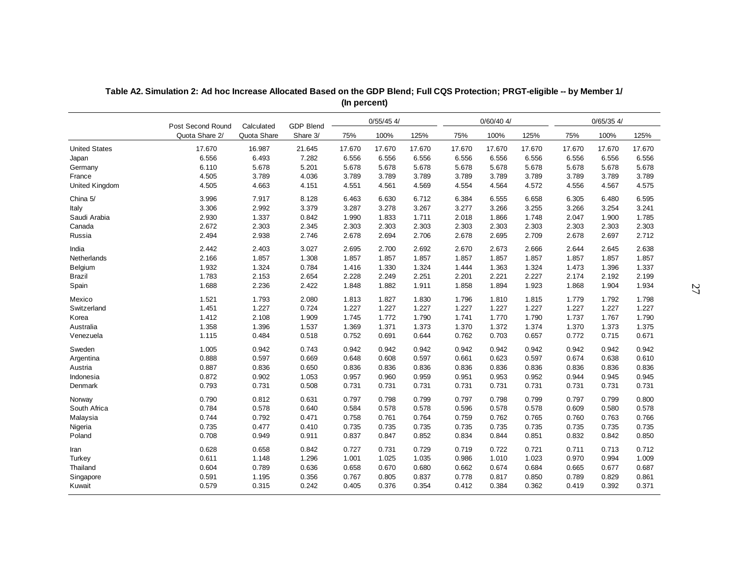**Table A2. Simulation 2: Ad hoc Increase Allocated Based on the GDP Blend; Full CQS Protection; PRGT-eligible -- by Member 1/**
**(In percent)**

| | Post Second Round Quota Share 2/ | Calculated Quota Share | GDP Blend Share 3/ | 0/55/45 4/ | | | 0/60/40 4/ | | | 0/65/35 4/ | | |
|---|---|---|---|---|---|---|---|---|---|---|---|---|
| | | | | 75% | 100% | 125% | 75% | 100% | 125% | 75% | 100% | 125% |
| United States | 17.670 | 16.987 | 21.645 | 17.670 | 17.670 | 17.670 | 17.670 | 17.670 | 17.670 | 17.670 | 17.670 | 17.670 |
| Japan | 6.556 | 6.493 | 7.282 | 6.556 | 6.556 | 6.556 | 6.556 | 6.556 | 6.556 | 6.556 | 6.556 | 6.556 |
| Germany | 6.110 | 5.678 | 5.201 | 5.678 | 5.678 | 5.678 | 5.678 | 5.678 | 5.678 | 5.678 | 5.678 | 5.678 |
| France | 4.505 | 3.789 | 4.036 | 3.789 | 3.789 | 3.789 | 3.789 | 3.789 | 3.789 | 3.789 | 3.789 | 3.789 |
| United Kingdom | 4.505 | 4.663 | 4.151 | 4.551 | 4.561 | 4.569 | 4.554 | 4.564 | 4.572 | 4.556 | 4.567 | 4.575 |
| China 5/ | 3.996 | 7.917 | 8.128 | 6.463 | 6.630 | 6.712 | 6.384 | 6.555 | 6.658 | 6.305 | 6.480 | 6.595 |
| Italy | 3.306 | 2.992 | 3.379 | 3.287 | 3.278 | 3.267 | 3.277 | 3.266 | 3.255 | 3.266 | 3.254 | 3.241 |
| Saudi Arabia | 2.930 | 1.337 | 0.842 | 1.990 | 1.833 | 1.711 | 2.018 | 1.866 | 1.748 | 2.047 | 1.900 | 1.785 |
| Canada | 2.672 | 2.303 | 2.345 | 2.303 | 2.303 | 2.303 | 2.303 | 2.303 | 2.303 | 2.303 | 2.303 | 2.303 |
| Russia | 2.494 | 2.938 | 2.746 | 2.678 | 2.694 | 2.706 | 2.678 | 2.695 | 2.709 | 2.678 | 2.697 | 2.712 |
| India | 2.442 | 2.403 | 3.027 | 2.695 | 2.700 | 2.692 | 2.670 | 2.673 | 2.666 | 2.644 | 2.645 | 2.638 |
| Netherlands | 2.166 | 1.857 | 1.308 | 1.857 | 1.857 | 1.857 | 1.857 | 1.857 | 1.857 | 1.857 | 1.857 | 1.857 |
| Belgium | 1.932 | 1.324 | 0.784 | 1.416 | 1.330 | 1.324 | 1.444 | 1.363 | 1.324 | 1.473 | 1.396 | 1.337 |
| Brazil | 1.783 | 2.153 | 2.654 | 2.228 | 2.249 | 2.251 | 2.201 | 2.221 | 2.227 | 2.174 | 2.192 | 2.199 |
| Spain | 1.688 | 2.236 | 2.422 | 1.848 | 1.882 | 1.911 | 1.858 | 1.894 | 1.923 | 1.868 | 1.904 | 1.934 |
| Mexico | 1.521 | 1.793 | 2.080 | 1.813 | 1.827 | 1.830 | 1.796 | 1.810 | 1.815 | 1.779 | 1.792 | 1.798 |
| Switzerland | 1.451 | 1.227 | 0.724 | 1.227 | 1.227 | 1.227 | 1.227 | 1.227 | 1.227 | 1.227 | 1.227 | 1.227 |
| Korea | 1.412 | 2.108 | 1.909 | 1.745 | 1.772 | 1.790 | 1.741 | 1.770 | 1.790 | 1.737 | 1.767 | 1.790 |
| Australia | 1.358 | 1.396 | 1.537 | 1.369 | 1.371 | 1.373 | 1.370 | 1.372 | 1.374 | 1.370 | 1.373 | 1.375 |
| Venezuela | 1.115 | 0.484 | 0.518 | 0.752 | 0.691 | 0.644 | 0.762 | 0.703 | 0.657 | 0.772 | 0.715 | 0.671 |
| Sweden | 1.005 | 0.942 | 0.743 | 0.942 | 0.942 | 0.942 | 0.942 | 0.942 | 0.942 | 0.942 | 0.942 | 0.942 |
| Argentina | 0.888 | 0.597 | 0.669 | 0.648 | 0.608 | 0.597 | 0.661 | 0.623 | 0.597 | 0.674 | 0.638 | 0.610 |
| Austria | 0.887 | 0.836 | 0.650 | 0.836 | 0.836 | 0.836 | 0.836 | 0.836 | 0.836 | 0.836 | 0.836 | 0.836 |
| Indonesia | 0.872 | 0.902 | 1.053 | 0.957 | 0.960 | 0.959 | 0.951 | 0.953 | 0.952 | 0.944 | 0.945 | 0.945 |
| Denmark | 0.793 | 0.731 | 0.508 | 0.731 | 0.731 | 0.731 | 0.731 | 0.731 | 0.731 | 0.731 | 0.731 | 0.731 |
| Norway | 0.790 | 0.812 | 0.631 | 0.797 | 0.798 | 0.799 | 0.797 | 0.798 | 0.799 | 0.797 | 0.799 | 0.800 |
| South Africa | 0.784 | 0.578 | 0.640 | 0.584 | 0.578 | 0.578 | 0.596 | 0.578 | 0.578 | 0.609 | 0.580 | 0.578 |
| Malaysia | 0.744 | 0.792 | 0.471 | 0.758 | 0.761 | 0.764 | 0.759 | 0.762 | 0.765 | 0.760 | 0.763 | 0.766 |
| Nigeria | 0.735 | 0.477 | 0.410 | 0.735 | 0.735 | 0.735 | 0.735 | 0.735 | 0.735 | 0.735 | 0.735 | 0.735 |
| Poland | 0.708 | 0.949 | 0.911 | 0.837 | 0.847 | 0.852 | 0.834 | 0.844 | 0.851 | 0.832 | 0.842 | 0.850 |
| Iran | 0.628 | 0.658 | 0.842 | 0.727 | 0.731 | 0.729 | 0.719 | 0.722 | 0.721 | 0.711 | 0.713 | 0.712 |
| Turkey | 0.611 | 1.148 | 1.296 | 1.001 | 1.025 | 1.035 | 0.986 | 1.010 | 1.023 | 0.970 | 0.994 | 1.009 |
| Thailand | 0.604 | 0.789 | 0.636 | 0.658 | 0.670 | 0.680 | 0.662 | 0.674 | 0.684 | 0.665 | 0.677 | 0.687 |
| Singapore | 0.591 | 1.195 | 0.356 | 0.767 | 0.805 | 0.837 | 0.778 | 0.817 | 0.850 | 0.789 | 0.829 | 0.861 |
| Kuwait | 0.579 | 0.315 | 0.242 | 0.405 | 0.376 | 0.354 | 0.412 | 0.384 | 0.362 | 0.419 | 0.392 | 0.371 |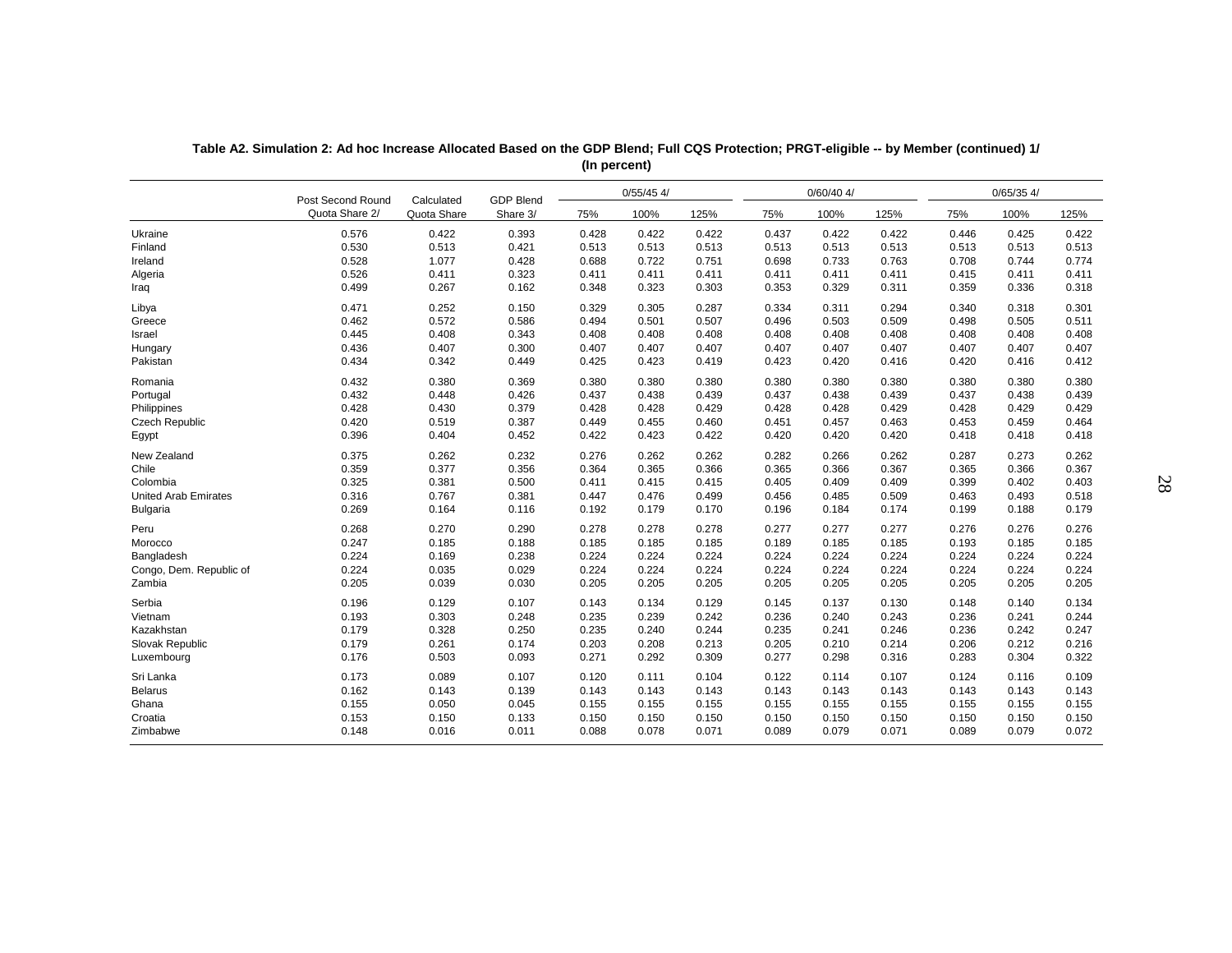**Table A2. Simulation 2: Ad hoc Increase Allocated Based on the GDP Blend; Full CQS Protection; PRGT-eligible -- by Member (continued) 1/**
**(In percent)**

| | Post Second Round Quota Share 2/ | Calculated Quota Share | GDP Blend Share 3/ | 0/55/45 4/ | | | 0/60/40 4/ | | | 0/65/35 4/ | | |
|---|---|---|---|---|---|---|---|---|---|---|---|---|
| | | | | 75% | 100% | 125% | 75% | 100% | 125% | 75% | 100% | 125% |
| Ukraine | 0.576 | 0.422 | 0.393 | 0.428 | 0.422 | 0.422 | 0.437 | 0.422 | 0.422 | 0.446 | 0.425 | 0.422 |
| Finland | 0.530 | 0.513 | 0.421 | 0.513 | 0.513 | 0.513 | 0.513 | 0.513 | 0.513 | 0.513 | 0.513 | 0.513 |
| Ireland | 0.528 | 1.077 | 0.428 | 0.688 | 0.722 | 0.751 | 0.698 | 0.733 | 0.763 | 0.708 | 0.744 | 0.774 |
| Algeria | 0.526 | 0.411 | 0.323 | 0.411 | 0.411 | 0.411 | 0.411 | 0.411 | 0.411 | 0.415 | 0.411 | 0.411 |
| Iraq | 0.499 | 0.267 | 0.162 | 0.348 | 0.323 | 0.303 | 0.353 | 0.329 | 0.311 | 0.359 | 0.336 | 0.318 |
| Libya | 0.471 | 0.252 | 0.150 | 0.329 | 0.305 | 0.287 | 0.334 | 0.311 | 0.294 | 0.340 | 0.318 | 0.301 |
| Greece | 0.462 | 0.572 | 0.586 | 0.494 | 0.501 | 0.507 | 0.496 | 0.503 | 0.509 | 0.498 | 0.505 | 0.511 |
| Israel | 0.445 | 0.408 | 0.343 | 0.408 | 0.408 | 0.408 | 0.408 | 0.408 | 0.408 | 0.408 | 0.408 | 0.408 |
| Hungary | 0.436 | 0.407 | 0.300 | 0.407 | 0.407 | 0.407 | 0.407 | 0.407 | 0.407 | 0.407 | 0.407 | 0.407 |
| Pakistan | 0.434 | 0.342 | 0.449 | 0.425 | 0.423 | 0.419 | 0.423 | 0.420 | 0.416 | 0.420 | 0.416 | 0.412 |
| Romania | 0.432 | 0.380 | 0.369 | 0.380 | 0.380 | 0.380 | 0.380 | 0.380 | 0.380 | 0.380 | 0.380 | 0.380 |
| Portugal | 0.432 | 0.448 | 0.426 | 0.437 | 0.438 | 0.439 | 0.437 | 0.438 | 0.439 | 0.437 | 0.438 | 0.439 |
| Philippines | 0.428 | 0.430 | 0.379 | 0.428 | 0.428 | 0.429 | 0.428 | 0.428 | 0.429 | 0.428 | 0.429 | 0.429 |
| Czech Republic | 0.420 | 0.519 | 0.387 | 0.449 | 0.455 | 0.460 | 0.451 | 0.457 | 0.463 | 0.453 | 0.459 | 0.464 |
| Egypt | 0.396 | 0.404 | 0.452 | 0.422 | 0.423 | 0.422 | 0.420 | 0.420 | 0.420 | 0.418 | 0.418 | 0.418 |
| New Zealand | 0.375 | 0.262 | 0.232 | 0.276 | 0.262 | 0.262 | 0.282 | 0.266 | 0.262 | 0.287 | 0.273 | 0.262 |
| Chile | 0.359 | 0.377 | 0.356 | 0.364 | 0.365 | 0.366 | 0.365 | 0.366 | 0.367 | 0.365 | 0.366 | 0.367 |
| Colombia | 0.325 | 0.381 | 0.500 | 0.411 | 0.415 | 0.415 | 0.405 | 0.409 | 0.409 | 0.399 | 0.402 | 0.403 |
| United Arab Emirates | 0.316 | 0.767 | 0.381 | 0.447 | 0.476 | 0.499 | 0.456 | 0.485 | 0.509 | 0.463 | 0.493 | 0.518 |
| Bulgaria | 0.269 | 0.164 | 0.116 | 0.192 | 0.179 | 0.170 | 0.196 | 0.184 | 0.174 | 0.199 | 0.188 | 0.179 |
| Peru | 0.268 | 0.270 | 0.290 | 0.278 | 0.278 | 0.278 | 0.277 | 0.277 | 0.277 | 0.276 | 0.276 | 0.276 |
| Morocco | 0.247 | 0.185 | 0.188 | 0.185 | 0.185 | 0.185 | 0.189 | 0.185 | 0.185 | 0.193 | 0.185 | 0.185 |
| Bangladesh | 0.224 | 0.169 | 0.238 | 0.224 | 0.224 | 0.224 | 0.224 | 0.224 | 0.224 | 0.224 | 0.224 | 0.224 |
| Congo, Dem. Republic of | 0.224 | 0.035 | 0.029 | 0.224 | 0.224 | 0.224 | 0.224 | 0.224 | 0.224 | 0.224 | 0.224 | 0.224 |
| Zambia | 0.205 | 0.039 | 0.030 | 0.205 | 0.205 | 0.205 | 0.205 | 0.205 | 0.205 | 0.205 | 0.205 | 0.205 |
| Serbia | 0.196 | 0.129 | 0.107 | 0.143 | 0.134 | 0.129 | 0.145 | 0.137 | 0.130 | 0.148 | 0.140 | 0.134 |
| Vietnam | 0.193 | 0.303 | 0.248 | 0.235 | 0.239 | 0.242 | 0.236 | 0.240 | 0.243 | 0.236 | 0.241 | 0.244 |
| Kazakhstan | 0.179 | 0.328 | 0.250 | 0.235 | 0.240 | 0.244 | 0.235 | 0.241 | 0.246 | 0.236 | 0.242 | 0.247 |
| Slovak Republic | 0.179 | 0.261 | 0.174 | 0.203 | 0.208 | 0.213 | 0.205 | 0.210 | 0.214 | 0.206 | 0.212 | 0.216 |
| Luxembourg | 0.176 | 0.503 | 0.093 | 0.271 | 0.292 | 0.309 | 0.277 | 0.298 | 0.316 | 0.283 | 0.304 | 0.322 |
| Sri Lanka | 0.173 | 0.089 | 0.107 | 0.120 | 0.111 | 0.104 | 0.122 | 0.114 | 0.107 | 0.124 | 0.116 | 0.109 |
| Belarus | 0.162 | 0.143 | 0.139 | 0.143 | 0.143 | 0.143 | 0.143 | 0.143 | 0.143 | 0.143 | 0.143 | 0.143 |
| Ghana | 0.155 | 0.050 | 0.045 | 0.155 | 0.155 | 0.155 | 0.155 | 0.155 | 0.155 | 0.155 | 0.155 | 0.155 |
| Croatia | 0.153 | 0.150 | 0.133 | 0.150 | 0.150 | 0.150 | 0.150 | 0.150 | 0.150 | 0.150 | 0.150 | 0.150 |
| Zimbabwe | 0.148 | 0.016 | 0.011 | 0.088 | 0.078 | 0.071 | 0.089 | 0.079 | 0.071 | 0.089 | 0.079 | 0.072 |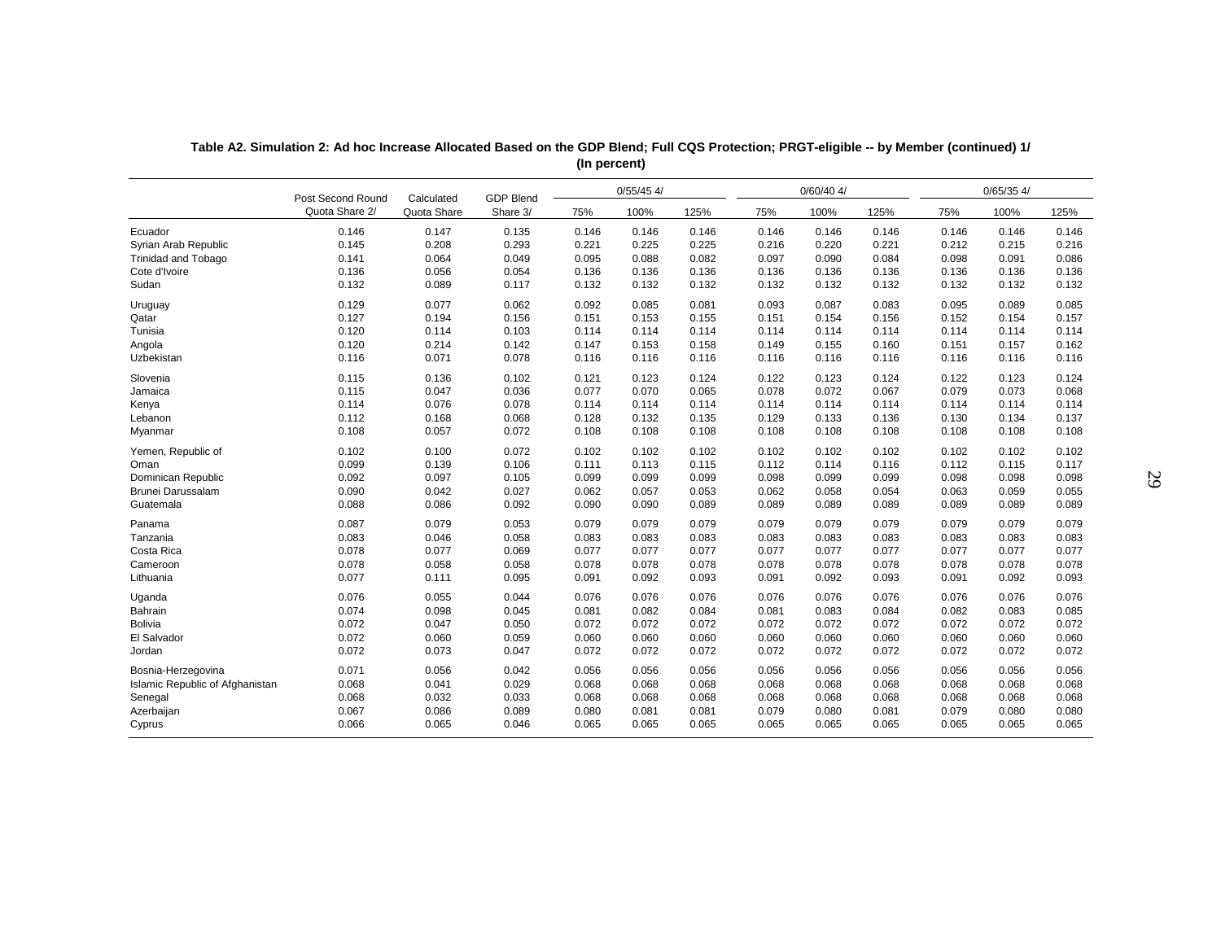**Table A2. Simulation 2: Ad hoc Increase Allocated Based on the GDP Blend; Full CQS Protection; PRGT-eligible -- by Member (continued) 1/**
**(In percent)**

| | Post Second Round Quota Share 2/ | Calculated Quota Share | GDP Blend Share 3/ | 0/55/45 4/ | | | 0/60/40 4/ | | | 0/65/35 4/ | | |
|---|---|---|---|---|---|---|---|---|---|---|---|---|
| | | | | 75% | 100% | 125% | 75% | 100% | 125% | 75% | 100% | 125% |
| Ecuador | 0.146 | 0.147 | 0.135 | 0.146 | 0.146 | 0.146 | 0.146 | 0.146 | 0.146 | 0.146 | 0.146 | 0.146 |
| Syrian Arab Republic | 0.145 | 0.208 | 0.293 | 0.221 | 0.225 | 0.225 | 0.216 | 0.220 | 0.221 | 0.212 | 0.215 | 0.216 |
| Trinidad and Tobago | 0.141 | 0.064 | 0.049 | 0.095 | 0.088 | 0.082 | 0.097 | 0.090 | 0.084 | 0.098 | 0.091 | 0.086 |
| Cote d'Ivoire | 0.136 | 0.056 | 0.054 | 0.136 | 0.136 | 0.136 | 0.136 | 0.136 | 0.136 | 0.136 | 0.136 | 0.136 |
| Sudan | 0.132 | 0.089 | 0.117 | 0.132 | 0.132 | 0.132 | 0.132 | 0.132 | 0.132 | 0.132 | 0.132 | 0.132 |
| Uruguay | 0.129 | 0.077 | 0.062 | 0.092 | 0.085 | 0.081 | 0.093 | 0.087 | 0.083 | 0.095 | 0.089 | 0.085 |
| Qatar | 0.127 | 0.194 | 0.156 | 0.151 | 0.153 | 0.155 | 0.151 | 0.154 | 0.156 | 0.152 | 0.154 | 0.157 |
| Tunisia | 0.120 | 0.114 | 0.103 | 0.114 | 0.114 | 0.114 | 0.114 | 0.114 | 0.114 | 0.114 | 0.114 | 0.114 |
| Angola | 0.120 | 0.214 | 0.142 | 0.147 | 0.153 | 0.158 | 0.149 | 0.155 | 0.160 | 0.151 | 0.157 | 0.162 |
| Uzbekistan | 0.116 | 0.071 | 0.078 | 0.116 | 0.116 | 0.116 | 0.116 | 0.116 | 0.116 | 0.116 | 0.116 | 0.116 |
| Slovenia | 0.115 | 0.136 | 0.102 | 0.121 | 0.123 | 0.124 | 0.122 | 0.123 | 0.124 | 0.122 | 0.123 | 0.124 |
| Jamaica | 0.115 | 0.047 | 0.036 | 0.077 | 0.070 | 0.065 | 0.078 | 0.072 | 0.067 | 0.079 | 0.073 | 0.068 |
| Kenya | 0.114 | 0.076 | 0.078 | 0.114 | 0.114 | 0.114 | 0.114 | 0.114 | 0.114 | 0.114 | 0.114 | 0.114 |
| Lebanon | 0.112 | 0.168 | 0.068 | 0.128 | 0.132 | 0.135 | 0.129 | 0.133 | 0.136 | 0.130 | 0.134 | 0.137 |
| Myanmar | 0.108 | 0.057 | 0.072 | 0.108 | 0.108 | 0.108 | 0.108 | 0.108 | 0.108 | 0.108 | 0.108 | 0.108 |
| Yemen, Republic of | 0.102 | 0.100 | 0.072 | 0.102 | 0.102 | 0.102 | 0.102 | 0.102 | 0.102 | 0.102 | 0.102 | 0.102 |
| Oman | 0.099 | 0.139 | 0.106 | 0.111 | 0.113 | 0.115 | 0.112 | 0.114 | 0.116 | 0.112 | 0.115 | 0.117 |
| Dominican Republic | 0.092 | 0.097 | 0.105 | 0.099 | 0.099 | 0.099 | 0.098 | 0.099 | 0.099 | 0.098 | 0.098 | 0.098 |
| Brunei Darussalam | 0.090 | 0.042 | 0.027 | 0.062 | 0.057 | 0.053 | 0.062 | 0.058 | 0.054 | 0.063 | 0.059 | 0.055 |
| Guatemala | 0.088 | 0.086 | 0.092 | 0.090 | 0.090 | 0.089 | 0.089 | 0.089 | 0.089 | 0.089 | 0.089 | 0.089 |
| Panama | 0.087 | 0.079 | 0.053 | 0.079 | 0.079 | 0.079 | 0.079 | 0.079 | 0.079 | 0.079 | 0.079 | 0.079 |
| Tanzania | 0.083 | 0.046 | 0.058 | 0.083 | 0.083 | 0.083 | 0.083 | 0.083 | 0.083 | 0.083 | 0.083 | 0.083 |
| Costa Rica | 0.078 | 0.077 | 0.069 | 0.077 | 0.077 | 0.077 | 0.077 | 0.077 | 0.077 | 0.077 | 0.077 | 0.077 |
| Cameroon | 0.078 | 0.058 | 0.058 | 0.078 | 0.078 | 0.078 | 0.078 | 0.078 | 0.078 | 0.078 | 0.078 | 0.078 |
| Lithuania | 0.077 | 0.111 | 0.095 | 0.091 | 0.092 | 0.093 | 0.091 | 0.092 | 0.093 | 0.091 | 0.092 | 0.093 |
| Uganda | 0.076 | 0.055 | 0.044 | 0.076 | 0.076 | 0.076 | 0.076 | 0.076 | 0.076 | 0.076 | 0.076 | 0.076 |
| Bahrain | 0.074 | 0.098 | 0.045 | 0.081 | 0.082 | 0.084 | 0.081 | 0.083 | 0.084 | 0.082 | 0.083 | 0.085 |
| Bolivia | 0.072 | 0.047 | 0.050 | 0.072 | 0.072 | 0.072 | 0.072 | 0.072 | 0.072 | 0.072 | 0.072 | 0.072 |
| El Salvador | 0.072 | 0.060 | 0.059 | 0.060 | 0.060 | 0.060 | 0.060 | 0.060 | 0.060 | 0.060 | 0.060 | 0.060 |
| Jordan | 0.072 | 0.073 | 0.047 | 0.072 | 0.072 | 0.072 | 0.072 | 0.072 | 0.072 | 0.072 | 0.072 | 0.072 |
| Bosnia-Herzegovina | 0.071 | 0.056 | 0.042 | 0.056 | 0.056 | 0.056 | 0.056 | 0.056 | 0.056 | 0.056 | 0.056 | 0.056 |
| Islamic Republic of Afghanistan | 0.068 | 0.041 | 0.029 | 0.068 | 0.068 | 0.068 | 0.068 | 0.068 | 0.068 | 0.068 | 0.068 | 0.068 |
| Senegal | 0.068 | 0.032 | 0.033 | 0.068 | 0.068 | 0.068 | 0.068 | 0.068 | 0.068 | 0.068 | 0.068 | 0.068 |
| Azerbaijan | 0.067 | 0.086 | 0.089 | 0.080 | 0.081 | 0.081 | 0.079 | 0.080 | 0.081 | 0.079 | 0.080 | 0.080 |
| Cyprus | 0.066 | 0.065 | 0.046 | 0.065 | 0.065 | 0.065 | 0.065 | 0.065 | 0.065 | 0.065 | 0.065 | 0.065 |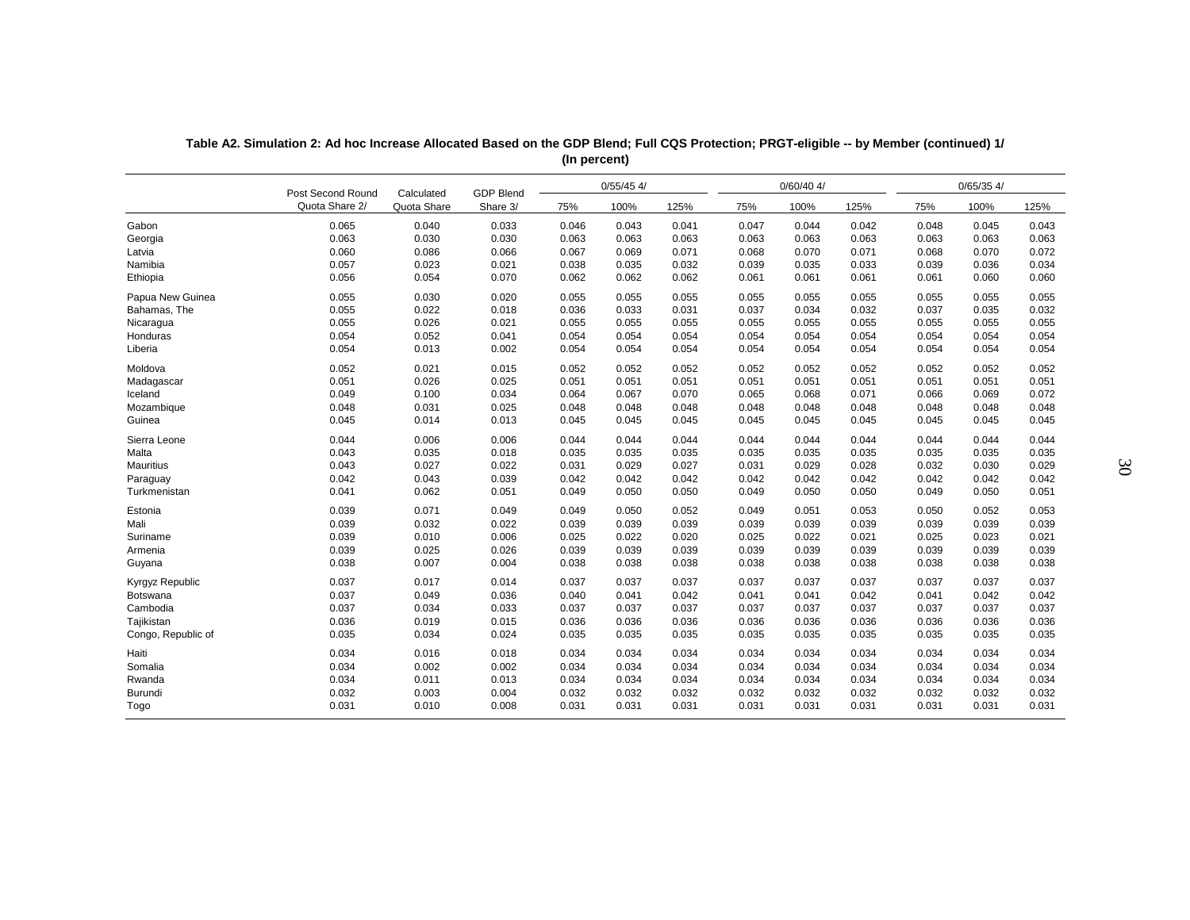**Table A2. Simulation 2: Ad hoc Increase Allocated Based on the GDP Blend; Full CQS Protection; PRGT-eligible -- by Member (continued) 1/**
**(In percent)**

| | Post Second Round Quota Share 2/ | Calculated Quota Share | GDP Blend Share 3/ | 0/55/45 4/ | | | 0/60/40 4/ | | | 0/65/35 4/ | | |
|---|---|---|---|---|---|---|---|---|---|---|---|---|
| | | | | 75% | 100% | 125% | 75% | 100% | 125% | 75% | 100% | 125% |
| Gabon | 0.065 | 0.040 | 0.033 | 0.046 | 0.043 | 0.041 | 0.047 | 0.044 | 0.042 | 0.048 | 0.045 | 0.043 |
| Georgia | 0.063 | 0.030 | 0.030 | 0.063 | 0.063 | 0.063 | 0.063 | 0.063 | 0.063 | 0.063 | 0.063 | 0.063 |
| Latvia | 0.060 | 0.086 | 0.066 | 0.067 | 0.069 | 0.071 | 0.068 | 0.070 | 0.071 | 0.068 | 0.070 | 0.072 |
| Namibia | 0.057 | 0.023 | 0.021 | 0.038 | 0.035 | 0.032 | 0.039 | 0.035 | 0.033 | 0.039 | 0.036 | 0.034 |
| Ethiopia | 0.056 | 0.054 | 0.070 | 0.062 | 0.062 | 0.062 | 0.061 | 0.061 | 0.061 | 0.061 | 0.060 | 0.060 |
| Papua New Guinea | 0.055 | 0.030 | 0.020 | 0.055 | 0.055 | 0.055 | 0.055 | 0.055 | 0.055 | 0.055 | 0.055 | 0.055 |
| Bahamas, The | 0.055 | 0.022 | 0.018 | 0.036 | 0.033 | 0.031 | 0.037 | 0.034 | 0.032 | 0.037 | 0.035 | 0.032 |
| Nicaragua | 0.055 | 0.026 | 0.021 | 0.055 | 0.055 | 0.055 | 0.055 | 0.055 | 0.055 | 0.055 | 0.055 | 0.055 |
| Honduras | 0.054 | 0.052 | 0.041 | 0.054 | 0.054 | 0.054 | 0.054 | 0.054 | 0.054 | 0.054 | 0.054 | 0.054 |
| Liberia | 0.054 | 0.013 | 0.002 | 0.054 | 0.054 | 0.054 | 0.054 | 0.054 | 0.054 | 0.054 | 0.054 | 0.054 |
| Moldova | 0.052 | 0.021 | 0.015 | 0.052 | 0.052 | 0.052 | 0.052 | 0.052 | 0.052 | 0.052 | 0.052 | 0.052 |
| Madagascar | 0.051 | 0.026 | 0.025 | 0.051 | 0.051 | 0.051 | 0.051 | 0.051 | 0.051 | 0.051 | 0.051 | 0.051 |
| Iceland | 0.049 | 0.100 | 0.034 | 0.064 | 0.067 | 0.070 | 0.065 | 0.068 | 0.071 | 0.066 | 0.069 | 0.072 |
| Mozambique | 0.048 | 0.031 | 0.025 | 0.048 | 0.048 | 0.048 | 0.048 | 0.048 | 0.048 | 0.048 | 0.048 | 0.048 |
| Guinea | 0.045 | 0.014 | 0.013 | 0.045 | 0.045 | 0.045 | 0.045 | 0.045 | 0.045 | 0.045 | 0.045 | 0.045 |
| Sierra Leone | 0.044 | 0.006 | 0.006 | 0.044 | 0.044 | 0.044 | 0.044 | 0.044 | 0.044 | 0.044 | 0.044 | 0.044 |
| Malta | 0.043 | 0.035 | 0.018 | 0.035 | 0.035 | 0.035 | 0.035 | 0.035 | 0.035 | 0.035 | 0.035 | 0.035 |
| Mauritius | 0.043 | 0.027 | 0.022 | 0.031 | 0.029 | 0.027 | 0.031 | 0.029 | 0.028 | 0.032 | 0.030 | 0.029 |
| Paraguay | 0.042 | 0.043 | 0.039 | 0.042 | 0.042 | 0.042 | 0.042 | 0.042 | 0.042 | 0.042 | 0.042 | 0.042 |
| Turkmenistan | 0.041 | 0.062 | 0.051 | 0.049 | 0.050 | 0.050 | 0.049 | 0.050 | 0.050 | 0.049 | 0.050 | 0.051 |
| Estonia | 0.039 | 0.071 | 0.049 | 0.049 | 0.050 | 0.052 | 0.049 | 0.051 | 0.053 | 0.050 | 0.052 | 0.053 |
| Mali | 0.039 | 0.032 | 0.022 | 0.039 | 0.039 | 0.039 | 0.039 | 0.039 | 0.039 | 0.039 | 0.039 | 0.039 |
| Suriname | 0.039 | 0.010 | 0.006 | 0.025 | 0.022 | 0.020 | 0.025 | 0.022 | 0.021 | 0.025 | 0.023 | 0.021 |
| Armenia | 0.039 | 0.025 | 0.026 | 0.039 | 0.039 | 0.039 | 0.039 | 0.039 | 0.039 | 0.039 | 0.039 | 0.039 |
| Guyana | 0.038 | 0.007 | 0.004 | 0.038 | 0.038 | 0.038 | 0.038 | 0.038 | 0.038 | 0.038 | 0.038 | 0.038 |
| Kyrgyz Republic | 0.037 | 0.017 | 0.014 | 0.037 | 0.037 | 0.037 | 0.037 | 0.037 | 0.037 | 0.037 | 0.037 | 0.037 |
| Botswana | 0.037 | 0.049 | 0.036 | 0.040 | 0.041 | 0.042 | 0.041 | 0.041 | 0.042 | 0.041 | 0.042 | 0.042 |
| Cambodia | 0.037 | 0.034 | 0.033 | 0.037 | 0.037 | 0.037 | 0.037 | 0.037 | 0.037 | 0.037 | 0.037 | 0.037 |
| Tajikistan | 0.036 | 0.019 | 0.015 | 0.036 | 0.036 | 0.036 | 0.036 | 0.036 | 0.036 | 0.036 | 0.036 | 0.036 |
| Congo, Republic of | 0.035 | 0.034 | 0.024 | 0.035 | 0.035 | 0.035 | 0.035 | 0.035 | 0.035 | 0.035 | 0.035 | 0.035 |
| Haiti | 0.034 | 0.016 | 0.018 | 0.034 | 0.034 | 0.034 | 0.034 | 0.034 | 0.034 | 0.034 | 0.034 | 0.034 |
| Somalia | 0.034 | 0.002 | 0.002 | 0.034 | 0.034 | 0.034 | 0.034 | 0.034 | 0.034 | 0.034 | 0.034 | 0.034 |
| Rwanda | 0.034 | 0.011 | 0.013 | 0.034 | 0.034 | 0.034 | 0.034 | 0.034 | 0.034 | 0.034 | 0.034 | 0.034 |
| Burundi | 0.032 | 0.003 | 0.004 | 0.032 | 0.032 | 0.032 | 0.032 | 0.032 | 0.032 | 0.032 | 0.032 | 0.032 |
| Togo | 0.031 | 0.010 | 0.008 | 0.031 | 0.031 | 0.031 | 0.031 | 0.031 | 0.031 | 0.031 | 0.031 | 0.031 |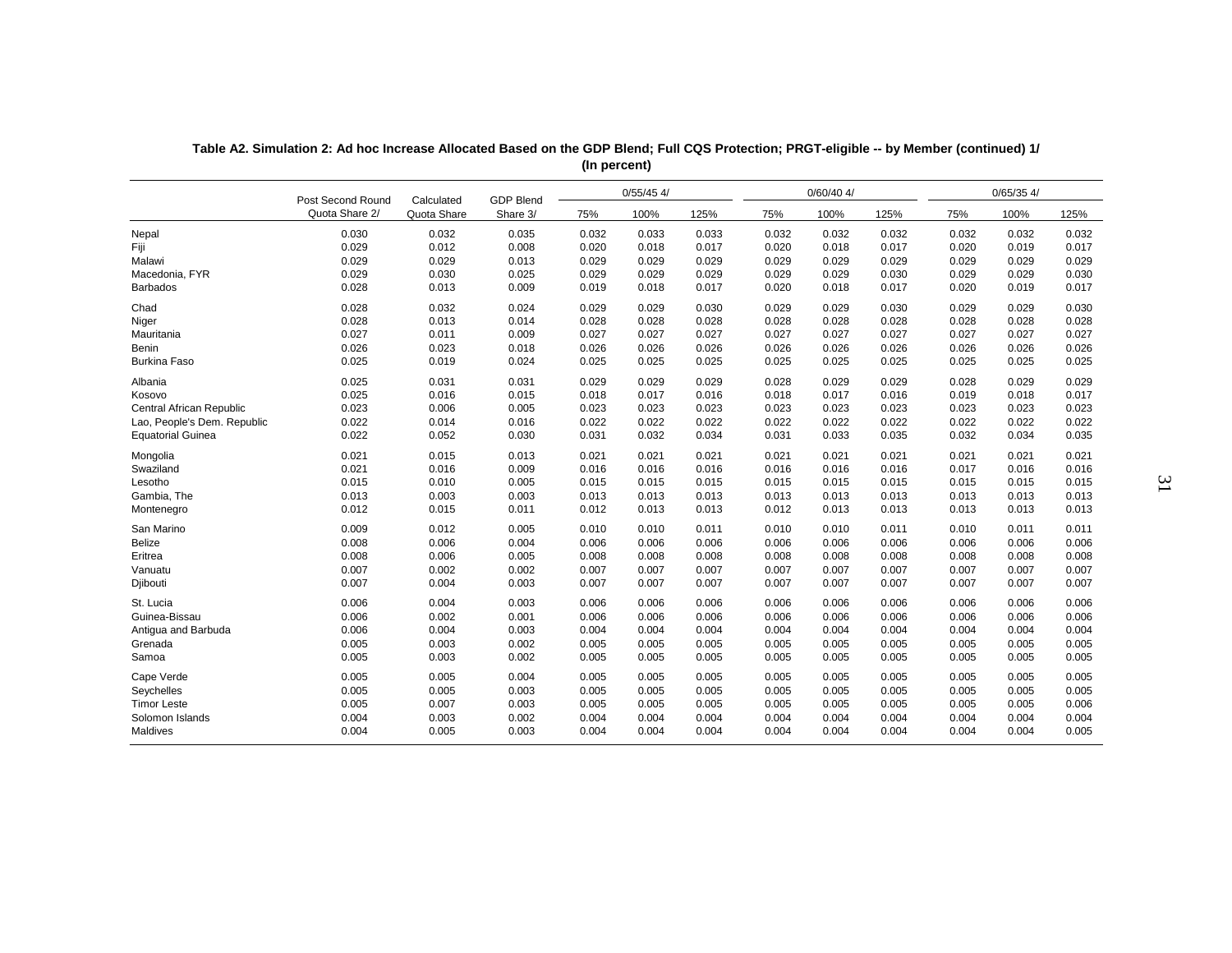**Table A2. Simulation 2: Ad hoc Increase Allocated Based on the GDP Blend; Full CQS Protection; PRGT-eligible -- by Member (continued) 1/**
**(In percent)**

| | Post Second Round Quota Share 2/ | Calculated Quota Share | GDP Blend Share 3/ | 0/55/45 4/ | | | 0/60/40 4/ | | | 0/65/35 4/ | | |
|---|---|---|---|---|---|---|---|---|---|---|---|---|
| | | | | 75% | 100% | 125% | 75% | 100% | 125% | 75% | 100% | 125% |
| Nepal | 0.030 | 0.032 | 0.035 | 0.032 | 0.033 | 0.033 | 0.032 | 0.032 | 0.032 | 0.032 | 0.032 | 0.032 |
| Fiji | 0.029 | 0.012 | 0.008 | 0.020 | 0.018 | 0.017 | 0.020 | 0.018 | 0.017 | 0.020 | 0.019 | 0.017 |
| Malawi | 0.029 | 0.029 | 0.013 | 0.029 | 0.029 | 0.029 | 0.029 | 0.029 | 0.029 | 0.029 | 0.029 | 0.029 |
| Macedonia, FYR | 0.029 | 0.030 | 0.025 | 0.029 | 0.029 | 0.029 | 0.029 | 0.029 | 0.030 | 0.029 | 0.029 | 0.030 |
| Barbados | 0.028 | 0.013 | 0.009 | 0.019 | 0.018 | 0.017 | 0.020 | 0.018 | 0.017 | 0.020 | 0.019 | 0.017 |
| Chad | 0.028 | 0.032 | 0.024 | 0.029 | 0.029 | 0.030 | 0.029 | 0.029 | 0.030 | 0.029 | 0.029 | 0.030 |
| Niger | 0.028 | 0.013 | 0.014 | 0.028 | 0.028 | 0.028 | 0.028 | 0.028 | 0.028 | 0.028 | 0.028 | 0.028 |
| Mauritania | 0.027 | 0.011 | 0.009 | 0.027 | 0.027 | 0.027 | 0.027 | 0.027 | 0.027 | 0.027 | 0.027 | 0.027 |
| Benin | 0.026 | 0.023 | 0.018 | 0.026 | 0.026 | 0.026 | 0.026 | 0.026 | 0.026 | 0.026 | 0.026 | 0.026 |
| Burkina Faso | 0.025 | 0.019 | 0.024 | 0.025 | 0.025 | 0.025 | 0.025 | 0.025 | 0.025 | 0.025 | 0.025 | 0.025 |
| Albania | 0.025 | 0.031 | 0.031 | 0.029 | 0.029 | 0.029 | 0.028 | 0.029 | 0.029 | 0.028 | 0.029 | 0.029 |
| Kosovo | 0.025 | 0.016 | 0.015 | 0.018 | 0.017 | 0.016 | 0.018 | 0.017 | 0.016 | 0.019 | 0.018 | 0.017 |
| Central African Republic | 0.023 | 0.006 | 0.005 | 0.023 | 0.023 | 0.023 | 0.023 | 0.023 | 0.023 | 0.023 | 0.023 | 0.023 |
| Lao, People's Dem. Republic | 0.022 | 0.014 | 0.016 | 0.022 | 0.022 | 0.022 | 0.022 | 0.022 | 0.022 | 0.022 | 0.022 | 0.022 |
| Equatorial Guinea | 0.022 | 0.052 | 0.030 | 0.031 | 0.032 | 0.034 | 0.031 | 0.033 | 0.035 | 0.032 | 0.034 | 0.035 |
| Mongolia | 0.021 | 0.015 | 0.013 | 0.021 | 0.021 | 0.021 | 0.021 | 0.021 | 0.021 | 0.021 | 0.021 | 0.021 |
| Swaziland | 0.021 | 0.016 | 0.009 | 0.016 | 0.016 | 0.016 | 0.016 | 0.016 | 0.016 | 0.017 | 0.016 | 0.016 |
| Lesotho | 0.015 | 0.010 | 0.005 | 0.015 | 0.015 | 0.015 | 0.015 | 0.015 | 0.015 | 0.015 | 0.015 | 0.015 |
| Gambia, The | 0.013 | 0.003 | 0.003 | 0.013 | 0.013 | 0.013 | 0.013 | 0.013 | 0.013 | 0.013 | 0.013 | 0.013 |
| Montenegro | 0.012 | 0.015 | 0.011 | 0.012 | 0.013 | 0.013 | 0.012 | 0.013 | 0.013 | 0.013 | 0.013 | 0.013 |
| San Marino | 0.009 | 0.012 | 0.005 | 0.010 | 0.010 | 0.011 | 0.010 | 0.010 | 0.011 | 0.010 | 0.011 | 0.011 |
| Belize | 0.008 | 0.006 | 0.004 | 0.006 | 0.006 | 0.006 | 0.006 | 0.006 | 0.006 | 0.006 | 0.006 | 0.006 |
| Eritrea | 0.008 | 0.006 | 0.005 | 0.008 | 0.008 | 0.008 | 0.008 | 0.008 | 0.008 | 0.008 | 0.008 | 0.008 |
| Vanuatu | 0.007 | 0.002 | 0.002 | 0.007 | 0.007 | 0.007 | 0.007 | 0.007 | 0.007 | 0.007 | 0.007 | 0.007 |
| Djibouti | 0.007 | 0.004 | 0.003 | 0.007 | 0.007 | 0.007 | 0.007 | 0.007 | 0.007 | 0.007 | 0.007 | 0.007 |
| St. Lucia | 0.006 | 0.004 | 0.003 | 0.006 | 0.006 | 0.006 | 0.006 | 0.006 | 0.006 | 0.006 | 0.006 | 0.006 |
| Guinea-Bissau | 0.006 | 0.002 | 0.001 | 0.006 | 0.006 | 0.006 | 0.006 | 0.006 | 0.006 | 0.006 | 0.006 | 0.006 |
| Antigua and Barbuda | 0.006 | 0.004 | 0.003 | 0.004 | 0.004 | 0.004 | 0.004 | 0.004 | 0.004 | 0.004 | 0.004 | 0.004 |
| Grenada | 0.005 | 0.003 | 0.002 | 0.005 | 0.005 | 0.005 | 0.005 | 0.005 | 0.005 | 0.005 | 0.005 | 0.005 |
| Samoa | 0.005 | 0.003 | 0.002 | 0.005 | 0.005 | 0.005 | 0.005 | 0.005 | 0.005 | 0.005 | 0.005 | 0.005 |
| Cape Verde | 0.005 | 0.005 | 0.004 | 0.005 | 0.005 | 0.005 | 0.005 | 0.005 | 0.005 | 0.005 | 0.005 | 0.005 |
| Seychelles | 0.005 | 0.005 | 0.003 | 0.005 | 0.005 | 0.005 | 0.005 | 0.005 | 0.005 | 0.005 | 0.005 | 0.005 |
| Timor Leste | 0.005 | 0.007 | 0.003 | 0.005 | 0.005 | 0.005 | 0.005 | 0.005 | 0.005 | 0.005 | 0.005 | 0.006 |
| Solomon Islands | 0.004 | 0.003 | 0.002 | 0.004 | 0.004 | 0.004 | 0.004 | 0.004 | 0.004 | 0.004 | 0.004 | 0.004 |
| Maldives | 0.004 | 0.005 | 0.003 | 0.004 | 0.004 | 0.004 | 0.004 | 0.004 | 0.004 | 0.004 | 0.004 | 0.005 |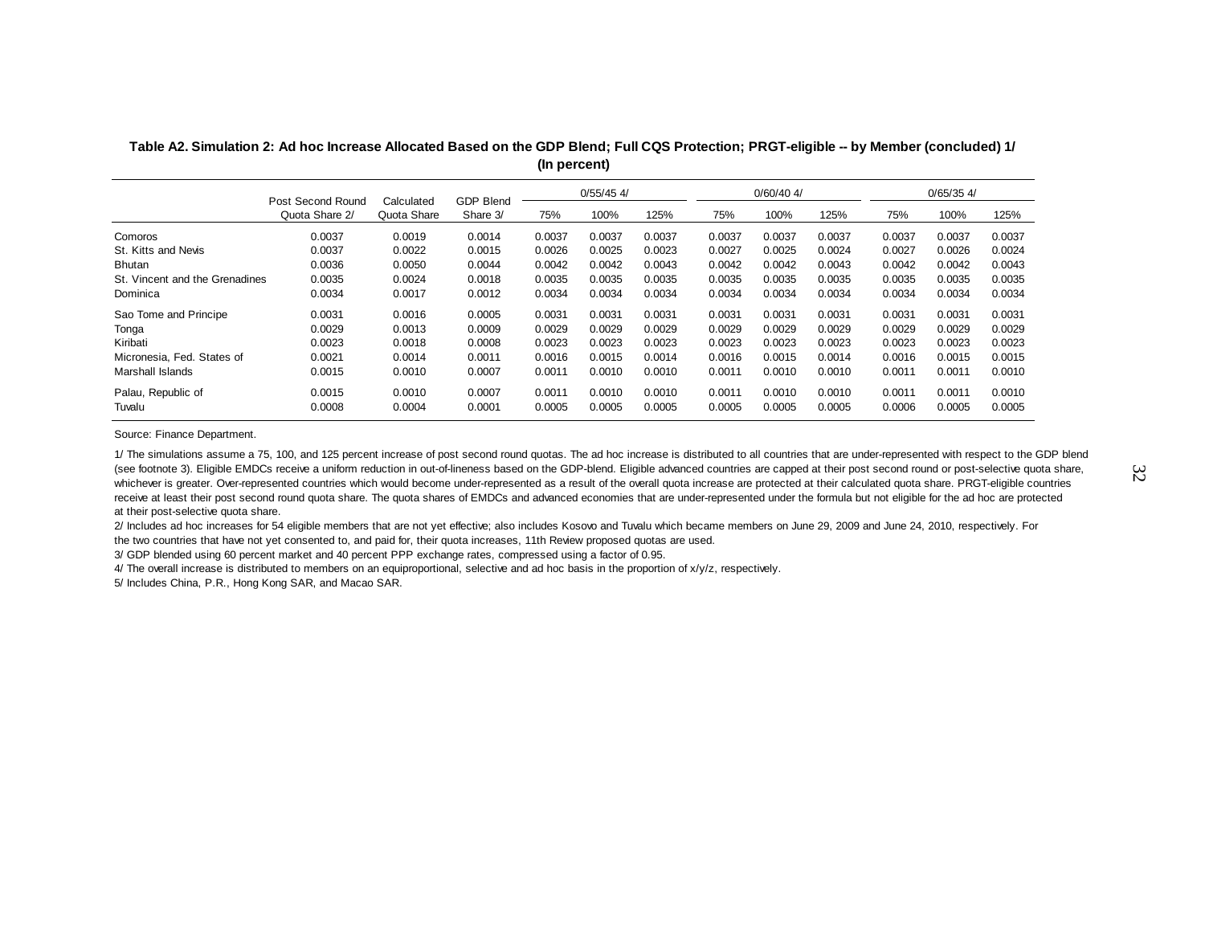**Table A2. Simulation 2: Ad hoc Increase Allocated Based on the GDP Blend; Full CQS Protection; PRGT-eligible -- by Member (concluded) 1/**
**(In percent)**

| | Post Second Round Quota Share 2/ | Calculated Quota Share | GDP Blend Share 3/ | 0/55/45 4/ | | | 0/60/40 4/ | | | 0/65/35 4/ | | |
|---|---|---|---|---|---|---|---|---|---|---|---|---|
| | | | | 75% | 100% | 125% | 75% | 100% | 125% | 75% | 100% | 125% |
| Comoros | 0.0037 | 0.0019 | 0.0014 | 0.0037 | 0.0037 | 0.0037 | 0.0037 | 0.0037 | 0.0037 | 0.0037 | 0.0037 | 0.0037 |
| St. Kitts and Nevis | 0.0037 | 0.0022 | 0.0015 | 0.0026 | 0.0025 | 0.0023 | 0.0027 | 0.0025 | 0.0024 | 0.0027 | 0.0026 | 0.0024 |
| Bhutan | 0.0036 | 0.0050 | 0.0044 | 0.0042 | 0.0042 | 0.0043 | 0.0042 | 0.0042 | 0.0043 | 0.0042 | 0.0042 | 0.0043 |
| St. Vincent and the Grenadines | 0.0035 | 0.0024 | 0.0018 | 0.0035 | 0.0035 | 0.0035 | 0.0035 | 0.0035 | 0.0035 | 0.0035 | 0.0035 | 0.0035 |
| Dominica | 0.0034 | 0.0017 | 0.0012 | 0.0034 | 0.0034 | 0.0034 | 0.0034 | 0.0034 | 0.0034 | 0.0034 | 0.0034 | 0.0034 |
| Sao Tome and Principe | 0.0031 | 0.0016 | 0.0005 | 0.0031 | 0.0031 | 0.0031 | 0.0031 | 0.0031 | 0.0031 | 0.0031 | 0.0031 | 0.0031 |
| Tonga | 0.0029 | 0.0013 | 0.0009 | 0.0029 | 0.0029 | 0.0029 | 0.0029 | 0.0029 | 0.0029 | 0.0029 | 0.0029 | 0.0029 |
| Kiribati | 0.0023 | 0.0018 | 0.0008 | 0.0023 | 0.0023 | 0.0023 | 0.0023 | 0.0023 | 0.0023 | 0.0023 | 0.0023 | 0.0023 |
| Micronesia, Fed. States of | 0.0021 | 0.0014 | 0.0011 | 0.0016 | 0.0015 | 0.0014 | 0.0016 | 0.0015 | 0.0014 | 0.0016 | 0.0015 | 0.0015 |
| Marshall Islands | 0.0015 | 0.0010 | 0.0007 | 0.0011 | 0.0010 | 0.0010 | 0.0011 | 0.0010 | 0.0010 | 0.0011 | 0.0011 | 0.0010 |
| Palau, Republic of | 0.0015 | 0.0010 | 0.0007 | 0.0011 | 0.0010 | 0.0010 | 0.0011 | 0.0010 | 0.0010 | 0.0011 | 0.0011 | 0.0010 |
| Tuvalu | 0.0008 | 0.0004 | 0.0001 | 0.0005 | 0.0005 | 0.0005 | 0.0005 | 0.0005 | 0.0005 | 0.0006 | 0.0005 | 0.0005 |

Source: Finance Department.

1/ The simulations assume a 75, 100, and 125 percent increase of post second round quotas. The ad hoc increase is distributed to all countries that are under-represented with respect to the GDP blend (see footnote 3). Eligible EMDCs receive a uniform reduction in out-of-lineness based on the GDP-blend. Eligible advanced countries are capped at their post second round or post-selective quota share, whichever is greater. Over-represented countries which would become under-represented as a result of the overall quota increase are protected at their calculated quota share. PRGT-eligible countries receive at least their post second round quota share. The quota shares of EMDCs and advanced economies that are under-represented under the formula but not eligible for the ad hoc are protected at their post-selective quota share.

2/ Includes ad hoc increases for 54 eligible members that are not yet effective; also includes Kosovo and Tuvalu which became members on June 29, 2009 and June 24, 2010, respectively. For the two countries that have not yet consented to, and paid for, their quota increases, 11th Review proposed quotas are used.

3/ GDP blended using 60 percent market and 40 percent PPP exchange rates, compressed using a factor of 0.95.

4/ The overall increase is distributed to members on an equiproportional, selective and ad hoc basis in the proportion of x/y/z, respectively.

5/ Includes China, P.R., Hong Kong SAR, and Macao SAR.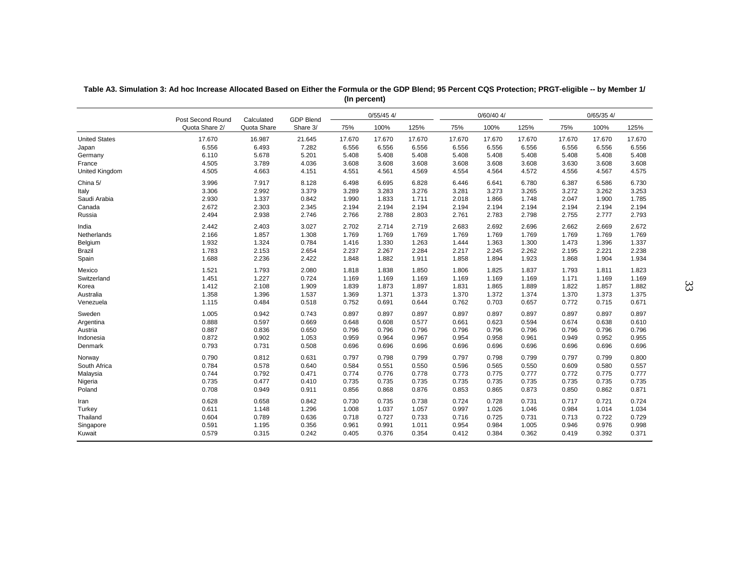**Table A3. Simulation 3: Ad hoc Increase Allocated Based on Either the Formula or the GDP Blend; 95 Percent CQS Protection; PRGT-eligible -- by Member 1/**
**(In percent)**

| | Post Second Round Quota Share 2/ | Calculated Quota Share | GDP Blend Share 3/ | 0/55/45 4/ | | | 0/60/40 4/ | | | 0/65/35 4/ | | |
|---|---|---|---|---|---|---|---|---|---|---|---|---|
| | | | | 75% | 100% | 125% | 75% | 100% | 125% | 75% | 100% | 125% |
| United States | 17.670 | 16.987 | 21.645 | 17.670 | 17.670 | 17.670 | 17.670 | 17.670 | 17.670 | 17.670 | 17.670 | 17.670 |
| Japan | 6.556 | 6.493 | 7.282 | 6.556 | 6.556 | 6.556 | 6.556 | 6.556 | 6.556 | 6.556 | 6.556 | 6.556 |
| Germany | 6.110 | 5.678 | 5.201 | 5.408 | 5.408 | 5.408 | 5.408 | 5.408 | 5.408 | 5.408 | 5.408 | 5.408 |
| France | 4.505 | 3.789 | 4.036 | 3.608 | 3.608 | 3.608 | 3.608 | 3.608 | 3.608 | 3.630 | 3.608 | 3.608 |
| United Kingdom | 4.505 | 4.663 | 4.151 | 4.551 | 4.561 | 4.569 | 4.554 | 4.564 | 4.572 | 4.556 | 4.567 | 4.575 |
| China 5/ | 3.996 | 7.917 | 8.128 | 6.498 | 6.695 | 6.828 | 6.446 | 6.641 | 6.780 | 6.387 | 6.586 | 6.730 |
| Italy | 3.306 | 2.992 | 3.379 | 3.289 | 3.283 | 3.276 | 3.281 | 3.273 | 3.265 | 3.272 | 3.262 | 3.253 |
| Saudi Arabia | 2.930 | 1.337 | 0.842 | 1.990 | 1.833 | 1.711 | 2.018 | 1.866 | 1.748 | 2.047 | 1.900 | 1.785 |
| Canada | 2.672 | 2.303 | 2.345 | 2.194 | 2.194 | 2.194 | 2.194 | 2.194 | 2.194 | 2.194 | 2.194 | 2.194 |
| Russia | 2.494 | 2.938 | 2.746 | 2.766 | 2.788 | 2.803 | 2.761 | 2.783 | 2.798 | 2.755 | 2.777 | 2.793 |
| India | 2.442 | 2.403 | 3.027 | 2.702 | 2.714 | 2.719 | 2.683 | 2.692 | 2.696 | 2.662 | 2.669 | 2.672 |
| Netherlands | 2.166 | 1.857 | 1.308 | 1.769 | 1.769 | 1.769 | 1.769 | 1.769 | 1.769 | 1.769 | 1.769 | 1.769 |
| Belgium | 1.932 | 1.324 | 0.784 | 1.416 | 1.330 | 1.263 | 1.444 | 1.363 | 1.300 | 1.473 | 1.396 | 1.337 |
| Brazil | 1.783 | 2.153 | 2.654 | 2.237 | 2.267 | 2.284 | 2.217 | 2.245 | 2.262 | 2.195 | 2.221 | 2.238 |
| Spain | 1.688 | 2.236 | 2.422 | 1.848 | 1.882 | 1.911 | 1.858 | 1.894 | 1.923 | 1.868 | 1.904 | 1.934 |
| Mexico | 1.521 | 1.793 | 2.080 | 1.818 | 1.838 | 1.850 | 1.806 | 1.825 | 1.837 | 1.793 | 1.811 | 1.823 |
| Switzerland | 1.451 | 1.227 | 0.724 | 1.169 | 1.169 | 1.169 | 1.169 | 1.169 | 1.169 | 1.171 | 1.169 | 1.169 |
| Korea | 1.412 | 2.108 | 1.909 | 1.839 | 1.873 | 1.897 | 1.831 | 1.865 | 1.889 | 1.822 | 1.857 | 1.882 |
| Australia | 1.358 | 1.396 | 1.537 | 1.369 | 1.371 | 1.373 | 1.370 | 1.372 | 1.374 | 1.370 | 1.373 | 1.375 |
| Venezuela | 1.115 | 0.484 | 0.518 | 0.752 | 0.691 | 0.644 | 0.762 | 0.703 | 0.657 | 0.772 | 0.715 | 0.671 |
| Sweden | 1.005 | 0.942 | 0.743 | 0.897 | 0.897 | 0.897 | 0.897 | 0.897 | 0.897 | 0.897 | 0.897 | 0.897 |
| Argentina | 0.888 | 0.597 | 0.669 | 0.648 | 0.608 | 0.577 | 0.661 | 0.623 | 0.594 | 0.674 | 0.638 | 0.610 |
| Austria | 0.887 | 0.836 | 0.650 | 0.796 | 0.796 | 0.796 | 0.796 | 0.796 | 0.796 | 0.796 | 0.796 | 0.796 |
| Indonesia | 0.872 | 0.902 | 1.053 | 0.959 | 0.964 | 0.967 | 0.954 | 0.958 | 0.961 | 0.949 | 0.952 | 0.955 |
| Denmark | 0.793 | 0.731 | 0.508 | 0.696 | 0.696 | 0.696 | 0.696 | 0.696 | 0.696 | 0.696 | 0.696 | 0.696 |
| Norway | 0.790 | 0.812 | 0.631 | 0.797 | 0.798 | 0.799 | 0.797 | 0.798 | 0.799 | 0.797 | 0.799 | 0.800 |
| South Africa | 0.784 | 0.578 | 0.640 | 0.584 | 0.551 | 0.550 | 0.596 | 0.565 | 0.550 | 0.609 | 0.580 | 0.557 |
| Malaysia | 0.744 | 0.792 | 0.471 | 0.774 | 0.776 | 0.778 | 0.773 | 0.775 | 0.777 | 0.772 | 0.775 | 0.777 |
| Nigeria | 0.735 | 0.477 | 0.410 | 0.735 | 0.735 | 0.735 | 0.735 | 0.735 | 0.735 | 0.735 | 0.735 | 0.735 |
| Poland | 0.708 | 0.949 | 0.911 | 0.856 | 0.868 | 0.876 | 0.853 | 0.865 | 0.873 | 0.850 | 0.862 | 0.871 |
| Iran | 0.628 | 0.658 | 0.842 | 0.730 | 0.735 | 0.738 | 0.724 | 0.728 | 0.731 | 0.717 | 0.721 | 0.724 |
| Turkey | 0.611 | 1.148 | 1.296 | 1.008 | 1.037 | 1.057 | 0.997 | 1.026 | 1.046 | 0.984 | 1.014 | 1.034 |
| Thailand | 0.604 | 0.789 | 0.636 | 0.718 | 0.727 | 0.733 | 0.716 | 0.725 | 0.731 | 0.713 | 0.722 | 0.729 |
| Singapore | 0.591 | 1.195 | 0.356 | 0.961 | 0.991 | 1.011 | 0.954 | 0.984 | 1.005 | 0.946 | 0.976 | 0.998 |
| Kuwait | 0.579 | 0.315 | 0.242 | 0.405 | 0.376 | 0.354 | 0.412 | 0.384 | 0.362 | 0.419 | 0.392 | 0.371 |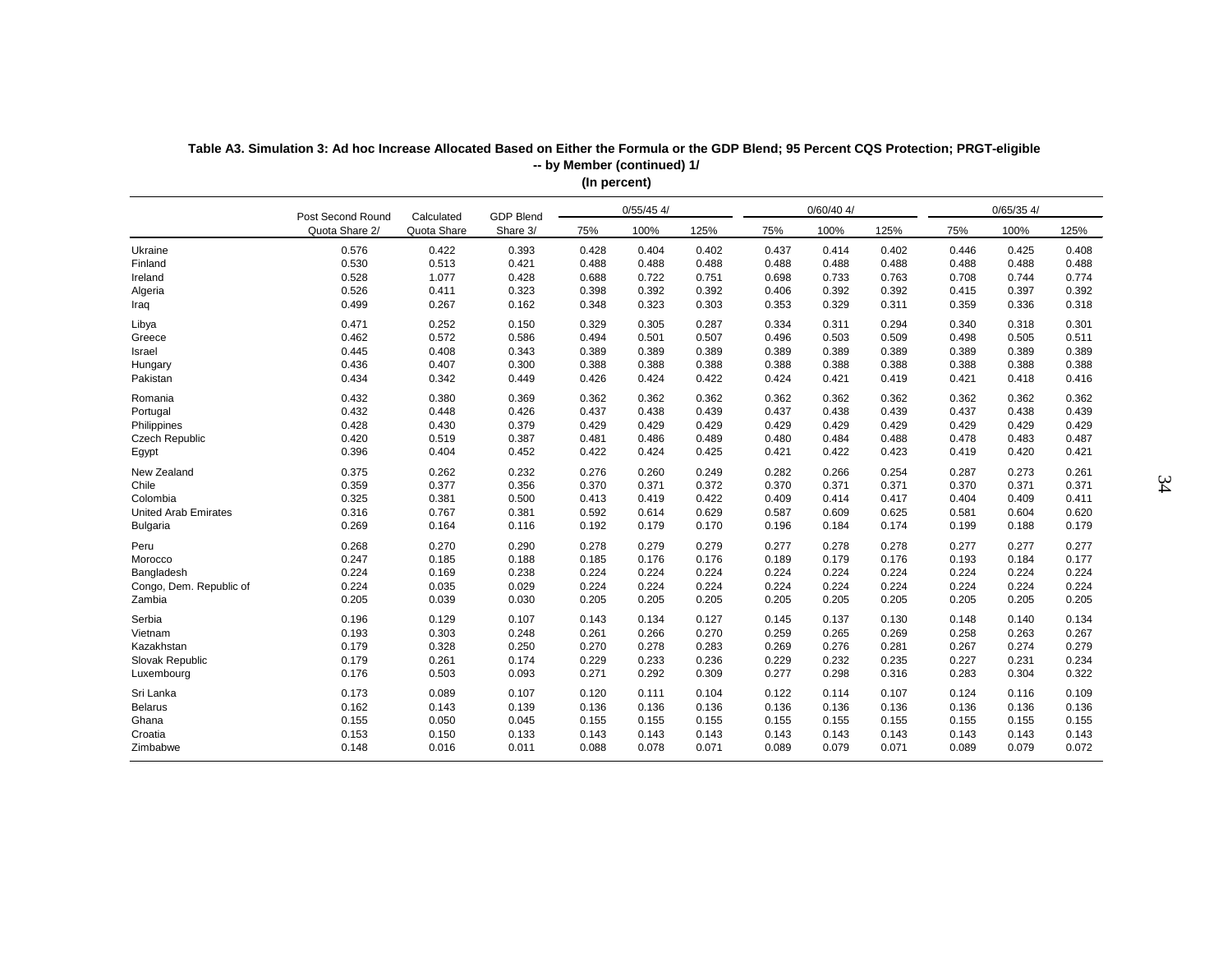**Table A3. Simulation 3: Ad hoc Increase Allocated Based on Either the Formula or the GDP Blend; 95 Percent CQS Protection; PRGT-eligible -- by Member (continued) 1/**

**(In percent)**

| | Post Second Round Quota Share 2/ | Calculated Quota Share | GDP Blend Share 3/ | 0/55/45 4/ | | | 0/60/40 4/ | | | 0/65/35 4/ | | |
|---|---|---|---|---|---|---|---|---|---|---|---|---|
| | | | | 75% | 100% | 125% | 75% | 100% | 125% | 75% | 100% | 125% |
| Ukraine | 0.576 | 0.422 | 0.393 | 0.428 | 0.404 | 0.402 | 0.437 | 0.414 | 0.402 | 0.446 | 0.425 | 0.408 |
| Finland | 0.530 | 0.513 | 0.421 | 0.488 | 0.488 | 0.488 | 0.488 | 0.488 | 0.488 | 0.488 | 0.488 | 0.488 |
| Ireland | 0.528 | 1.077 | 0.428 | 0.688 | 0.722 | 0.751 | 0.698 | 0.733 | 0.763 | 0.708 | 0.744 | 0.774 |
| Algeria | 0.526 | 0.411 | 0.323 | 0.398 | 0.392 | 0.392 | 0.406 | 0.392 | 0.392 | 0.415 | 0.397 | 0.392 |
| Iraq | 0.499 | 0.267 | 0.162 | 0.348 | 0.323 | 0.303 | 0.353 | 0.329 | 0.311 | 0.359 | 0.336 | 0.318 |
| Libya | 0.471 | 0.252 | 0.150 | 0.329 | 0.305 | 0.287 | 0.334 | 0.311 | 0.294 | 0.340 | 0.318 | 0.301 |
| Greece | 0.462 | 0.572 | 0.586 | 0.494 | 0.501 | 0.507 | 0.496 | 0.503 | 0.509 | 0.498 | 0.505 | 0.511 |
| Israel | 0.445 | 0.408 | 0.343 | 0.389 | 0.389 | 0.389 | 0.389 | 0.389 | 0.389 | 0.389 | 0.389 | 0.389 |
| Hungary | 0.436 | 0.407 | 0.300 | 0.388 | 0.388 | 0.388 | 0.388 | 0.388 | 0.388 | 0.388 | 0.388 | 0.388 |
| Pakistan | 0.434 | 0.342 | 0.449 | 0.426 | 0.424 | 0.422 | 0.424 | 0.421 | 0.419 | 0.421 | 0.418 | 0.416 |
| Romania | 0.432 | 0.380 | 0.369 | 0.362 | 0.362 | 0.362 | 0.362 | 0.362 | 0.362 | 0.362 | 0.362 | 0.362 |
| Portugal | 0.432 | 0.448 | 0.426 | 0.437 | 0.438 | 0.439 | 0.437 | 0.438 | 0.439 | 0.437 | 0.438 | 0.439 |
| Philippines | 0.428 | 0.430 | 0.379 | 0.429 | 0.429 | 0.429 | 0.429 | 0.429 | 0.429 | 0.429 | 0.429 | 0.429 |
| Czech Republic | 0.420 | 0.519 | 0.387 | 0.481 | 0.486 | 0.489 | 0.480 | 0.484 | 0.488 | 0.478 | 0.483 | 0.487 |
| Egypt | 0.396 | 0.404 | 0.452 | 0.422 | 0.424 | 0.425 | 0.421 | 0.422 | 0.423 | 0.419 | 0.420 | 0.421 |
| New Zealand | 0.375 | 0.262 | 0.232 | 0.276 | 0.260 | 0.249 | 0.282 | 0.266 | 0.254 | 0.287 | 0.273 | 0.261 |
| Chile | 0.359 | 0.377 | 0.356 | 0.370 | 0.371 | 0.372 | 0.370 | 0.371 | 0.371 | 0.370 | 0.371 | 0.371 |
| Colombia | 0.325 | 0.381 | 0.500 | 0.413 | 0.419 | 0.422 | 0.409 | 0.414 | 0.417 | 0.404 | 0.409 | 0.411 |
| United Arab Emirates | 0.316 | 0.767 | 0.381 | 0.592 | 0.614 | 0.629 | 0.587 | 0.609 | 0.625 | 0.581 | 0.604 | 0.620 |
| Bulgaria | 0.269 | 0.164 | 0.116 | 0.192 | 0.179 | 0.170 | 0.196 | 0.184 | 0.174 | 0.199 | 0.188 | 0.179 |
| Peru | 0.268 | 0.270 | 0.290 | 0.278 | 0.279 | 0.279 | 0.277 | 0.278 | 0.278 | 0.277 | 0.277 | 0.277 |
| Morocco | 0.247 | 0.185 | 0.188 | 0.185 | 0.176 | 0.176 | 0.189 | 0.179 | 0.176 | 0.193 | 0.184 | 0.177 |
| Bangladesh | 0.224 | 0.169 | 0.238 | 0.224 | 0.224 | 0.224 | 0.224 | 0.224 | 0.224 | 0.224 | 0.224 | 0.224 |
| Congo, Dem. Republic of | 0.224 | 0.035 | 0.029 | 0.224 | 0.224 | 0.224 | 0.224 | 0.224 | 0.224 | 0.224 | 0.224 | 0.224 |
| Zambia | 0.205 | 0.039 | 0.030 | 0.205 | 0.205 | 0.205 | 0.205 | 0.205 | 0.205 | 0.205 | 0.205 | 0.205 |
| Serbia | 0.196 | 0.129 | 0.107 | 0.143 | 0.134 | 0.127 | 0.145 | 0.137 | 0.130 | 0.148 | 0.140 | 0.134 |
| Vietnam | 0.193 | 0.303 | 0.248 | 0.261 | 0.266 | 0.270 | 0.259 | 0.265 | 0.269 | 0.258 | 0.263 | 0.267 |
| Kazakhstan | 0.179 | 0.328 | 0.250 | 0.270 | 0.278 | 0.283 | 0.269 | 0.276 | 0.281 | 0.267 | 0.274 | 0.279 |
| Slovak Republic | 0.179 | 0.261 | 0.174 | 0.229 | 0.233 | 0.236 | 0.229 | 0.232 | 0.235 | 0.227 | 0.231 | 0.234 |
| Luxembourg | 0.176 | 0.503 | 0.093 | 0.271 | 0.292 | 0.309 | 0.277 | 0.298 | 0.316 | 0.283 | 0.304 | 0.322 |
| Sri Lanka | 0.173 | 0.089 | 0.107 | 0.120 | 0.111 | 0.104 | 0.122 | 0.114 | 0.107 | 0.124 | 0.116 | 0.109 |
| Belarus | 0.162 | 0.143 | 0.139 | 0.136 | 0.136 | 0.136 | 0.136 | 0.136 | 0.136 | 0.136 | 0.136 | 0.136 |
| Ghana | 0.155 | 0.050 | 0.045 | 0.155 | 0.155 | 0.155 | 0.155 | 0.155 | 0.155 | 0.155 | 0.155 | 0.155 |
| Croatia | 0.153 | 0.150 | 0.133 | 0.143 | 0.143 | 0.143 | 0.143 | 0.143 | 0.143 | 0.143 | 0.143 | 0.143 |
| Zimbabwe | 0.148 | 0.016 | 0.011 | 0.088 | 0.078 | 0.071 | 0.089 | 0.079 | 0.071 | 0.089 | 0.079 | 0.072 |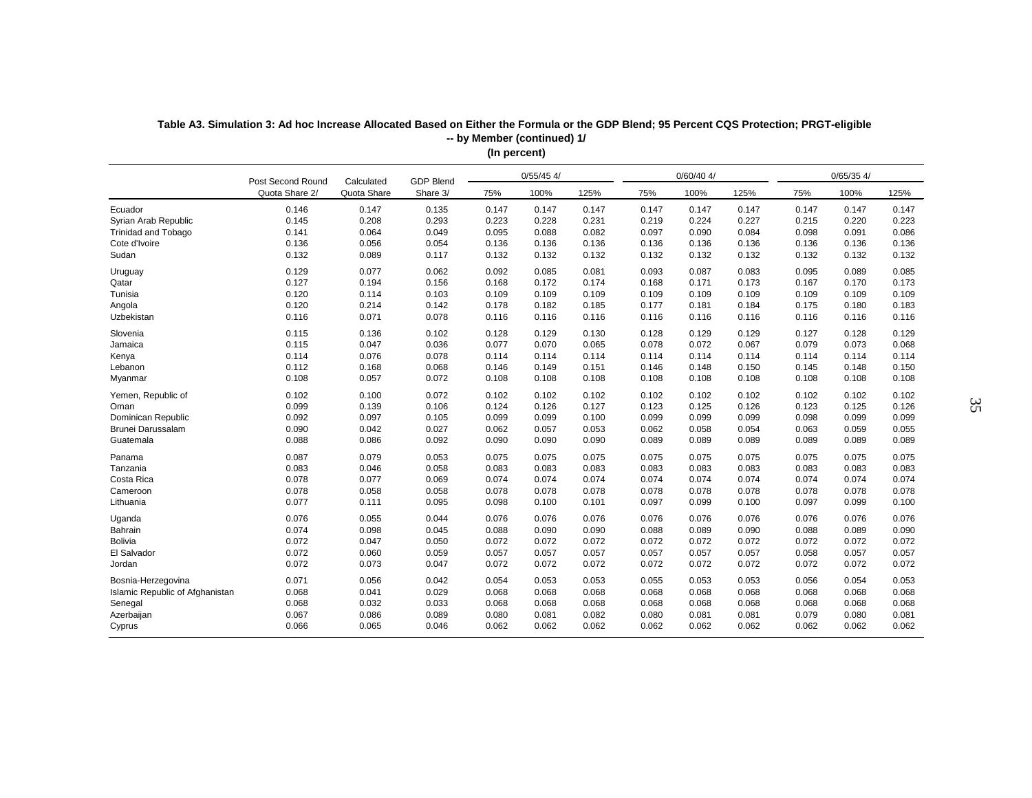**Table A3. Simulation 3: Ad hoc Increase Allocated Based on Either the Formula or the GDP Blend; 95 Percent CQS Protection; PRGT-eligible -- by Member (continued) 1/**

**(In percent)**

| | Post Second Round Quota Share 2/ | Calculated Quota Share | GDP Blend Share 3/ | 0/55/45 4/ | | | 0/60/40 4/ | | | 0/65/35 4/ | | |
|---|---|---|---|---|---|---|---|---|---|---|---|---|
| | | | | 75% | 100% | 125% | 75% | 100% | 125% | 75% | 100% | 125% |
| Ecuador | 0.146 | 0.147 | 0.135 | 0.147 | 0.147 | 0.147 | 0.147 | 0.147 | 0.147 | 0.147 | 0.147 | 0.147 |
| Syrian Arab Republic | 0.145 | 0.208 | 0.293 | 0.223 | 0.228 | 0.231 | 0.219 | 0.224 | 0.227 | 0.215 | 0.220 | 0.223 |
| Trinidad and Tobago | 0.141 | 0.064 | 0.049 | 0.095 | 0.088 | 0.082 | 0.097 | 0.090 | 0.084 | 0.098 | 0.091 | 0.086 |
| Cote d'Ivoire | 0.136 | 0.056 | 0.054 | 0.136 | 0.136 | 0.136 | 0.136 | 0.136 | 0.136 | 0.136 | 0.136 | 0.136 |
| Sudan | 0.132 | 0.089 | 0.117 | 0.132 | 0.132 | 0.132 | 0.132 | 0.132 | 0.132 | 0.132 | 0.132 | 0.132 |
| Uruguay | 0.129 | 0.077 | 0.062 | 0.092 | 0.085 | 0.081 | 0.093 | 0.087 | 0.083 | 0.095 | 0.089 | 0.085 |
| Qatar | 0.127 | 0.194 | 0.156 | 0.168 | 0.172 | 0.174 | 0.168 | 0.171 | 0.173 | 0.167 | 0.170 | 0.173 |
| Tunisia | 0.120 | 0.114 | 0.103 | 0.109 | 0.109 | 0.109 | 0.109 | 0.109 | 0.109 | 0.109 | 0.109 | 0.109 |
| Angola | 0.120 | 0.214 | 0.142 | 0.178 | 0.182 | 0.185 | 0.177 | 0.181 | 0.184 | 0.175 | 0.180 | 0.183 |
| Uzbekistan | 0.116 | 0.071 | 0.078 | 0.116 | 0.116 | 0.116 | 0.116 | 0.116 | 0.116 | 0.116 | 0.116 | 0.116 |
| Slovenia | 0.115 | 0.136 | 0.102 | 0.128 | 0.129 | 0.130 | 0.128 | 0.129 | 0.129 | 0.127 | 0.128 | 0.129 |
| Jamaica | 0.115 | 0.047 | 0.036 | 0.077 | 0.070 | 0.065 | 0.078 | 0.072 | 0.067 | 0.079 | 0.073 | 0.068 |
| Kenya | 0.114 | 0.076 | 0.078 | 0.114 | 0.114 | 0.114 | 0.114 | 0.114 | 0.114 | 0.114 | 0.114 | 0.114 |
| Lebanon | 0.112 | 0.168 | 0.068 | 0.146 | 0.149 | 0.151 | 0.146 | 0.148 | 0.150 | 0.145 | 0.148 | 0.150 |
| Myanmar | 0.108 | 0.057 | 0.072 | 0.108 | 0.108 | 0.108 | 0.108 | 0.108 | 0.108 | 0.108 | 0.108 | 0.108 |
| Yemen, Republic of | 0.102 | 0.100 | 0.072 | 0.102 | 0.102 | 0.102 | 0.102 | 0.102 | 0.102 | 0.102 | 0.102 | 0.102 |
| Oman | 0.099 | 0.139 | 0.106 | 0.124 | 0.126 | 0.127 | 0.123 | 0.125 | 0.126 | 0.123 | 0.125 | 0.126 |
| Dominican Republic | 0.092 | 0.097 | 0.105 | 0.099 | 0.099 | 0.100 | 0.099 | 0.099 | 0.099 | 0.098 | 0.099 | 0.099 |
| Brunei Darussalam | 0.090 | 0.042 | 0.027 | 0.062 | 0.057 | 0.053 | 0.062 | 0.058 | 0.054 | 0.063 | 0.059 | 0.055 |
| Guatemala | 0.088 | 0.086 | 0.092 | 0.090 | 0.090 | 0.090 | 0.089 | 0.089 | 0.089 | 0.089 | 0.089 | 0.089 |
| Panama | 0.087 | 0.079 | 0.053 | 0.075 | 0.075 | 0.075 | 0.075 | 0.075 | 0.075 | 0.075 | 0.075 | 0.075 |
| Tanzania | 0.083 | 0.046 | 0.058 | 0.083 | 0.083 | 0.083 | 0.083 | 0.083 | 0.083 | 0.083 | 0.083 | 0.083 |
| Costa Rica | 0.078 | 0.077 | 0.069 | 0.074 | 0.074 | 0.074 | 0.074 | 0.074 | 0.074 | 0.074 | 0.074 | 0.074 |
| Cameroon | 0.078 | 0.058 | 0.058 | 0.078 | 0.078 | 0.078 | 0.078 | 0.078 | 0.078 | 0.078 | 0.078 | 0.078 |
| Lithuania | 0.077 | 0.111 | 0.095 | 0.098 | 0.100 | 0.101 | 0.097 | 0.099 | 0.100 | 0.097 | 0.099 | 0.100 |
| Uganda | 0.076 | 0.055 | 0.044 | 0.076 | 0.076 | 0.076 | 0.076 | 0.076 | 0.076 | 0.076 | 0.076 | 0.076 |
| Bahrain | 0.074 | 0.098 | 0.045 | 0.088 | 0.090 | 0.090 | 0.088 | 0.089 | 0.090 | 0.088 | 0.089 | 0.090 |
| Bolivia | 0.072 | 0.047 | 0.050 | 0.072 | 0.072 | 0.072 | 0.072 | 0.072 | 0.072 | 0.072 | 0.072 | 0.072 |
| El Salvador | 0.072 | 0.060 | 0.059 | 0.057 | 0.057 | 0.057 | 0.057 | 0.057 | 0.057 | 0.058 | 0.057 | 0.057 |
| Jordan | 0.072 | 0.073 | 0.047 | 0.072 | 0.072 | 0.072 | 0.072 | 0.072 | 0.072 | 0.072 | 0.072 | 0.072 |
| Bosnia-Herzegovina | 0.071 | 0.056 | 0.042 | 0.054 | 0.053 | 0.053 | 0.055 | 0.053 | 0.053 | 0.056 | 0.054 | 0.053 |
| Islamic Republic of Afghanistan | 0.068 | 0.041 | 0.029 | 0.068 | 0.068 | 0.068 | 0.068 | 0.068 | 0.068 | 0.068 | 0.068 | 0.068 |
| Senegal | 0.068 | 0.032 | 0.033 | 0.068 | 0.068 | 0.068 | 0.068 | 0.068 | 0.068 | 0.068 | 0.068 | 0.068 |
| Azerbaijan | 0.067 | 0.086 | 0.089 | 0.080 | 0.081 | 0.082 | 0.080 | 0.081 | 0.081 | 0.079 | 0.080 | 0.081 |
| Cyprus | 0.066 | 0.065 | 0.046 | 0.062 | 0.062 | 0.062 | 0.062 | 0.062 | 0.062 | 0.062 | 0.062 | 0.062 |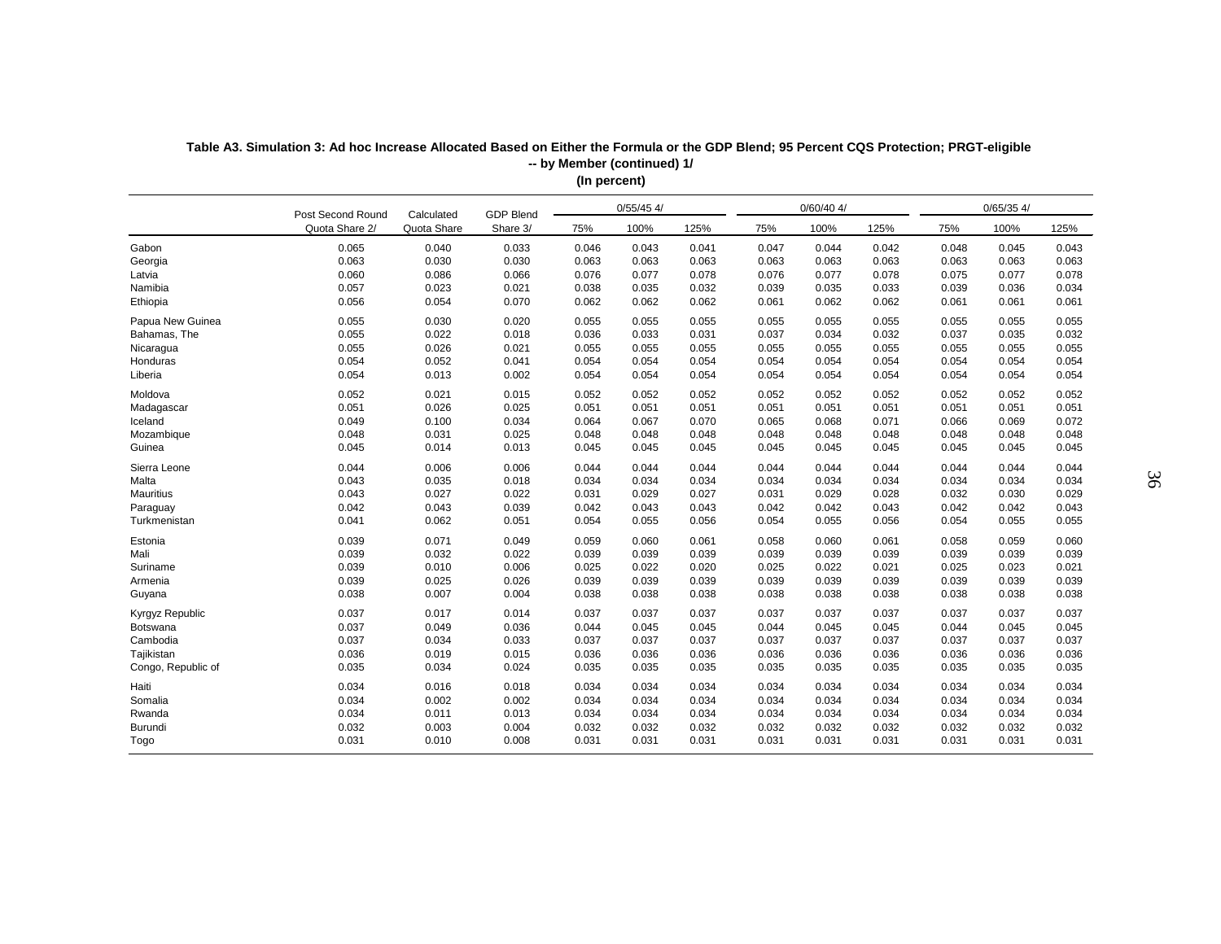**Table A3. Simulation 3: Ad hoc Increase Allocated Based on Either the Formula or the GDP Blend; 95 Percent CQS Protection; PRGT-eligible -- by Member (continued) 1/**

**(In percent)**

| | Post Second Round | Calculated | GDP Blend | 0/55/45 4/ | | | 0/60/40 4/ | | | 0/65/35 4/ | | |
|---|---|---|---|---|---|---|---|---|---|---|---|---|
| | Quota Share 2/ | Quota Share | Share 3/ | 75% | 100% | 125% | 75% | 100% | 125% | 75% | 100% | 125% |
| Gabon | 0.065 | 0.040 | 0.033 | 0.046 | 0.043 | 0.041 | 0.047 | 0.044 | 0.042 | 0.048 | 0.045 | 0.043 |
| Georgia | 0.063 | 0.030 | 0.030 | 0.063 | 0.063 | 0.063 | 0.063 | 0.063 | 0.063 | 0.063 | 0.063 | 0.063 |
| Latvia | 0.060 | 0.086 | 0.066 | 0.076 | 0.077 | 0.078 | 0.076 | 0.077 | 0.078 | 0.075 | 0.077 | 0.078 |
| Namibia | 0.057 | 0.023 | 0.021 | 0.038 | 0.035 | 0.032 | 0.039 | 0.035 | 0.033 | 0.039 | 0.036 | 0.034 |
| Ethiopia | 0.056 | 0.054 | 0.070 | 0.062 | 0.062 | 0.062 | 0.061 | 0.062 | 0.062 | 0.061 | 0.061 | 0.061 |
| Papua New Guinea | 0.055 | 0.030 | 0.020 | 0.055 | 0.055 | 0.055 | 0.055 | 0.055 | 0.055 | 0.055 | 0.055 | 0.055 |
| Bahamas, The | 0.055 | 0.022 | 0.018 | 0.036 | 0.033 | 0.031 | 0.037 | 0.034 | 0.032 | 0.037 | 0.035 | 0.032 |
| Nicaragua | 0.055 | 0.026 | 0.021 | 0.055 | 0.055 | 0.055 | 0.055 | 0.055 | 0.055 | 0.055 | 0.055 | 0.055 |
| Honduras | 0.054 | 0.052 | 0.041 | 0.054 | 0.054 | 0.054 | 0.054 | 0.054 | 0.054 | 0.054 | 0.054 | 0.054 |
| Liberia | 0.054 | 0.013 | 0.002 | 0.054 | 0.054 | 0.054 | 0.054 | 0.054 | 0.054 | 0.054 | 0.054 | 0.054 |
| Moldova | 0.052 | 0.021 | 0.015 | 0.052 | 0.052 | 0.052 | 0.052 | 0.052 | 0.052 | 0.052 | 0.052 | 0.052 |
| Madagascar | 0.051 | 0.026 | 0.025 | 0.051 | 0.051 | 0.051 | 0.051 | 0.051 | 0.051 | 0.051 | 0.051 | 0.051 |
| Iceland | 0.049 | 0.100 | 0.034 | 0.064 | 0.067 | 0.070 | 0.065 | 0.068 | 0.071 | 0.066 | 0.069 | 0.072 |
| Mozambique | 0.048 | 0.031 | 0.025 | 0.048 | 0.048 | 0.048 | 0.048 | 0.048 | 0.048 | 0.048 | 0.048 | 0.048 |
| Guinea | 0.045 | 0.014 | 0.013 | 0.045 | 0.045 | 0.045 | 0.045 | 0.045 | 0.045 | 0.045 | 0.045 | 0.045 |
| Sierra Leone | 0.044 | 0.006 | 0.006 | 0.044 | 0.044 | 0.044 | 0.044 | 0.044 | 0.044 | 0.044 | 0.044 | 0.044 |
| Malta | 0.043 | 0.035 | 0.018 | 0.034 | 0.034 | 0.034 | 0.034 | 0.034 | 0.034 | 0.034 | 0.034 | 0.034 |
| Mauritius | 0.043 | 0.027 | 0.022 | 0.031 | 0.029 | 0.027 | 0.031 | 0.029 | 0.028 | 0.032 | 0.030 | 0.029 |
| Paraguay | 0.042 | 0.043 | 0.039 | 0.042 | 0.043 | 0.043 | 0.042 | 0.042 | 0.043 | 0.042 | 0.042 | 0.043 |
| Turkmenistan | 0.041 | 0.062 | 0.051 | 0.054 | 0.055 | 0.056 | 0.054 | 0.055 | 0.056 | 0.054 | 0.055 | 0.055 |
| Estonia | 0.039 | 0.071 | 0.049 | 0.059 | 0.060 | 0.061 | 0.058 | 0.060 | 0.061 | 0.058 | 0.059 | 0.060 |
| Mali | 0.039 | 0.032 | 0.022 | 0.039 | 0.039 | 0.039 | 0.039 | 0.039 | 0.039 | 0.039 | 0.039 | 0.039 |
| Suriname | 0.039 | 0.010 | 0.006 | 0.025 | 0.022 | 0.020 | 0.025 | 0.022 | 0.021 | 0.025 | 0.023 | 0.021 |
| Armenia | 0.039 | 0.025 | 0.026 | 0.039 | 0.039 | 0.039 | 0.039 | 0.039 | 0.039 | 0.039 | 0.039 | 0.039 |
| Guyana | 0.038 | 0.007 | 0.004 | 0.038 | 0.038 | 0.038 | 0.038 | 0.038 | 0.038 | 0.038 | 0.038 | 0.038 |
| Kyrgyz Republic | 0.037 | 0.017 | 0.014 | 0.037 | 0.037 | 0.037 | 0.037 | 0.037 | 0.037 | 0.037 | 0.037 | 0.037 |
| Botswana | 0.037 | 0.049 | 0.036 | 0.044 | 0.045 | 0.045 | 0.044 | 0.045 | 0.045 | 0.044 | 0.045 | 0.045 |
| Cambodia | 0.037 | 0.034 | 0.033 | 0.037 | 0.037 | 0.037 | 0.037 | 0.037 | 0.037 | 0.037 | 0.037 | 0.037 |
| Tajikistan | 0.036 | 0.019 | 0.015 | 0.036 | 0.036 | 0.036 | 0.036 | 0.036 | 0.036 | 0.036 | 0.036 | 0.036 |
| Congo, Republic of | 0.035 | 0.034 | 0.024 | 0.035 | 0.035 | 0.035 | 0.035 | 0.035 | 0.035 | 0.035 | 0.035 | 0.035 |
| Haiti | 0.034 | 0.016 | 0.018 | 0.034 | 0.034 | 0.034 | 0.034 | 0.034 | 0.034 | 0.034 | 0.034 | 0.034 |
| Somalia | 0.034 | 0.002 | 0.002 | 0.034 | 0.034 | 0.034 | 0.034 | 0.034 | 0.034 | 0.034 | 0.034 | 0.034 |
| Rwanda | 0.034 | 0.011 | 0.013 | 0.034 | 0.034 | 0.034 | 0.034 | 0.034 | 0.034 | 0.034 | 0.034 | 0.034 |
| Burundi | 0.032 | 0.003 | 0.004 | 0.032 | 0.032 | 0.032 | 0.032 | 0.032 | 0.032 | 0.032 | 0.032 | 0.032 |
| Togo | 0.031 | 0.010 | 0.008 | 0.031 | 0.031 | 0.031 | 0.031 | 0.031 | 0.031 | 0.031 | 0.031 | 0.031 |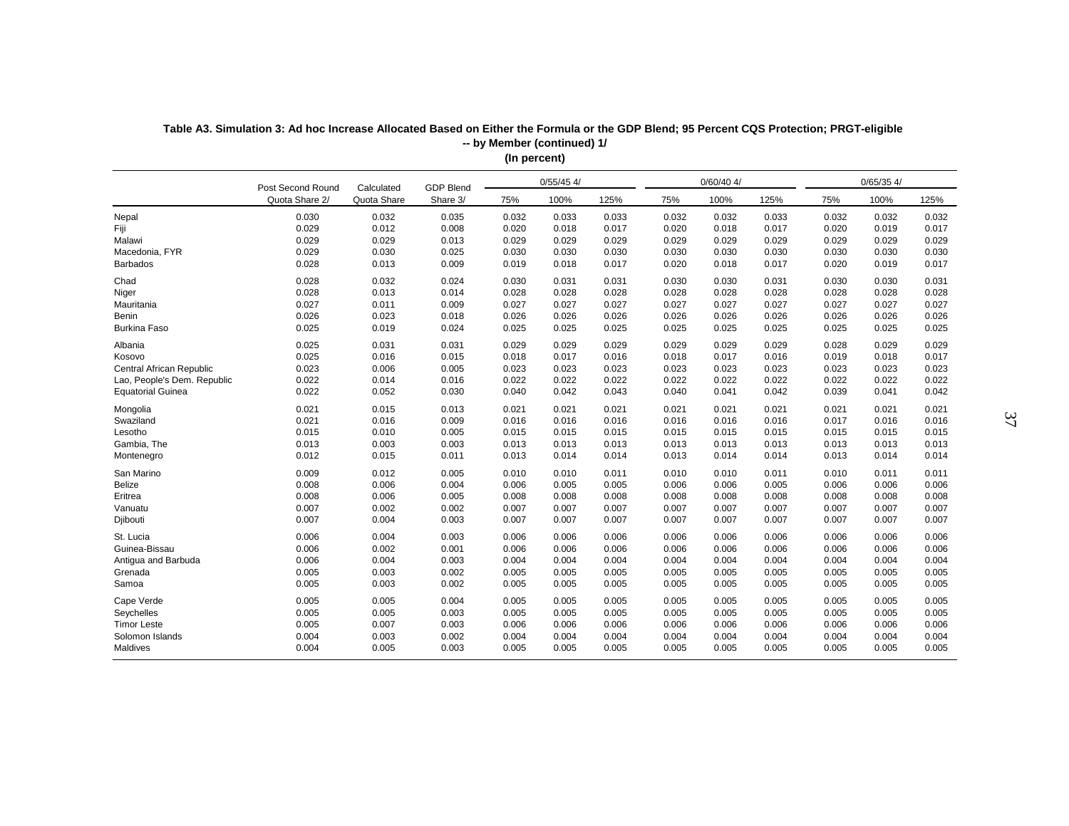**Table A3. Simulation 3: Ad hoc Increase Allocated Based on Either the Formula or the GDP Blend; 95 Percent CQS Protection; PRGT-eligible -- by Member (continued) 1/**

**(In percent)**

| | Post Second Round | Calculated | GDP Blend | 0/55/45 4/ | | | 0/60/40 4/ | | | 0/65/35 4/ | | |
|---|---|---|---|---|---|---|---|---|---|---|---|---|
| | Quota Share 2/ | Quota Share | Share 3/ | 75% | 100% | 125% | 75% | 100% | 125% | 75% | 100% | 125% |
| Nepal | 0.030 | 0.032 | 0.035 | 0.032 | 0.033 | 0.033 | 0.032 | 0.032 | 0.033 | 0.032 | 0.032 | 0.032 |
| Fiji | 0.029 | 0.012 | 0.008 | 0.020 | 0.018 | 0.017 | 0.020 | 0.018 | 0.017 | 0.020 | 0.019 | 0.017 |
| Malawi | 0.029 | 0.029 | 0.013 | 0.029 | 0.029 | 0.029 | 0.029 | 0.029 | 0.029 | 0.029 | 0.029 | 0.029 |
| Macedonia, FYR | 0.029 | 0.030 | 0.025 | 0.030 | 0.030 | 0.030 | 0.030 | 0.030 | 0.030 | 0.030 | 0.030 | 0.030 |
| Barbados | 0.028 | 0.013 | 0.009 | 0.019 | 0.018 | 0.017 | 0.020 | 0.018 | 0.017 | 0.020 | 0.019 | 0.017 |
| Chad | 0.028 | 0.032 | 0.024 | 0.030 | 0.031 | 0.031 | 0.030 | 0.030 | 0.031 | 0.030 | 0.030 | 0.031 |
| Niger | 0.028 | 0.013 | 0.014 | 0.028 | 0.028 | 0.028 | 0.028 | 0.028 | 0.028 | 0.028 | 0.028 | 0.028 |
| Mauritania | 0.027 | 0.011 | 0.009 | 0.027 | 0.027 | 0.027 | 0.027 | 0.027 | 0.027 | 0.027 | 0.027 | 0.027 |
| Benin | 0.026 | 0.023 | 0.018 | 0.026 | 0.026 | 0.026 | 0.026 | 0.026 | 0.026 | 0.026 | 0.026 | 0.026 |
| Burkina Faso | 0.025 | 0.019 | 0.024 | 0.025 | 0.025 | 0.025 | 0.025 | 0.025 | 0.025 | 0.025 | 0.025 | 0.025 |
| Albania | 0.025 | 0.031 | 0.031 | 0.029 | 0.029 | 0.029 | 0.029 | 0.029 | 0.029 | 0.028 | 0.029 | 0.029 |
| Kosovo | 0.025 | 0.016 | 0.015 | 0.018 | 0.017 | 0.016 | 0.018 | 0.017 | 0.016 | 0.019 | 0.018 | 0.017 |
| Central African Republic | 0.023 | 0.006 | 0.005 | 0.023 | 0.023 | 0.023 | 0.023 | 0.023 | 0.023 | 0.023 | 0.023 | 0.023 |
| Lao, People's Dem. Republic | 0.022 | 0.014 | 0.016 | 0.022 | 0.022 | 0.022 | 0.022 | 0.022 | 0.022 | 0.022 | 0.022 | 0.022 |
| Equatorial Guinea | 0.022 | 0.052 | 0.030 | 0.040 | 0.042 | 0.043 | 0.040 | 0.041 | 0.042 | 0.039 | 0.041 | 0.042 |
| Mongolia | 0.021 | 0.015 | 0.013 | 0.021 | 0.021 | 0.021 | 0.021 | 0.021 | 0.021 | 0.021 | 0.021 | 0.021 |
| Swaziland | 0.021 | 0.016 | 0.009 | 0.016 | 0.016 | 0.016 | 0.016 | 0.016 | 0.016 | 0.017 | 0.016 | 0.016 |
| Lesotho | 0.015 | 0.010 | 0.005 | 0.015 | 0.015 | 0.015 | 0.015 | 0.015 | 0.015 | 0.015 | 0.015 | 0.015 |
| Gambia, The | 0.013 | 0.003 | 0.003 | 0.013 | 0.013 | 0.013 | 0.013 | 0.013 | 0.013 | 0.013 | 0.013 | 0.013 |
| Montenegro | 0.012 | 0.015 | 0.011 | 0.013 | 0.014 | 0.014 | 0.013 | 0.014 | 0.014 | 0.013 | 0.014 | 0.014 |
| San Marino | 0.009 | 0.012 | 0.005 | 0.010 | 0.010 | 0.011 | 0.010 | 0.010 | 0.011 | 0.010 | 0.011 | 0.011 |
| Belize | 0.008 | 0.006 | 0.004 | 0.006 | 0.005 | 0.005 | 0.006 | 0.006 | 0.005 | 0.006 | 0.006 | 0.006 |
| Eritrea | 0.008 | 0.006 | 0.005 | 0.008 | 0.008 | 0.008 | 0.008 | 0.008 | 0.008 | 0.008 | 0.008 | 0.008 |
| Vanuatu | 0.007 | 0.002 | 0.002 | 0.007 | 0.007 | 0.007 | 0.007 | 0.007 | 0.007 | 0.007 | 0.007 | 0.007 |
| Djibouti | 0.007 | 0.004 | 0.003 | 0.007 | 0.007 | 0.007 | 0.007 | 0.007 | 0.007 | 0.007 | 0.007 | 0.007 |
| St. Lucia | 0.006 | 0.004 | 0.003 | 0.006 | 0.006 | 0.006 | 0.006 | 0.006 | 0.006 | 0.006 | 0.006 | 0.006 |
| Guinea-Bissau | 0.006 | 0.002 | 0.001 | 0.006 | 0.006 | 0.006 | 0.006 | 0.006 | 0.006 | 0.006 | 0.006 | 0.006 |
| Antigua and Barbuda | 0.006 | 0.004 | 0.003 | 0.004 | 0.004 | 0.004 | 0.004 | 0.004 | 0.004 | 0.004 | 0.004 | 0.004 |
| Grenada | 0.005 | 0.003 | 0.002 | 0.005 | 0.005 | 0.005 | 0.005 | 0.005 | 0.005 | 0.005 | 0.005 | 0.005 |
| Samoa | 0.005 | 0.003 | 0.002 | 0.005 | 0.005 | 0.005 | 0.005 | 0.005 | 0.005 | 0.005 | 0.005 | 0.005 |
| Cape Verde | 0.005 | 0.005 | 0.004 | 0.005 | 0.005 | 0.005 | 0.005 | 0.005 | 0.005 | 0.005 | 0.005 | 0.005 |
| Seychelles | 0.005 | 0.005 | 0.003 | 0.005 | 0.005 | 0.005 | 0.005 | 0.005 | 0.005 | 0.005 | 0.005 | 0.005 |
| Timor Leste | 0.005 | 0.007 | 0.003 | 0.006 | 0.006 | 0.006 | 0.006 | 0.006 | 0.006 | 0.006 | 0.006 | 0.006 |
| Solomon Islands | 0.004 | 0.003 | 0.002 | 0.004 | 0.004 | 0.004 | 0.004 | 0.004 | 0.004 | 0.004 | 0.004 | 0.004 |
| Maldives | 0.004 | 0.005 | 0.003 | 0.005 | 0.005 | 0.005 | 0.005 | 0.005 | 0.005 | 0.005 | 0.005 | 0.005 |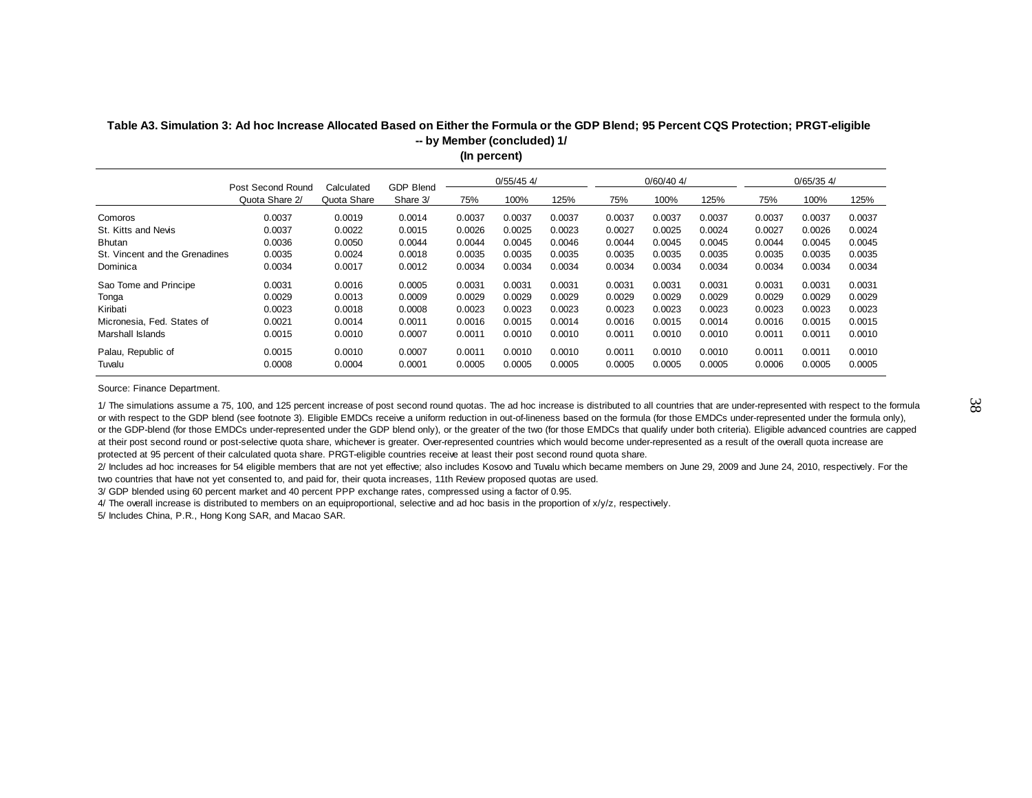**Table A3. Simulation 3: Ad hoc Increase Allocated Based on Either the Formula or the GDP Blend; 95 Percent CQS Protection; PRGT-eligible -- by Member (concluded) 1/**

**(In percent)**

| | Post Second Round Quota Share 2/ | Calculated Quota Share | GDP Blend Share 3/ | 0/55/45 4/ | | | 0/60/40 4/ | | | 0/65/35 4/ | | |
|---|---|---|---|---|---|---|---|---|---|---|---|---|
| | | | | 75% | 100% | 125% | 75% | 100% | 125% | 75% | 100% | 125% |
| Comoros | 0.0037 | 0.0019 | 0.0014 | 0.0037 | 0.0037 | 0.0037 | 0.0037 | 0.0037 | 0.0037 | 0.0037 | 0.0037 | 0.0037 |
| St. Kitts and Nevis | 0.0037 | 0.0022 | 0.0015 | 0.0026 | 0.0025 | 0.0023 | 0.0027 | 0.0025 | 0.0024 | 0.0027 | 0.0026 | 0.0024 |
| Bhutan | 0.0036 | 0.0050 | 0.0044 | 0.0044 | 0.0045 | 0.0046 | 0.0044 | 0.0045 | 0.0045 | 0.0044 | 0.0045 | 0.0045 |
| St. Vincent and the Grenadines | 0.0035 | 0.0024 | 0.0018 | 0.0035 | 0.0035 | 0.0035 | 0.0035 | 0.0035 | 0.0035 | 0.0035 | 0.0035 | 0.0035 |
| Dominica | 0.0034 | 0.0017 | 0.0012 | 0.0034 | 0.0034 | 0.0034 | 0.0034 | 0.0034 | 0.0034 | 0.0034 | 0.0034 | 0.0034 |
| Sao Tome and Principe | 0.0031 | 0.0016 | 0.0005 | 0.0031 | 0.0031 | 0.0031 | 0.0031 | 0.0031 | 0.0031 | 0.0031 | 0.0031 | 0.0031 |
| Tonga | 0.0029 | 0.0013 | 0.0009 | 0.0029 | 0.0029 | 0.0029 | 0.0029 | 0.0029 | 0.0029 | 0.0029 | 0.0029 | 0.0029 |
| Kiribati | 0.0023 | 0.0018 | 0.0008 | 0.0023 | 0.0023 | 0.0023 | 0.0023 | 0.0023 | 0.0023 | 0.0023 | 0.0023 | 0.0023 |
| Micronesia, Fed. States of | 0.0021 | 0.0014 | 0.0011 | 0.0016 | 0.0015 | 0.0014 | 0.0016 | 0.0015 | 0.0014 | 0.0016 | 0.0015 | 0.0015 |
| Marshall Islands | 0.0015 | 0.0010 | 0.0007 | 0.0011 | 0.0010 | 0.0010 | 0.0011 | 0.0010 | 0.0010 | 0.0011 | 0.0011 | 0.0010 |
| Palau, Republic of | 0.0015 | 0.0010 | 0.0007 | 0.0011 | 0.0010 | 0.0010 | 0.0011 | 0.0010 | 0.0010 | 0.0011 | 0.0011 | 0.0010 |
| Tuvalu | 0.0008 | 0.0004 | 0.0001 | 0.0005 | 0.0005 | 0.0005 | 0.0005 | 0.0005 | 0.0005 | 0.0006 | 0.0005 | 0.0005 |

Source: Finance Department.

1/ The simulations assume a 75, 100, and 125 percent increase of post second round quotas. The ad hoc increase is distributed to all countries that are under-represented with respect to the formula or with respect to the GDP blend (see footnote 3). Eligible EMDCs receive a uniform reduction in out-of-lineness based on the formula (for those EMDCs under-represented under the formula only), or the GDP-blend (for those EMDCs under-represented under the GDP blend only), or the greater of the two (for those EMDCs that qualify under both criteria). Eligible advanced countries are capped at their post second round or post-selective quota share, whichever is greater. Over-represented countries which would become under-represented as a result of the overall quota increase are protected at 95 percent of their calculated quota share. PRGT-eligible countries receive at least their post second round quota share.

2/ Includes ad hoc increases for 54 eligible members that are not yet effective; also includes Kosovo and Tuvalu which became members on June 29, 2009 and June 24, 2010, respectively. For the two countries that have not yet consented to, and paid for, their quota increases, 11th Review proposed quotas are used.

3/ GDP blended using 60 percent market and 40 percent PPP exchange rates, compressed using a factor of 0.95.

4/ The overall increase is distributed to members on an equiproportional, selective and ad hoc basis in the proportion of x/y/z, respectively.

5/ Includes China, P.R., Hong Kong SAR, and Macao SAR.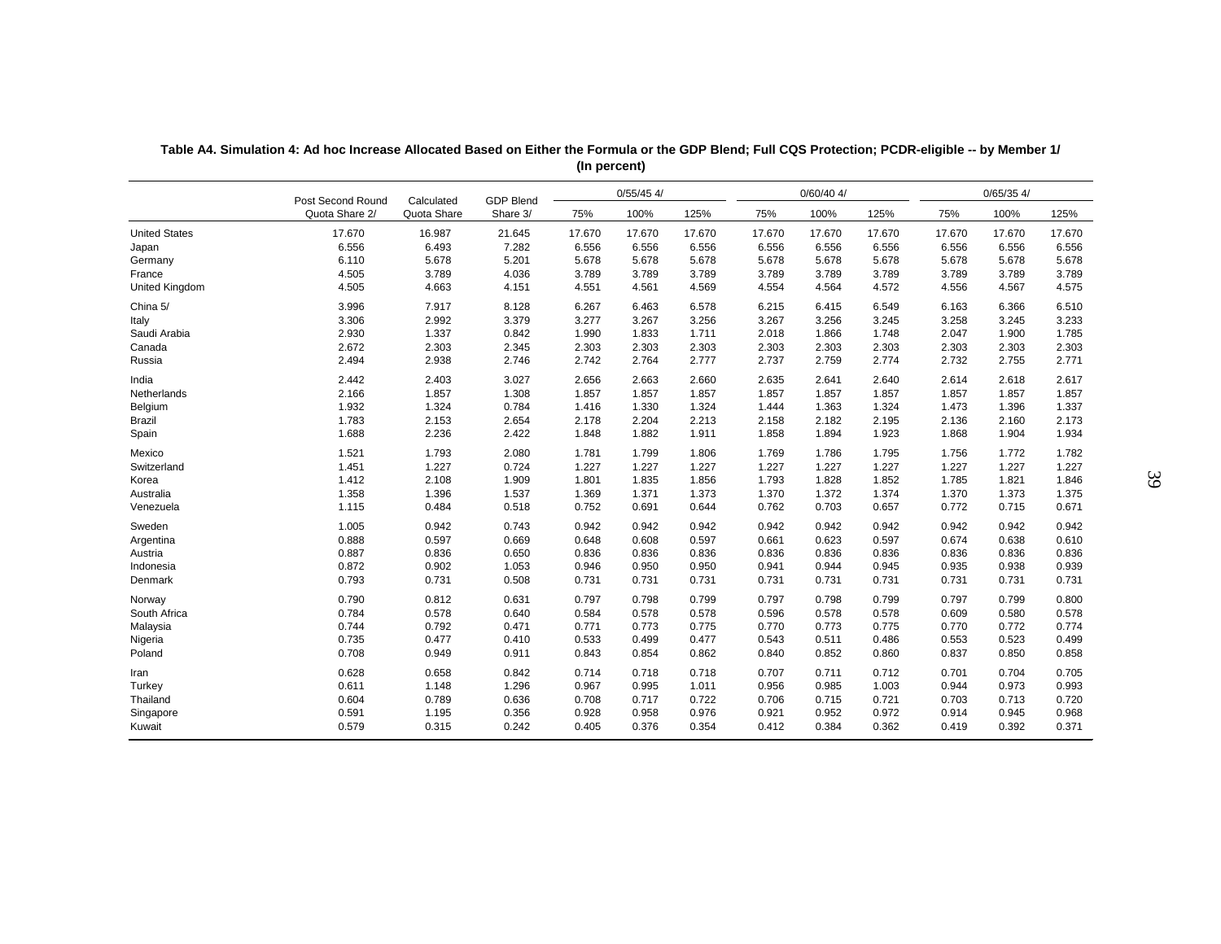**Table A4. Simulation 4: Ad hoc Increase Allocated Based on Either the Formula or the GDP Blend; Full CQS Protection; PCDR-eligible -- by Member 1/**
**(In percent)**

| | Post Second Round Quota Share 2/ | Calculated Quota Share | GDP Blend Share 3/ | 0/55/45 4/ | | | 0/60/40 4/ | | | 0/65/35 4/ | | |
|---|---|---|---|---|---|---|---|---|---|---|---|---|
| | | | | 75% | 100% | 125% | 75% | 100% | 125% | 75% | 100% | 125% |
| United States | 17.670 | 16.987 | 21.645 | 17.670 | 17.670 | 17.670 | 17.670 | 17.670 | 17.670 | 17.670 | 17.670 | 17.670 |
| Japan | 6.556 | 6.493 | 7.282 | 6.556 | 6.556 | 6.556 | 6.556 | 6.556 | 6.556 | 6.556 | 6.556 | 6.556 |
| Germany | 6.110 | 5.678 | 5.201 | 5.678 | 5.678 | 5.678 | 5.678 | 5.678 | 5.678 | 5.678 | 5.678 | 5.678 |
| France | 4.505 | 3.789 | 4.036 | 3.789 | 3.789 | 3.789 | 3.789 | 3.789 | 3.789 | 3.789 | 3.789 | 3.789 |
| United Kingdom | 4.505 | 4.663 | 4.151 | 4.551 | 4.561 | 4.569 | 4.554 | 4.564 | 4.572 | 4.556 | 4.567 | 4.575 |
| China 5/ | 3.996 | 7.917 | 8.128 | 6.267 | 6.463 | 6.578 | 6.215 | 6.415 | 6.549 | 6.163 | 6.366 | 6.510 |
| Italy | 3.306 | 2.992 | 3.379 | 3.277 | 3.267 | 3.256 | 3.267 | 3.256 | 3.245 | 3.258 | 3.245 | 3.233 |
| Saudi Arabia | 2.930 | 1.337 | 0.842 | 1.990 | 1.833 | 1.711 | 2.018 | 1.866 | 1.748 | 2.047 | 1.900 | 1.785 |
| Canada | 2.672 | 2.303 | 2.345 | 2.303 | 2.303 | 2.303 | 2.303 | 2.303 | 2.303 | 2.303 | 2.303 | 2.303 |
| Russia | 2.494 | 2.938 | 2.746 | 2.742 | 2.764 | 2.777 | 2.737 | 2.759 | 2.774 | 2.732 | 2.755 | 2.771 |
| India | 2.442 | 2.403 | 3.027 | 2.656 | 2.663 | 2.660 | 2.635 | 2.641 | 2.640 | 2.614 | 2.618 | 2.617 |
| Netherlands | 2.166 | 1.857 | 1.308 | 1.857 | 1.857 | 1.857 | 1.857 | 1.857 | 1.857 | 1.857 | 1.857 | 1.857 |
| Belgium | 1.932 | 1.324 | 0.784 | 1.416 | 1.330 | 1.324 | 1.444 | 1.363 | 1.324 | 1.473 | 1.396 | 1.337 |
| Brazil | 1.783 | 2.153 | 2.654 | 2.178 | 2.204 | 2.213 | 2.158 | 2.182 | 2.195 | 2.136 | 2.160 | 2.173 |
| Spain | 1.688 | 2.236 | 2.422 | 1.848 | 1.882 | 1.911 | 1.858 | 1.894 | 1.923 | 1.868 | 1.904 | 1.934 |
| Mexico | 1.521 | 1.793 | 2.080 | 1.781 | 1.799 | 1.806 | 1.769 | 1.786 | 1.795 | 1.756 | 1.772 | 1.782 |
| Switzerland | 1.451 | 1.227 | 0.724 | 1.227 | 1.227 | 1.227 | 1.227 | 1.227 | 1.227 | 1.227 | 1.227 | 1.227 |
| Korea | 1.412 | 2.108 | 1.909 | 1.801 | 1.835 | 1.856 | 1.793 | 1.828 | 1.852 | 1.785 | 1.821 | 1.846 |
| Australia | 1.358 | 1.396 | 1.537 | 1.369 | 1.371 | 1.373 | 1.370 | 1.372 | 1.374 | 1.370 | 1.373 | 1.375 |
| Venezuela | 1.115 | 0.484 | 0.518 | 0.752 | 0.691 | 0.644 | 0.762 | 0.703 | 0.657 | 0.772 | 0.715 | 0.671 |
| Sweden | 1.005 | 0.942 | 0.743 | 0.942 | 0.942 | 0.942 | 0.942 | 0.942 | 0.942 | 0.942 | 0.942 | 0.942 |
| Argentina | 0.888 | 0.597 | 0.669 | 0.648 | 0.608 | 0.597 | 0.661 | 0.623 | 0.597 | 0.674 | 0.638 | 0.610 |
| Austria | 0.887 | 0.836 | 0.650 | 0.836 | 0.836 | 0.836 | 0.836 | 0.836 | 0.836 | 0.836 | 0.836 | 0.836 |
| Indonesia | 0.872 | 0.902 | 1.053 | 0.946 | 0.950 | 0.950 | 0.941 | 0.944 | 0.945 | 0.935 | 0.938 | 0.939 |
| Denmark | 0.793 | 0.731 | 0.508 | 0.731 | 0.731 | 0.731 | 0.731 | 0.731 | 0.731 | 0.731 | 0.731 | 0.731 |
| Norway | 0.790 | 0.812 | 0.631 | 0.797 | 0.798 | 0.799 | 0.797 | 0.798 | 0.799 | 0.797 | 0.799 | 0.800 |
| South Africa | 0.784 | 0.578 | 0.640 | 0.584 | 0.578 | 0.578 | 0.596 | 0.578 | 0.578 | 0.609 | 0.580 | 0.578 |
| Malaysia | 0.744 | 0.792 | 0.471 | 0.771 | 0.773 | 0.775 | 0.770 | 0.773 | 0.775 | 0.770 | 0.772 | 0.774 |
| Nigeria | 0.735 | 0.477 | 0.410 | 0.533 | 0.499 | 0.477 | 0.543 | 0.511 | 0.486 | 0.553 | 0.523 | 0.499 |
| Poland | 0.708 | 0.949 | 0.911 | 0.843 | 0.854 | 0.862 | 0.840 | 0.852 | 0.860 | 0.837 | 0.850 | 0.858 |
| Iran | 0.628 | 0.658 | 0.842 | 0.714 | 0.718 | 0.718 | 0.707 | 0.711 | 0.712 | 0.701 | 0.704 | 0.705 |
| Turkey | 0.611 | 1.148 | 1.296 | 0.967 | 0.995 | 1.011 | 0.956 | 0.985 | 1.003 | 0.944 | 0.973 | 0.993 |
| Thailand | 0.604 | 0.789 | 0.636 | 0.708 | 0.717 | 0.722 | 0.706 | 0.715 | 0.721 | 0.703 | 0.713 | 0.720 |
| Singapore | 0.591 | 1.195 | 0.356 | 0.928 | 0.958 | 0.976 | 0.921 | 0.952 | 0.972 | 0.914 | 0.945 | 0.968 |
| Kuwait | 0.579 | 0.315 | 0.242 | 0.405 | 0.376 | 0.354 | 0.412 | 0.384 | 0.362 | 0.419 | 0.392 | 0.371 |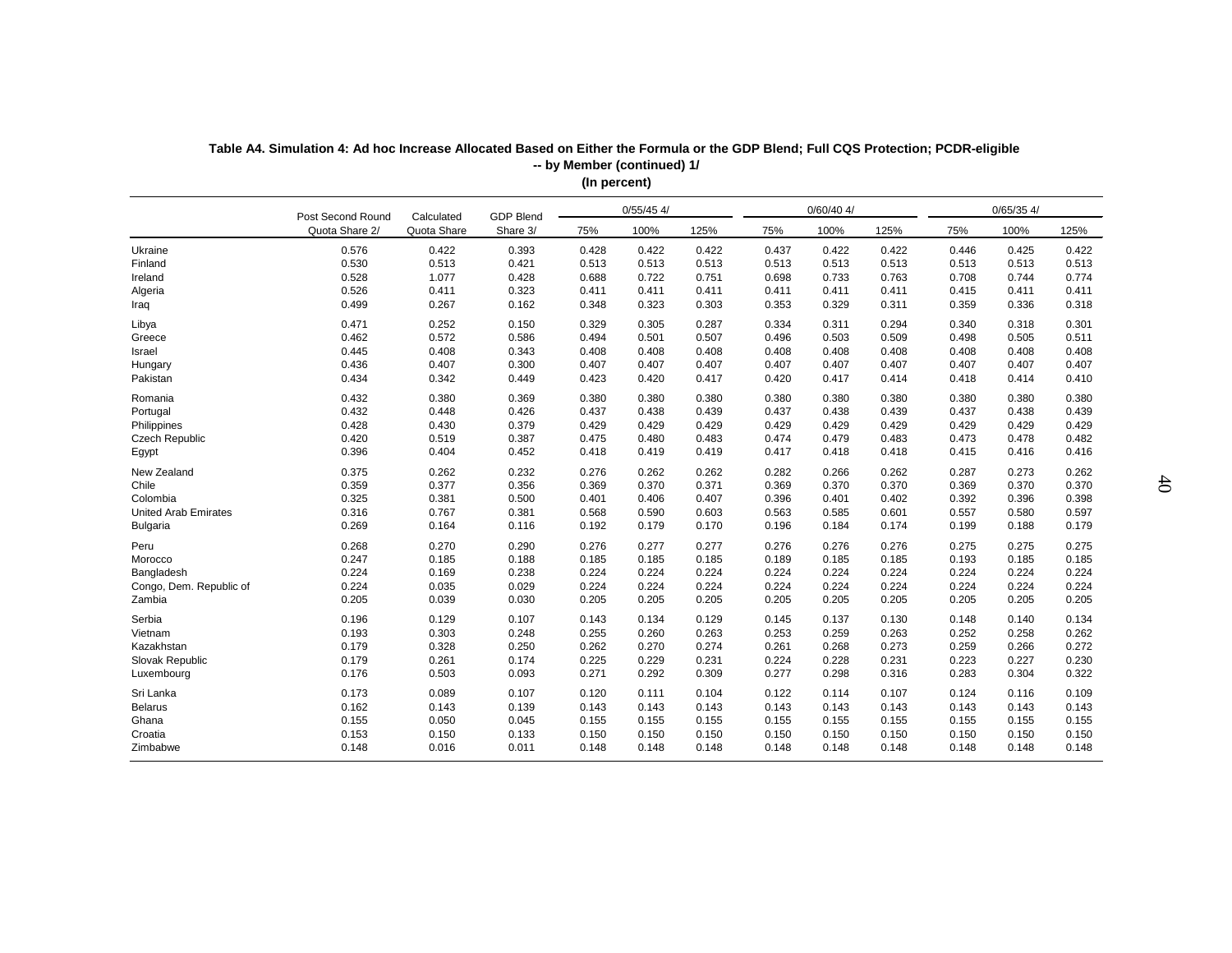**Table A4. Simulation 4: Ad hoc Increase Allocated Based on Either the Formula or the GDP Blend; Full CQS Protection; PCDR-eligible -- by Member (continued) 1/**

**(In percent)**

| | Post Second Round Quota Share 2/ | Calculated Quota Share | GDP Blend Share 3/ | 0/55/45 4/ | | | 0/60/40 4/ | | | 0/65/35 4/ | | |
|---|---|---|---|---|---|---|---|---|---|---|---|---|
| | | | | 75% | 100% | 125% | 75% | 100% | 125% | 75% | 100% | 125% |
| Ukraine | 0.576 | 0.422 | 0.393 | 0.428 | 0.422 | 0.422 | 0.437 | 0.422 | 0.422 | 0.446 | 0.425 | 0.422 |
| Finland | 0.530 | 0.513 | 0.421 | 0.513 | 0.513 | 0.513 | 0.513 | 0.513 | 0.513 | 0.513 | 0.513 | 0.513 |
| Ireland | 0.528 | 1.077 | 0.428 | 0.688 | 0.722 | 0.751 | 0.698 | 0.733 | 0.763 | 0.708 | 0.744 | 0.774 |
| Algeria | 0.526 | 0.411 | 0.323 | 0.411 | 0.411 | 0.411 | 0.411 | 0.411 | 0.411 | 0.415 | 0.411 | 0.411 |
| Iraq | 0.499 | 0.267 | 0.162 | 0.348 | 0.323 | 0.303 | 0.353 | 0.329 | 0.311 | 0.359 | 0.336 | 0.318 |
| Libya | 0.471 | 0.252 | 0.150 | 0.329 | 0.305 | 0.287 | 0.334 | 0.311 | 0.294 | 0.340 | 0.318 | 0.301 |
| Greece | 0.462 | 0.572 | 0.586 | 0.494 | 0.501 | 0.507 | 0.496 | 0.503 | 0.509 | 0.498 | 0.505 | 0.511 |
| Israel | 0.445 | 0.408 | 0.343 | 0.408 | 0.408 | 0.408 | 0.408 | 0.408 | 0.408 | 0.408 | 0.408 | 0.408 |
| Hungary | 0.436 | 0.407 | 0.300 | 0.407 | 0.407 | 0.407 | 0.407 | 0.407 | 0.407 | 0.407 | 0.407 | 0.407 |
| Pakistan | 0.434 | 0.342 | 0.449 | 0.423 | 0.420 | 0.417 | 0.420 | 0.417 | 0.414 | 0.418 | 0.414 | 0.410 |
| Romania | 0.432 | 0.380 | 0.369 | 0.380 | 0.380 | 0.380 | 0.380 | 0.380 | 0.380 | 0.380 | 0.380 | 0.380 |
| Portugal | 0.432 | 0.448 | 0.426 | 0.437 | 0.438 | 0.439 | 0.437 | 0.438 | 0.439 | 0.437 | 0.438 | 0.439 |
| Philippines | 0.428 | 0.430 | 0.379 | 0.429 | 0.429 | 0.429 | 0.429 | 0.429 | 0.429 | 0.429 | 0.429 | 0.429 |
| Czech Republic | 0.420 | 0.519 | 0.387 | 0.475 | 0.480 | 0.483 | 0.474 | 0.479 | 0.483 | 0.473 | 0.478 | 0.482 |
| Egypt | 0.396 | 0.404 | 0.452 | 0.418 | 0.419 | 0.419 | 0.417 | 0.418 | 0.418 | 0.415 | 0.416 | 0.416 |
| New Zealand | 0.375 | 0.262 | 0.232 | 0.276 | 0.262 | 0.262 | 0.282 | 0.266 | 0.262 | 0.287 | 0.273 | 0.262 |
| Chile | 0.359 | 0.377 | 0.356 | 0.369 | 0.370 | 0.371 | 0.369 | 0.370 | 0.370 | 0.369 | 0.370 | 0.370 |
| Colombia | 0.325 | 0.381 | 0.500 | 0.401 | 0.406 | 0.407 | 0.396 | 0.401 | 0.402 | 0.392 | 0.396 | 0.398 |
| United Arab Emirates | 0.316 | 0.767 | 0.381 | 0.568 | 0.590 | 0.603 | 0.563 | 0.585 | 0.601 | 0.557 | 0.580 | 0.597 |
| Bulgaria | 0.269 | 0.164 | 0.116 | 0.192 | 0.179 | 0.170 | 0.196 | 0.184 | 0.174 | 0.199 | 0.188 | 0.179 |
| Peru | 0.268 | 0.270 | 0.290 | 0.276 | 0.277 | 0.277 | 0.276 | 0.276 | 0.276 | 0.275 | 0.275 | 0.275 |
| Morocco | 0.247 | 0.185 | 0.188 | 0.185 | 0.185 | 0.185 | 0.189 | 0.185 | 0.185 | 0.193 | 0.185 | 0.185 |
| Bangladesh | 0.224 | 0.169 | 0.238 | 0.224 | 0.224 | 0.224 | 0.224 | 0.224 | 0.224 | 0.224 | 0.224 | 0.224 |
| Congo, Dem. Republic of | 0.224 | 0.035 | 0.029 | 0.224 | 0.224 | 0.224 | 0.224 | 0.224 | 0.224 | 0.224 | 0.224 | 0.224 |
| Zambia | 0.205 | 0.039 | 0.030 | 0.205 | 0.205 | 0.205 | 0.205 | 0.205 | 0.205 | 0.205 | 0.205 | 0.205 |
| Serbia | 0.196 | 0.129 | 0.107 | 0.143 | 0.134 | 0.129 | 0.145 | 0.137 | 0.130 | 0.148 | 0.140 | 0.134 |
| Vietnam | 0.193 | 0.303 | 0.248 | 0.255 | 0.260 | 0.263 | 0.253 | 0.259 | 0.263 | 0.252 | 0.258 | 0.262 |
| Kazakhstan | 0.179 | 0.328 | 0.250 | 0.262 | 0.270 | 0.274 | 0.261 | 0.268 | 0.273 | 0.259 | 0.266 | 0.272 |
| Slovak Republic | 0.179 | 0.261 | 0.174 | 0.225 | 0.229 | 0.231 | 0.224 | 0.228 | 0.231 | 0.223 | 0.227 | 0.230 |
| Luxembourg | 0.176 | 0.503 | 0.093 | 0.271 | 0.292 | 0.309 | 0.277 | 0.298 | 0.316 | 0.283 | 0.304 | 0.322 |
| Sri Lanka | 0.173 | 0.089 | 0.107 | 0.120 | 0.111 | 0.104 | 0.122 | 0.114 | 0.107 | 0.124 | 0.116 | 0.109 |
| Belarus | 0.162 | 0.143 | 0.139 | 0.143 | 0.143 | 0.143 | 0.143 | 0.143 | 0.143 | 0.143 | 0.143 | 0.143 |
| Ghana | 0.155 | 0.050 | 0.045 | 0.155 | 0.155 | 0.155 | 0.155 | 0.155 | 0.155 | 0.155 | 0.155 | 0.155 |
| Croatia | 0.153 | 0.150 | 0.133 | 0.150 | 0.150 | 0.150 | 0.150 | 0.150 | 0.150 | 0.150 | 0.150 | 0.150 |
| Zimbabwe | 0.148 | 0.016 | 0.011 | 0.148 | 0.148 | 0.148 | 0.148 | 0.148 | 0.148 | 0.148 | 0.148 | 0.148 |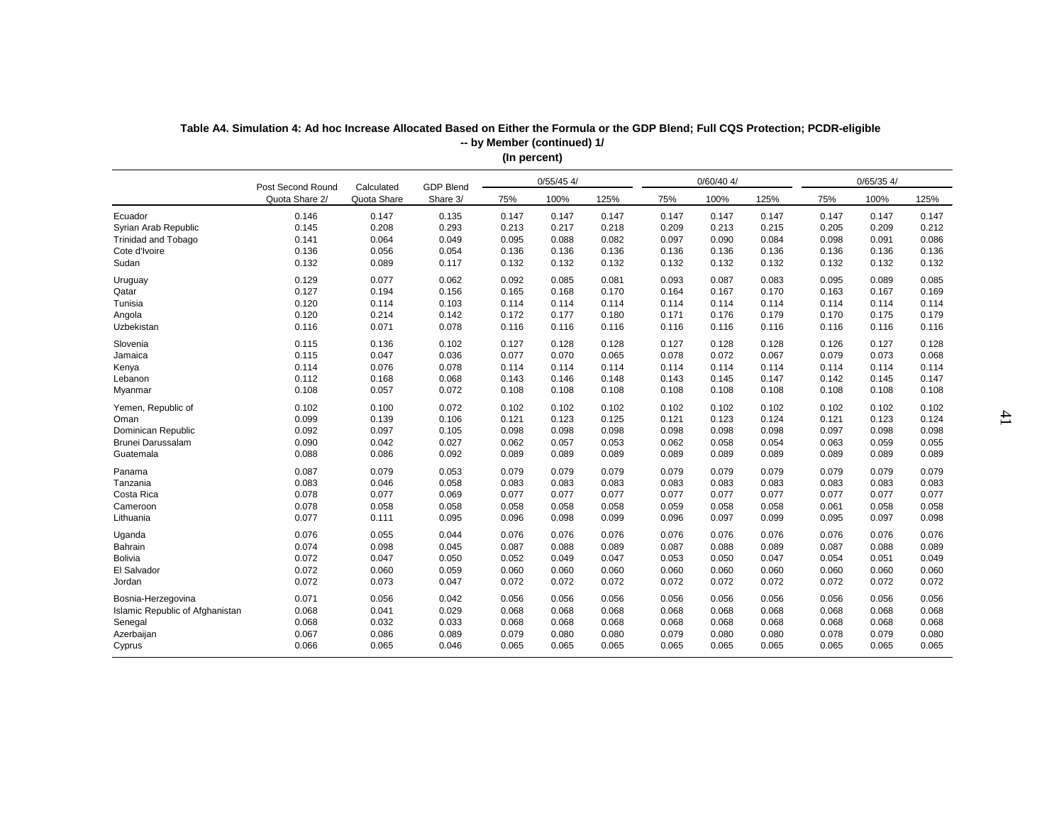**Table A4. Simulation 4: Ad hoc Increase Allocated Based on Either the Formula or the GDP Blend; Full CQS Protection; PCDR-eligible -- by Member (continued) 1/**
**(In percent)**

| | Post Second Round Quota Share 2/ | Calculated Quota Share | GDP Blend Share 3/ | 0/55/45 4/ | | | 0/60/40 4/ | | | 0/65/35 4/ | | |
|---|---|---|---|---|---|---|---|---|---|---|---|---|
| | | | | 75% | 100% | 125% | 75% | 100% | 125% | 75% | 100% | 125% |
| Ecuador | 0.146 | 0.147 | 0.135 | 0.147 | 0.147 | 0.147 | 0.147 | 0.147 | 0.147 | 0.147 | 0.147 | 0.147 |
| Syrian Arab Republic | 0.145 | 0.208 | 0.293 | 0.213 | 0.217 | 0.218 | 0.209 | 0.213 | 0.215 | 0.205 | 0.209 | 0.212 |
| Trinidad and Tobago | 0.141 | 0.064 | 0.049 | 0.095 | 0.088 | 0.082 | 0.097 | 0.090 | 0.084 | 0.098 | 0.091 | 0.086 |
| Cote d'Ivoire | 0.136 | 0.056 | 0.054 | 0.136 | 0.136 | 0.136 | 0.136 | 0.136 | 0.136 | 0.136 | 0.136 | 0.136 |
| Sudan | 0.132 | 0.089 | 0.117 | 0.132 | 0.132 | 0.132 | 0.132 | 0.132 | 0.132 | 0.132 | 0.132 | 0.132 |
| Uruguay | 0.129 | 0.077 | 0.062 | 0.092 | 0.085 | 0.081 | 0.093 | 0.087 | 0.083 | 0.095 | 0.089 | 0.085 |
| Qatar | 0.127 | 0.194 | 0.156 | 0.165 | 0.168 | 0.170 | 0.164 | 0.167 | 0.170 | 0.163 | 0.167 | 0.169 |
| Tunisia | 0.120 | 0.114 | 0.103 | 0.114 | 0.114 | 0.114 | 0.114 | 0.114 | 0.114 | 0.114 | 0.114 | 0.114 |
| Angola | 0.120 | 0.214 | 0.142 | 0.172 | 0.177 | 0.180 | 0.171 | 0.176 | 0.179 | 0.170 | 0.175 | 0.179 |
| Uzbekistan | 0.116 | 0.071 | 0.078 | 0.116 | 0.116 | 0.116 | 0.116 | 0.116 | 0.116 | 0.116 | 0.116 | 0.116 |
| Slovenia | 0.115 | 0.136 | 0.102 | 0.127 | 0.128 | 0.128 | 0.127 | 0.128 | 0.128 | 0.126 | 0.127 | 0.128 |
| Jamaica | 0.115 | 0.047 | 0.036 | 0.077 | 0.070 | 0.065 | 0.078 | 0.072 | 0.067 | 0.079 | 0.073 | 0.068 |
| Kenya | 0.114 | 0.076 | 0.078 | 0.114 | 0.114 | 0.114 | 0.114 | 0.114 | 0.114 | 0.114 | 0.114 | 0.114 |
| Lebanon | 0.112 | 0.168 | 0.068 | 0.143 | 0.146 | 0.148 | 0.143 | 0.145 | 0.147 | 0.142 | 0.145 | 0.147 |
| Myanmar | 0.108 | 0.057 | 0.072 | 0.108 | 0.108 | 0.108 | 0.108 | 0.108 | 0.108 | 0.108 | 0.108 | 0.108 |
| Yemen, Republic of | 0.102 | 0.100 | 0.072 | 0.102 | 0.102 | 0.102 | 0.102 | 0.102 | 0.102 | 0.102 | 0.102 | 0.102 |
| Oman | 0.099 | 0.139 | 0.106 | 0.121 | 0.123 | 0.125 | 0.121 | 0.123 | 0.124 | 0.121 | 0.123 | 0.124 |
| Dominican Republic | 0.092 | 0.097 | 0.105 | 0.098 | 0.098 | 0.098 | 0.098 | 0.098 | 0.098 | 0.097 | 0.098 | 0.098 |
| Brunei Darussalam | 0.090 | 0.042 | 0.027 | 0.062 | 0.057 | 0.053 | 0.062 | 0.058 | 0.054 | 0.063 | 0.059 | 0.055 |
| Guatemala | 0.088 | 0.086 | 0.092 | 0.089 | 0.089 | 0.089 | 0.089 | 0.089 | 0.089 | 0.089 | 0.089 | 0.089 |
| Panama | 0.087 | 0.079 | 0.053 | 0.079 | 0.079 | 0.079 | 0.079 | 0.079 | 0.079 | 0.079 | 0.079 | 0.079 |
| Tanzania | 0.083 | 0.046 | 0.058 | 0.083 | 0.083 | 0.083 | 0.083 | 0.083 | 0.083 | 0.083 | 0.083 | 0.083 |
| Costa Rica | 0.078 | 0.077 | 0.069 | 0.077 | 0.077 | 0.077 | 0.077 | 0.077 | 0.077 | 0.077 | 0.077 | 0.077 |
| Cameroon | 0.078 | 0.058 | 0.058 | 0.058 | 0.058 | 0.058 | 0.059 | 0.058 | 0.058 | 0.061 | 0.058 | 0.058 |
| Lithuania | 0.077 | 0.111 | 0.095 | 0.096 | 0.098 | 0.099 | 0.096 | 0.097 | 0.099 | 0.095 | 0.097 | 0.098 |
| Uganda | 0.076 | 0.055 | 0.044 | 0.076 | 0.076 | 0.076 | 0.076 | 0.076 | 0.076 | 0.076 | 0.076 | 0.076 |
| Bahrain | 0.074 | 0.098 | 0.045 | 0.087 | 0.088 | 0.089 | 0.087 | 0.088 | 0.089 | 0.087 | 0.088 | 0.089 |
| Bolivia | 0.072 | 0.047 | 0.050 | 0.052 | 0.049 | 0.047 | 0.053 | 0.050 | 0.047 | 0.054 | 0.051 | 0.049 |
| El Salvador | 0.072 | 0.060 | 0.059 | 0.060 | 0.060 | 0.060 | 0.060 | 0.060 | 0.060 | 0.060 | 0.060 | 0.060 |
| Jordan | 0.072 | 0.073 | 0.047 | 0.072 | 0.072 | 0.072 | 0.072 | 0.072 | 0.072 | 0.072 | 0.072 | 0.072 |
| Bosnia-Herzegovina | 0.071 | 0.056 | 0.042 | 0.056 | 0.056 | 0.056 | 0.056 | 0.056 | 0.056 | 0.056 | 0.056 | 0.056 |
| Islamic Republic of Afghanistan | 0.068 | 0.041 | 0.029 | 0.068 | 0.068 | 0.068 | 0.068 | 0.068 | 0.068 | 0.068 | 0.068 | 0.068 |
| Senegal | 0.068 | 0.032 | 0.033 | 0.068 | 0.068 | 0.068 | 0.068 | 0.068 | 0.068 | 0.068 | 0.068 | 0.068 |
| Azerbaijan | 0.067 | 0.086 | 0.089 | 0.079 | 0.080 | 0.080 | 0.079 | 0.080 | 0.080 | 0.078 | 0.079 | 0.080 |
| Cyprus | 0.066 | 0.065 | 0.046 | 0.065 | 0.065 | 0.065 | 0.065 | 0.065 | 0.065 | 0.065 | 0.065 | 0.065 |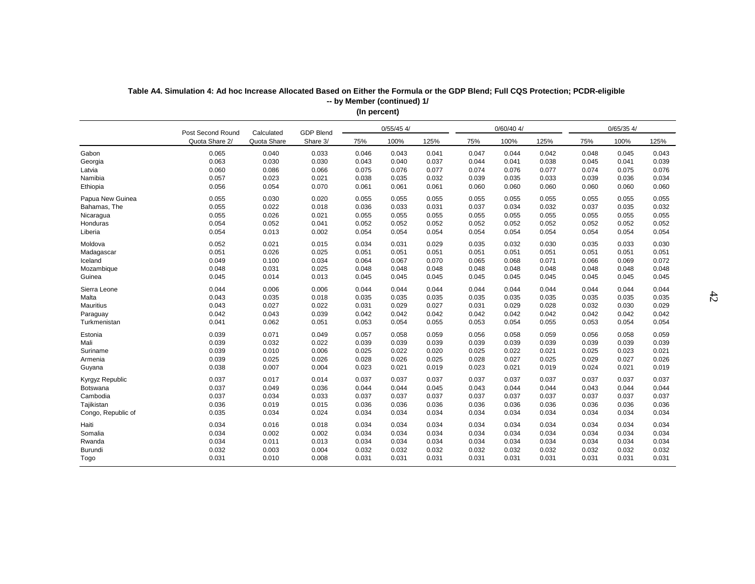**Table A4. Simulation 4: Ad hoc Increase Allocated Based on Either the Formula or the GDP Blend; Full CQS Protection; PCDR-eligible -- by Member (continued) 1/**
**(In percent)**

| | Post Second Round | Calculated | GDP Blend | 0/55/45 4/ | | | 0/60/40 4/ | | | 0/65/35 4/ | | |
|---|---|---|---|---|---|---|---|---|---|---|---|---|
| | Quota Share 2/ | Quota Share | Share 3/ | 75% | 100% | 125% | 75% | 100% | 125% | 75% | 100% | 125% |
| Gabon | 0.065 | 0.040 | 0.033 | 0.046 | 0.043 | 0.041 | 0.047 | 0.044 | 0.042 | 0.048 | 0.045 | 0.043 |
| Georgia | 0.063 | 0.030 | 0.030 | 0.043 | 0.040 | 0.037 | 0.044 | 0.041 | 0.038 | 0.045 | 0.041 | 0.039 |
| Latvia | 0.060 | 0.086 | 0.066 | 0.075 | 0.076 | 0.077 | 0.074 | 0.076 | 0.077 | 0.074 | 0.075 | 0.076 |
| Namibia | 0.057 | 0.023 | 0.021 | 0.038 | 0.035 | 0.032 | 0.039 | 0.035 | 0.033 | 0.039 | 0.036 | 0.034 |
| Ethiopia | 0.056 | 0.054 | 0.070 | 0.061 | 0.061 | 0.061 | 0.060 | 0.060 | 0.060 | 0.060 | 0.060 | 0.060 |
| Papua New Guinea | 0.055 | 0.030 | 0.020 | 0.055 | 0.055 | 0.055 | 0.055 | 0.055 | 0.055 | 0.055 | 0.055 | 0.055 |
| Bahamas, The | 0.055 | 0.022 | 0.018 | 0.036 | 0.033 | 0.031 | 0.037 | 0.034 | 0.032 | 0.037 | 0.035 | 0.032 |
| Nicaragua | 0.055 | 0.026 | 0.021 | 0.055 | 0.055 | 0.055 | 0.055 | 0.055 | 0.055 | 0.055 | 0.055 | 0.055 |
| Honduras | 0.054 | 0.052 | 0.041 | 0.052 | 0.052 | 0.052 | 0.052 | 0.052 | 0.052 | 0.052 | 0.052 | 0.052 |
| Liberia | 0.054 | 0.013 | 0.002 | 0.054 | 0.054 | 0.054 | 0.054 | 0.054 | 0.054 | 0.054 | 0.054 | 0.054 |
| Moldova | 0.052 | 0.021 | 0.015 | 0.034 | 0.031 | 0.029 | 0.035 | 0.032 | 0.030 | 0.035 | 0.033 | 0.030 |
| Madagascar | 0.051 | 0.026 | 0.025 | 0.051 | 0.051 | 0.051 | 0.051 | 0.051 | 0.051 | 0.051 | 0.051 | 0.051 |
| Iceland | 0.049 | 0.100 | 0.034 | 0.064 | 0.067 | 0.070 | 0.065 | 0.068 | 0.071 | 0.066 | 0.069 | 0.072 |
| Mozambique | 0.048 | 0.031 | 0.025 | 0.048 | 0.048 | 0.048 | 0.048 | 0.048 | 0.048 | 0.048 | 0.048 | 0.048 |
| Guinea | 0.045 | 0.014 | 0.013 | 0.045 | 0.045 | 0.045 | 0.045 | 0.045 | 0.045 | 0.045 | 0.045 | 0.045 |
| Sierra Leone | 0.044 | 0.006 | 0.006 | 0.044 | 0.044 | 0.044 | 0.044 | 0.044 | 0.044 | 0.044 | 0.044 | 0.044 |
| Malta | 0.043 | 0.035 | 0.018 | 0.035 | 0.035 | 0.035 | 0.035 | 0.035 | 0.035 | 0.035 | 0.035 | 0.035 |
| Mauritius | 0.043 | 0.027 | 0.022 | 0.031 | 0.029 | 0.027 | 0.031 | 0.029 | 0.028 | 0.032 | 0.030 | 0.029 |
| Paraguay | 0.042 | 0.043 | 0.039 | 0.042 | 0.042 | 0.042 | 0.042 | 0.042 | 0.042 | 0.042 | 0.042 | 0.042 |
| Turkmenistan | 0.041 | 0.062 | 0.051 | 0.053 | 0.054 | 0.055 | 0.053 | 0.054 | 0.055 | 0.053 | 0.054 | 0.054 |
| Estonia | 0.039 | 0.071 | 0.049 | 0.057 | 0.058 | 0.059 | 0.056 | 0.058 | 0.059 | 0.056 | 0.058 | 0.059 |
| Mali | 0.039 | 0.032 | 0.022 | 0.039 | 0.039 | 0.039 | 0.039 | 0.039 | 0.039 | 0.039 | 0.039 | 0.039 |
| Suriname | 0.039 | 0.010 | 0.006 | 0.025 | 0.022 | 0.020 | 0.025 | 0.022 | 0.021 | 0.025 | 0.023 | 0.021 |
| Armenia | 0.039 | 0.025 | 0.026 | 0.028 | 0.026 | 0.025 | 0.028 | 0.027 | 0.025 | 0.029 | 0.027 | 0.026 |
| Guyana | 0.038 | 0.007 | 0.004 | 0.023 | 0.021 | 0.019 | 0.023 | 0.021 | 0.019 | 0.024 | 0.021 | 0.019 |
| Kyrgyz Republic | 0.037 | 0.017 | 0.014 | 0.037 | 0.037 | 0.037 | 0.037 | 0.037 | 0.037 | 0.037 | 0.037 | 0.037 |
| Botswana | 0.037 | 0.049 | 0.036 | 0.044 | 0.044 | 0.045 | 0.043 | 0.044 | 0.044 | 0.043 | 0.044 | 0.044 |
| Cambodia | 0.037 | 0.034 | 0.033 | 0.037 | 0.037 | 0.037 | 0.037 | 0.037 | 0.037 | 0.037 | 0.037 | 0.037 |
| Tajikistan | 0.036 | 0.019 | 0.015 | 0.036 | 0.036 | 0.036 | 0.036 | 0.036 | 0.036 | 0.036 | 0.036 | 0.036 |
| Congo, Republic of | 0.035 | 0.034 | 0.024 | 0.034 | 0.034 | 0.034 | 0.034 | 0.034 | 0.034 | 0.034 | 0.034 | 0.034 |
| Haiti | 0.034 | 0.016 | 0.018 | 0.034 | 0.034 | 0.034 | 0.034 | 0.034 | 0.034 | 0.034 | 0.034 | 0.034 |
| Somalia | 0.034 | 0.002 | 0.002 | 0.034 | 0.034 | 0.034 | 0.034 | 0.034 | 0.034 | 0.034 | 0.034 | 0.034 |
| Rwanda | 0.034 | 0.011 | 0.013 | 0.034 | 0.034 | 0.034 | 0.034 | 0.034 | 0.034 | 0.034 | 0.034 | 0.034 |
| Burundi | 0.032 | 0.003 | 0.004 | 0.032 | 0.032 | 0.032 | 0.032 | 0.032 | 0.032 | 0.032 | 0.032 | 0.032 |
| Togo | 0.031 | 0.010 | 0.008 | 0.031 | 0.031 | 0.031 | 0.031 | 0.031 | 0.031 | 0.031 | 0.031 | 0.031 |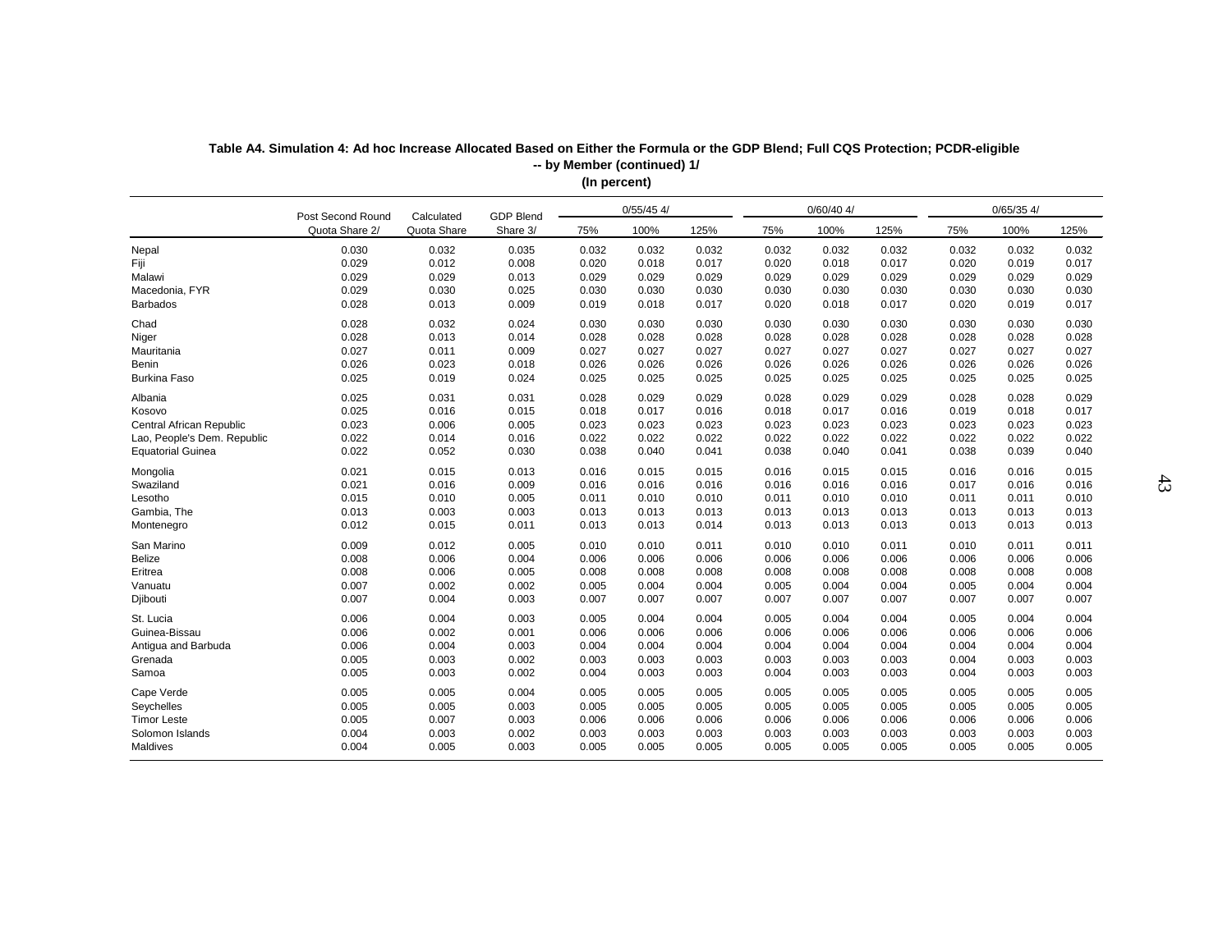**Table A4. Simulation 4: Ad hoc Increase Allocated Based on Either the Formula or the GDP Blend; Full CQS Protection; PCDR-eligible -- by Member (continued) 1/**

**(In percent)**

| | Post Second Round | Calculated | GDP Blend | 0/55/45 4/ | | | 0/60/40 4/ | | | 0/65/35 4/ | | |
|---|---|---|---|---|---|---|---|---|---|---|---|---|
| | Quota Share 2/ | Quota Share | Share 3/ | 75% | 100% | 125% | 75% | 100% | 125% | 75% | 100% | 125% |
| Nepal | 0.030 | 0.032 | 0.035 | 0.032 | 0.032 | 0.032 | 0.032 | 0.032 | 0.032 | 0.032 | 0.032 | 0.032 |
| Fiji | 0.029 | 0.012 | 0.008 | 0.020 | 0.018 | 0.017 | 0.020 | 0.018 | 0.017 | 0.020 | 0.019 | 0.017 |
| Malawi | 0.029 | 0.029 | 0.013 | 0.029 | 0.029 | 0.029 | 0.029 | 0.029 | 0.029 | 0.029 | 0.029 | 0.029 |
| Macedonia, FYR | 0.029 | 0.030 | 0.025 | 0.030 | 0.030 | 0.030 | 0.030 | 0.030 | 0.030 | 0.030 | 0.030 | 0.030 |
| Barbados | 0.028 | 0.013 | 0.009 | 0.019 | 0.018 | 0.017 | 0.020 | 0.018 | 0.017 | 0.020 | 0.019 | 0.017 |
| Chad | 0.028 | 0.032 | 0.024 | 0.030 | 0.030 | 0.030 | 0.030 | 0.030 | 0.030 | 0.030 | 0.030 | 0.030 |
| Niger | 0.028 | 0.013 | 0.014 | 0.028 | 0.028 | 0.028 | 0.028 | 0.028 | 0.028 | 0.028 | 0.028 | 0.028 |
| Mauritania | 0.027 | 0.011 | 0.009 | 0.027 | 0.027 | 0.027 | 0.027 | 0.027 | 0.027 | 0.027 | 0.027 | 0.027 |
| Benin | 0.026 | 0.023 | 0.018 | 0.026 | 0.026 | 0.026 | 0.026 | 0.026 | 0.026 | 0.026 | 0.026 | 0.026 |
| Burkina Faso | 0.025 | 0.019 | 0.024 | 0.025 | 0.025 | 0.025 | 0.025 | 0.025 | 0.025 | 0.025 | 0.025 | 0.025 |
| Albania | 0.025 | 0.031 | 0.031 | 0.028 | 0.029 | 0.029 | 0.028 | 0.029 | 0.029 | 0.028 | 0.028 | 0.029 |
| Kosovo | 0.025 | 0.016 | 0.015 | 0.018 | 0.017 | 0.016 | 0.018 | 0.017 | 0.016 | 0.019 | 0.018 | 0.017 |
| Central African Republic | 0.023 | 0.006 | 0.005 | 0.023 | 0.023 | 0.023 | 0.023 | 0.023 | 0.023 | 0.023 | 0.023 | 0.023 |
| Lao, People's Dem. Republic | 0.022 | 0.014 | 0.016 | 0.022 | 0.022 | 0.022 | 0.022 | 0.022 | 0.022 | 0.022 | 0.022 | 0.022 |
| Equatorial Guinea | 0.022 | 0.052 | 0.030 | 0.038 | 0.040 | 0.041 | 0.038 | 0.040 | 0.041 | 0.038 | 0.039 | 0.040 |
| Mongolia | 0.021 | 0.015 | 0.013 | 0.016 | 0.015 | 0.015 | 0.016 | 0.015 | 0.015 | 0.016 | 0.016 | 0.015 |
| Swaziland | 0.021 | 0.016 | 0.009 | 0.016 | 0.016 | 0.016 | 0.016 | 0.016 | 0.016 | 0.017 | 0.016 | 0.016 |
| Lesotho | 0.015 | 0.010 | 0.005 | 0.011 | 0.010 | 0.010 | 0.011 | 0.010 | 0.010 | 0.011 | 0.011 | 0.010 |
| Gambia, The | 0.013 | 0.003 | 0.003 | 0.013 | 0.013 | 0.013 | 0.013 | 0.013 | 0.013 | 0.013 | 0.013 | 0.013 |
| Montenegro | 0.012 | 0.015 | 0.011 | 0.013 | 0.013 | 0.014 | 0.013 | 0.013 | 0.013 | 0.013 | 0.013 | 0.013 |
| San Marino | 0.009 | 0.012 | 0.005 | 0.010 | 0.010 | 0.011 | 0.010 | 0.010 | 0.011 | 0.010 | 0.011 | 0.011 |
| Belize | 0.008 | 0.006 | 0.004 | 0.006 | 0.006 | 0.006 | 0.006 | 0.006 | 0.006 | 0.006 | 0.006 | 0.006 |
| Eritrea | 0.008 | 0.006 | 0.005 | 0.008 | 0.008 | 0.008 | 0.008 | 0.008 | 0.008 | 0.008 | 0.008 | 0.008 |
| Vanuatu | 0.007 | 0.002 | 0.002 | 0.005 | 0.004 | 0.004 | 0.005 | 0.004 | 0.004 | 0.005 | 0.004 | 0.004 |
| Djibouti | 0.007 | 0.004 | 0.003 | 0.007 | 0.007 | 0.007 | 0.007 | 0.007 | 0.007 | 0.007 | 0.007 | 0.007 |
| St. Lucia | 0.006 | 0.004 | 0.003 | 0.005 | 0.004 | 0.004 | 0.005 | 0.004 | 0.004 | 0.005 | 0.004 | 0.004 |
| Guinea-Bissau | 0.006 | 0.002 | 0.001 | 0.006 | 0.006 | 0.006 | 0.006 | 0.006 | 0.006 | 0.006 | 0.006 | 0.006 |
| Antigua and Barbuda | 0.006 | 0.004 | 0.003 | 0.004 | 0.004 | 0.004 | 0.004 | 0.004 | 0.004 | 0.004 | 0.004 | 0.004 |
| Grenada | 0.005 | 0.003 | 0.002 | 0.003 | 0.003 | 0.003 | 0.003 | 0.003 | 0.003 | 0.004 | 0.003 | 0.003 |
| Samoa | 0.005 | 0.003 | 0.002 | 0.004 | 0.003 | 0.003 | 0.004 | 0.003 | 0.003 | 0.004 | 0.003 | 0.003 |
| Cape Verde | 0.005 | 0.005 | 0.004 | 0.005 | 0.005 | 0.005 | 0.005 | 0.005 | 0.005 | 0.005 | 0.005 | 0.005 |
| Seychelles | 0.005 | 0.005 | 0.003 | 0.005 | 0.005 | 0.005 | 0.005 | 0.005 | 0.005 | 0.005 | 0.005 | 0.005 |
| Timor Leste | 0.005 | 0.007 | 0.003 | 0.006 | 0.006 | 0.006 | 0.006 | 0.006 | 0.006 | 0.006 | 0.006 | 0.006 |
| Solomon Islands | 0.004 | 0.003 | 0.002 | 0.003 | 0.003 | 0.003 | 0.003 | 0.003 | 0.003 | 0.003 | 0.003 | 0.003 |
| Maldives | 0.004 | 0.005 | 0.003 | 0.005 | 0.005 | 0.005 | 0.005 | 0.005 | 0.005 | 0.005 | 0.005 | 0.005 |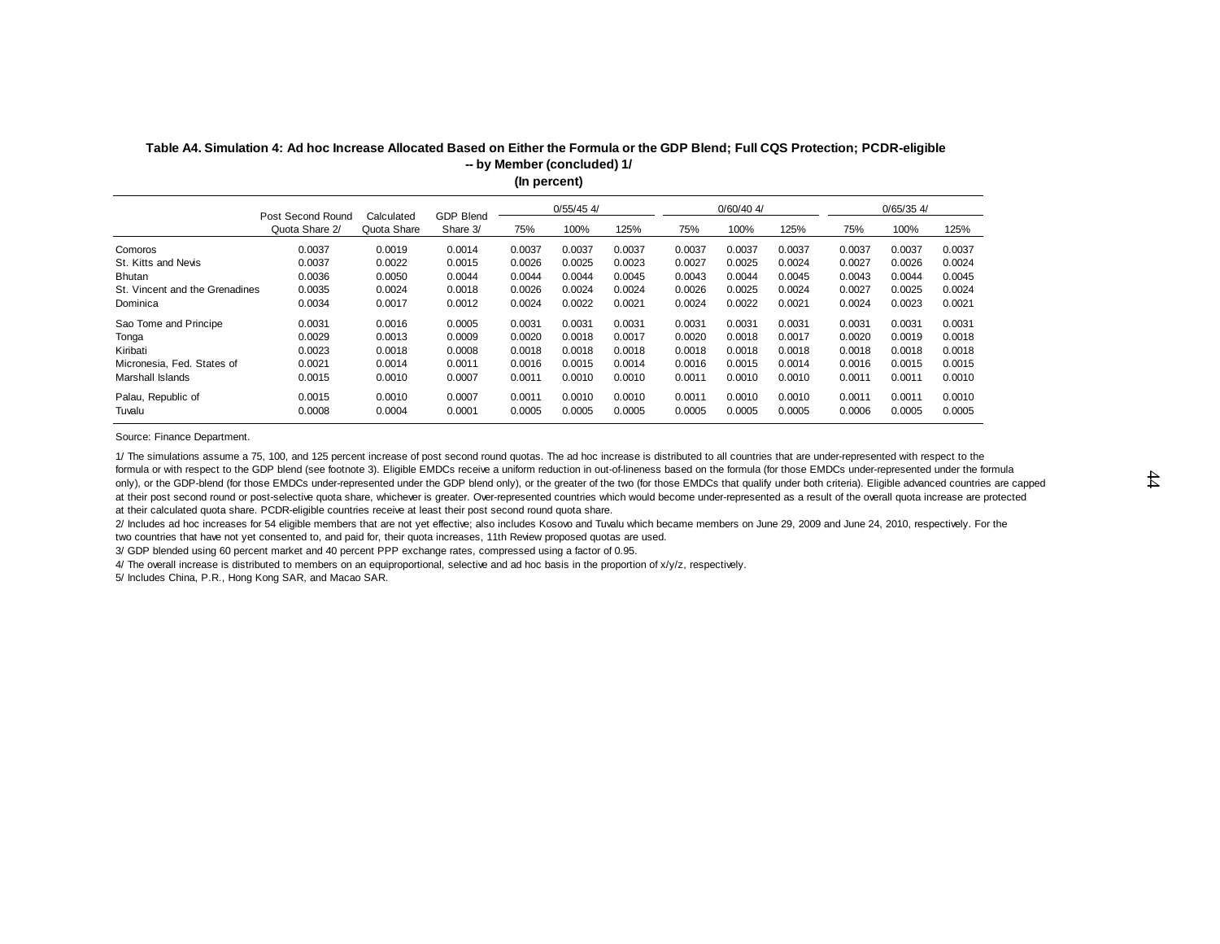**Table A4. Simulation 4: Ad hoc Increase Allocated Based on Either the Formula or the GDP Blend; Full CQS Protection; PCDR-eligible -- by Member (concluded) 1/**
**(In percent)**

| | Post Second Round | Calculated | GDP Blend | 0/55/45 4/ | | | 0/60/40 4/ | | | 0/65/35 4/ | | |
|---|---|---|---|---|---|---|---|---|---|---|---|---|
| | Quota Share 2/ | Quota Share | Share 3/ | 75% | 100% | 125% | 75% | 100% | 125% | 75% | 100% | 125% |
| Comoros | 0.0037 | 0.0019 | 0.0014 | 0.0037 | 0.0037 | 0.0037 | 0.0037 | 0.0037 | 0.0037 | 0.0037 | 0.0037 | 0.0037 |
| St. Kitts and Nevis | 0.0037 | 0.0022 | 0.0015 | 0.0026 | 0.0025 | 0.0023 | 0.0027 | 0.0025 | 0.0024 | 0.0027 | 0.0026 | 0.0024 |
| Bhutan | 0.0036 | 0.0050 | 0.0044 | 0.0044 | 0.0044 | 0.0045 | 0.0043 | 0.0044 | 0.0045 | 0.0043 | 0.0044 | 0.0045 |
| St. Vincent and the Grenadines | 0.0035 | 0.0024 | 0.0018 | 0.0026 | 0.0024 | 0.0024 | 0.0026 | 0.0025 | 0.0024 | 0.0027 | 0.0025 | 0.0024 |
| Dominica | 0.0034 | 0.0017 | 0.0012 | 0.0024 | 0.0022 | 0.0021 | 0.0024 | 0.0022 | 0.0021 | 0.0024 | 0.0023 | 0.0021 |
| Sao Tome and Principe | 0.0031 | 0.0016 | 0.0005 | 0.0031 | 0.0031 | 0.0031 | 0.0031 | 0.0031 | 0.0031 | 0.0031 | 0.0031 | 0.0031 |
| Tonga | 0.0029 | 0.0013 | 0.0009 | 0.0020 | 0.0018 | 0.0017 | 0.0020 | 0.0018 | 0.0017 | 0.0020 | 0.0019 | 0.0018 |
| Kiribati | 0.0023 | 0.0018 | 0.0008 | 0.0018 | 0.0018 | 0.0018 | 0.0018 | 0.0018 | 0.0018 | 0.0018 | 0.0018 | 0.0018 |
| Micronesia, Fed. States of | 0.0021 | 0.0014 | 0.0011 | 0.0016 | 0.0015 | 0.0014 | 0.0016 | 0.0015 | 0.0014 | 0.0016 | 0.0015 | 0.0015 |
| Marshall Islands | 0.0015 | 0.0010 | 0.0007 | 0.0011 | 0.0010 | 0.0010 | 0.0011 | 0.0010 | 0.0010 | 0.0011 | 0.0011 | 0.0010 |
| Palau, Republic of | 0.0015 | 0.0010 | 0.0007 | 0.0011 | 0.0010 | 0.0010 | 0.0011 | 0.0010 | 0.0010 | 0.0011 | 0.0011 | 0.0010 |
| Tuvalu | 0.0008 | 0.0004 | 0.0001 | 0.0005 | 0.0005 | 0.0005 | 0.0005 | 0.0005 | 0.0005 | 0.0006 | 0.0005 | 0.0005 |

Source: Finance Department.

1/ The simulations assume a 75, 100, and 125 percent increase of post second round quotas. The ad hoc increase is distributed to all countries that are under-represented with respect to the formula or with respect to the GDP blend (see footnote 3). Eligible EMDCs receive a uniform reduction in out-of-lineness based on the formula (for those EMDCs under-represented under the formula only), or the GDP-blend (for those EMDCs under-represented under the GDP blend only), or the greater of the two (for those EMDCs that qualify under both criteria). Eligible advanced countries are capped at their post second round or post-selective quota share, whichever is greater. Over-represented countries which would become under-represented as a result of the overall quota increase are protected at their calculated quota share. PCDR-eligible countries receive at least their post second round quota share.

2/ Includes ad hoc increases for 54 eligible members that are not yet effective; also includes Kosovo and Tuvalu which became members on June 29, 2009 and June 24, 2010, respectively. For the two countries that have not yet consented to, and paid for, their quota increases, 11th Review proposed quotas are used.

3/ GDP blended using 60 percent market and 40 percent PPP exchange rates, compressed using a factor of 0.95.

4/ The overall increase is distributed to members on an equiproportional, selective and ad hoc basis in the proportion of x/y/z, respectively.

5/ Includes China, P.R., Hong Kong SAR, and Macao SAR.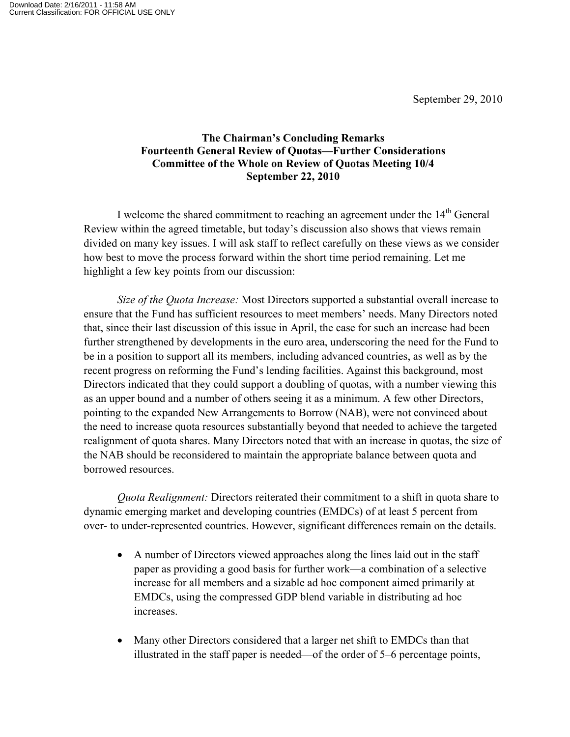September 29, 2010

**The Chairman's Concluding Remarks**
**Fourteenth General Review of Quotas—Further Considerations**
**Committee of the Whole on Review of Quotas Meeting 10/4**
**September 22, 2010**

I welcome the shared commitment to reaching an agreement under the 14th General Review within the agreed timetable, but today's discussion also shows that views remain divided on many key issues. I will ask staff to reflect carefully on these views as we consider how best to move the process forward within the short time period remaining. Let me highlight a few key points from our discussion:

*Size of the Quota Increase:* Most Directors supported a substantial overall increase to ensure that the Fund has sufficient resources to meet members' needs. Many Directors noted that, since their last discussion of this issue in April, the case for such an increase had been further strengthened by developments in the euro area, underscoring the need for the Fund to be in a position to support all its members, including advanced countries, as well as by the recent progress on reforming the Fund's lending facilities. Against this background, most Directors indicated that they could support a doubling of quotas, with a number viewing this as an upper bound and a number of others seeing it as a minimum. A few other Directors, pointing to the expanded New Arrangements to Borrow (NAB), were not convinced about the need to increase quota resources substantially beyond that needed to achieve the targeted realignment of quota shares. Many Directors noted that with an increase in quotas, the size of the NAB should be reconsidered to maintain the appropriate balance between quota and borrowed resources.

*Quota Realignment:* Directors reiterated their commitment to a shift in quota share to dynamic emerging market and developing countries (EMDCs) of at least 5 percent from over- to under-represented countries. However, significant differences remain on the details.

- A number of Directors viewed approaches along the lines laid out in the staff paper as providing a good basis for further work—a combination of a selective increase for all members and a sizable ad hoc component aimed primarily at EMDCs, using the compressed GDP blend variable in distributing ad hoc increases.
- Many other Directors considered that a larger net shift to EMDCs than that illustrated in the staff paper is needed—of the order of 5–6 percentage points,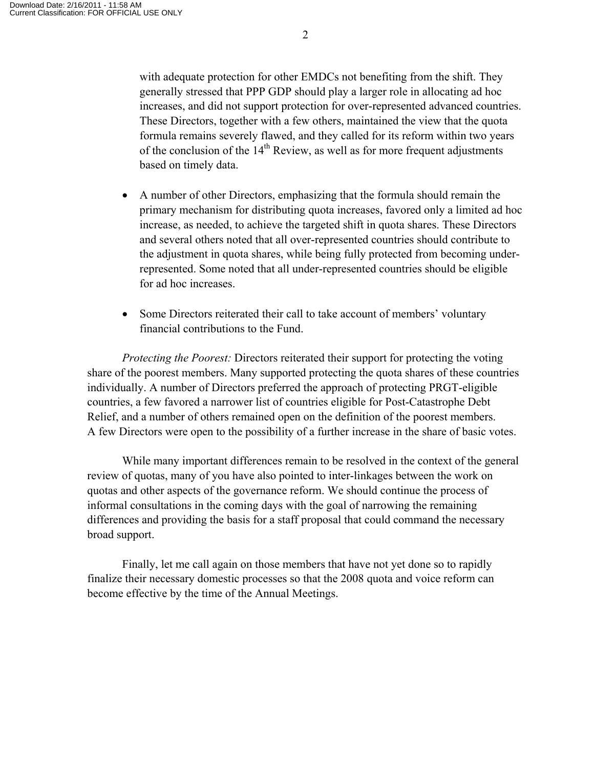with adequate protection for other EMDCs not benefiting from the shift. They generally stressed that PPP GDP should play a larger role in allocating ad hoc increases, and did not support protection for over-represented advanced countries. These Directors, together with a few others, maintained the view that the quota formula remains severely flawed, and they called for its reform within two years of the conclusion of the 14th Review, as well as for more frequent adjustments based on timely data.

- A number of other Directors, emphasizing that the formula should remain the primary mechanism for distributing quota increases, favored only a limited ad hoc increase, as needed, to achieve the targeted shift in quota shares. These Directors and several others noted that all over-represented countries should contribute to the adjustment in quota shares, while being fully protected from becoming under-represented. Some noted that all under-represented countries should be eligible for ad hoc increases.

- Some Directors reiterated their call to take account of members' voluntary financial contributions to the Fund.

*Protecting the Poorest:* Directors reiterated their support for protecting the voting share of the poorest members. Many supported protecting the quota shares of these countries individually. A number of Directors preferred the approach of protecting PRGT-eligible countries, a few favored a narrower list of countries eligible for Post-Catastrophe Debt Relief, and a number of others remained open on the definition of the poorest members. A few Directors were open to the possibility of a further increase in the share of basic votes.

While many important differences remain to be resolved in the context of the general review of quotas, many of you have also pointed to inter-linkages between the work on quotas and other aspects of the governance reform. We should continue the process of informal consultations in the coming days with the goal of narrowing the remaining differences and providing the basis for a staff proposal that could command the necessary broad support.

Finally, let me call again on those members that have not yet done so to rapidly finalize their necessary domestic processes so that the 2008 quota and voice reform can become effective by the time of the Annual Meetings.